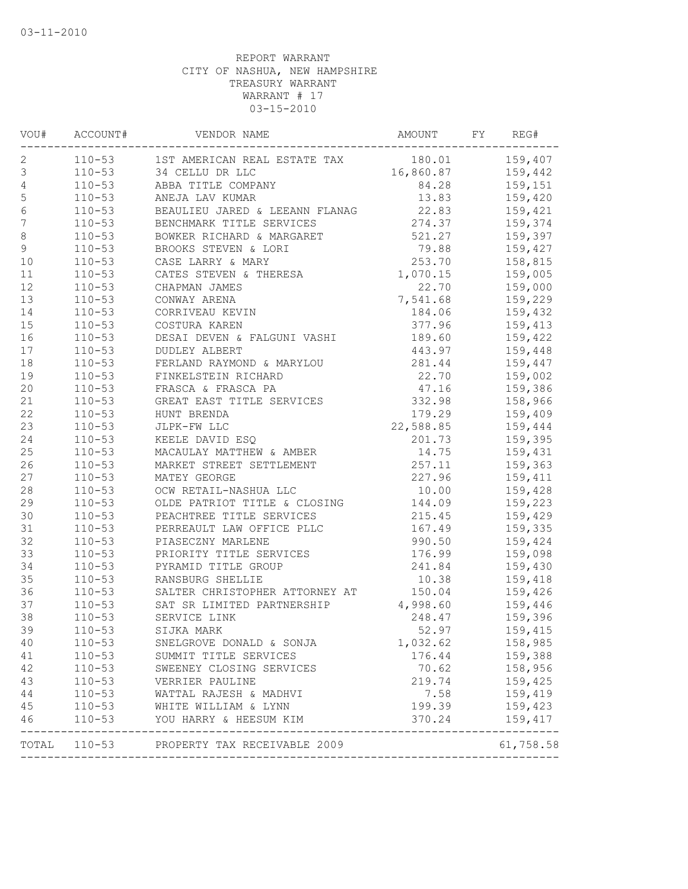03-11-2010

REPORT WARRANT
CITY OF NASHUA, NEW HAMPSHIRE
TREASURY WARRANT
WARRANT # 17
03-15-2010

| VOU# | ACCOUNT# | VENDOR NAME | AMOUNT | FY | REG# |
|---|---|---|---|---|---|
| 2 | 110-53 | 1ST AMERICAN REAL ESTATE TAX | 180.01 | | 159,407 |
| 3 | 110-53 | 34 CELLU DR LLC | 16,860.87 | | 159,442 |
| 4 | 110-53 | ABBA TITLE COMPANY | 84.28 | | 159,151 |
| 5 | 110-53 | ANEJA LAV KUMAR | 13.83 | | 159,420 |
| 6 | 110-53 | BEAULIEU JARED & LEEANN FLANAG | 22.83 | | 159,421 |
| 7 | 110-53 | BENCHMARK TITLE SERVICES | 274.37 | | 159,374 |
| 8 | 110-53 | BOWKER RICHARD & MARGARET | 521.27 | | 159,397 |
| 9 | 110-53 | BROOKS STEVEN & LORI | 79.88 | | 159,427 |
| 10 | 110-53 | CASE LARRY & MARY | 253.70 | | 158,815 |
| 11 | 110-53 | CATES STEVEN & THERESA | 1,070.15 | | 159,005 |
| 12 | 110-53 | CHAPMAN JAMES | 22.70 | | 159,000 |
| 13 | 110-53 | CONWAY ARENA | 7,541.68 | | 159,229 |
| 14 | 110-53 | CORRIVEAU KEVIN | 184.06 | | 159,432 |
| 15 | 110-53 | COSTURA KAREN | 377.96 | | 159,413 |
| 16 | 110-53 | DESAI DEVEN & FALGUNI VASHI | 189.60 | | 159,422 |
| 17 | 110-53 | DUDLEY ALBERT | 443.97 | | 159,448 |
| 18 | 110-53 | FERLAND RAYMOND & MARYLOU | 281.44 | | 159,447 |
| 19 | 110-53 | FINKELSTEIN RICHARD | 22.70 | | 159,002 |
| 20 | 110-53 | FRASCA & FRASCA PA | 47.16 | | 159,386 |
| 21 | 110-53 | GREAT EAST TITLE SERVICES | 332.98 | | 158,966 |
| 22 | 110-53 | HUNT BRENDA | 179.29 | | 159,409 |
| 23 | 110-53 | JLPK-FW LLC | 22,588.85 | | 159,444 |
| 24 | 110-53 | KEELE DAVID ESQ | 201.73 | | 159,395 |
| 25 | 110-53 | MACAULAY MATTHEW & AMBER | 14.75 | | 159,431 |
| 26 | 110-53 | MARKET STREET SETTLEMENT | 257.11 | | 159,363 |
| 27 | 110-53 | MATEY GEORGE | 227.96 | | 159,411 |
| 28 | 110-53 | OCW RETAIL-NASHUA LLC | 10.00 | | 159,428 |
| 29 | 110-53 | OLDE PATRIOT TITLE & CLOSING | 144.09 | | 159,223 |
| 30 | 110-53 | PEACHTREE TITLE SERVICES | 215.45 | | 159,429 |
| 31 | 110-53 | PERREAULT LAW OFFICE PLLC | 167.49 | | 159,335 |
| 32 | 110-53 | PIASECZNY MARLENE | 990.50 | | 159,424 |
| 33 | 110-53 | PRIORITY TITLE SERVICES | 176.99 | | 159,098 |
| 34 | 110-53 | PYRAMID TITLE GROUP | 241.84 | | 159,430 |
| 35 | 110-53 | RANSBURG SHELLIE | 10.38 | | 159,418 |
| 36 | 110-53 | SALTER CHRISTOPHER ATTORNEY AT | 150.04 | | 159,426 |
| 37 | 110-53 | SAT SR LIMITED PARTNERSHIP | 4,998.60 | | 159,446 |
| 38 | 110-53 | SERVICE LINK | 248.47 | | 159,396 |
| 39 | 110-53 | SIJKA MARK | 52.97 | | 159,415 |
| 40 | 110-53 | SNELGROVE DONALD & SONJA | 1,032.62 | | 158,985 |
| 41 | 110-53 | SUMMIT TITLE SERVICES | 176.44 | | 159,388 |
| 42 | 110-53 | SWEENEY CLOSING SERVICES | 70.62 | | 158,956 |
| 43 | 110-53 | VERRIER PAULINE | 219.74 | | 159,425 |
| 44 | 110-53 | WATTAL RAJESH & MADHVI | 7.58 | | 159,419 |
| 45 | 110-53 | WHITE WILLIAM & LYNN | 199.39 | | 159,423 |
| 46 | 110-53 | YOU HARRY & HEESUM KIM | 370.24 | | 159,417 |
| TOTAL | 110-53 | PROPERTY TAX RECEIVABLE 2009 | | | 61,758.58 |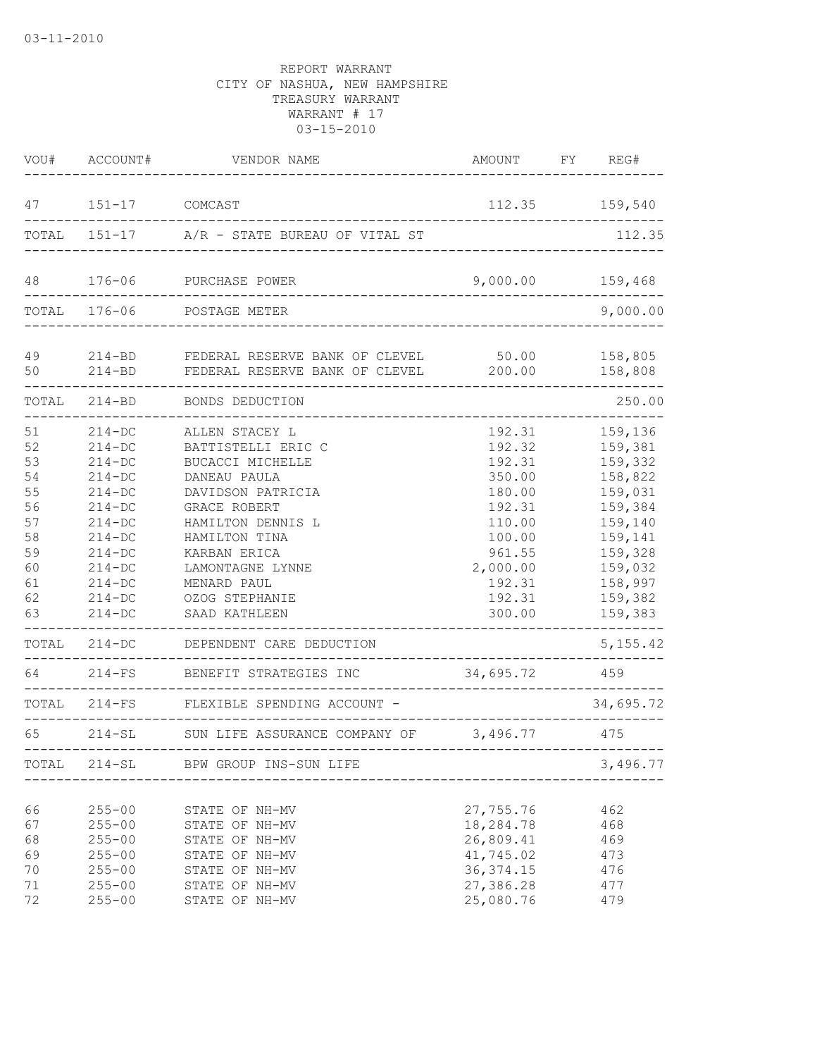03-11-2010

REPORT WARRANT
CITY OF NASHUA, NEW HAMPSHIRE
TREASURY WARRANT
WARRANT # 17
03-15-2010

| VOU# | ACCOUNT# | VENDOR NAME | AMOUNT | FY | REG# |
|---|---|---|---|---|---|
| 47 | 151-17 | COMCAST | 112.35 | | 159,540 |
| TOTAL | 151-17 | A/R - STATE BUREAU OF VITAL ST | | | 112.35 |
| 48 | 176-06 | PURCHASE POWER | 9,000.00 | | 159,468 |
| TOTAL | 176-06 | POSTAGE METER | | | 9,000.00 |
| 49 | 214-BD | FEDERAL RESERVE BANK OF CLEVEL | 50.00 | | 158,805 |
| 50 | 214-BD | FEDERAL RESERVE BANK OF CLEVEL | 200.00 | | 158,808 |
| TOTAL | 214-BD | BONDS DEDUCTION | | | 250.00 |
| 51 | 214-DC | ALLEN STACEY L | 192.31 | | 159,136 |
| 52 | 214-DC | BATTISTELLI ERIC C | 192.32 | | 159,381 |
| 53 | 214-DC | BUCACCI MICHELLE | 192.31 | | 159,332 |
| 54 | 214-DC | DANEAU PAULA | 350.00 | | 158,822 |
| 55 | 214-DC | DAVIDSON PATRICIA | 180.00 | | 159,031 |
| 56 | 214-DC | GRACE ROBERT | 192.31 | | 159,384 |
| 57 | 214-DC | HAMILTON DENNIS L | 110.00 | | 159,140 |
| 58 | 214-DC | HAMILTON TINA | 100.00 | | 159,141 |
| 59 | 214-DC | KARBAN ERICA | 961.55 | | 159,328 |
| 60 | 214-DC | LAMONTAGNE LYNNE | 2,000.00 | | 159,032 |
| 61 | 214-DC | MENARD PAUL | 192.31 | | 158,997 |
| 62 | 214-DC | OZOG STEPHANIE | 192.31 | | 159,382 |
| 63 | 214-DC | SAAD KATHLEEN | 300.00 | | 159,383 |
| TOTAL | 214-DC | DEPENDENT CARE DEDUCTION | | | 5,155.42 |
| 64 | 214-FS | BENEFIT STRATEGIES INC | 34,695.72 | | 459 |
| TOTAL | 214-FS | FLEXIBLE SPENDING ACCOUNT - | | | 34,695.72 |
| 65 | 214-SL | SUN LIFE ASSURANCE COMPANY OF | 3,496.77 | | 475 |
| TOTAL | 214-SL | BPW GROUP INS-SUN LIFE | | | 3,496.77 |
| 66 | 255-00 | STATE OF NH-MV | 27,755.76 | | 462 |
| 67 | 255-00 | STATE OF NH-MV | 18,284.78 | | 468 |
| 68 | 255-00 | STATE OF NH-MV | 26,809.41 | | 469 |
| 69 | 255-00 | STATE OF NH-MV | 41,745.02 | | 473 |
| 70 | 255-00 | STATE OF NH-MV | 36,374.15 | | 476 |
| 71 | 255-00 | STATE OF NH-MV | 27,386.28 | | 477 |
| 72 | 255-00 | STATE OF NH-MV | 25,080.76 | | 479 |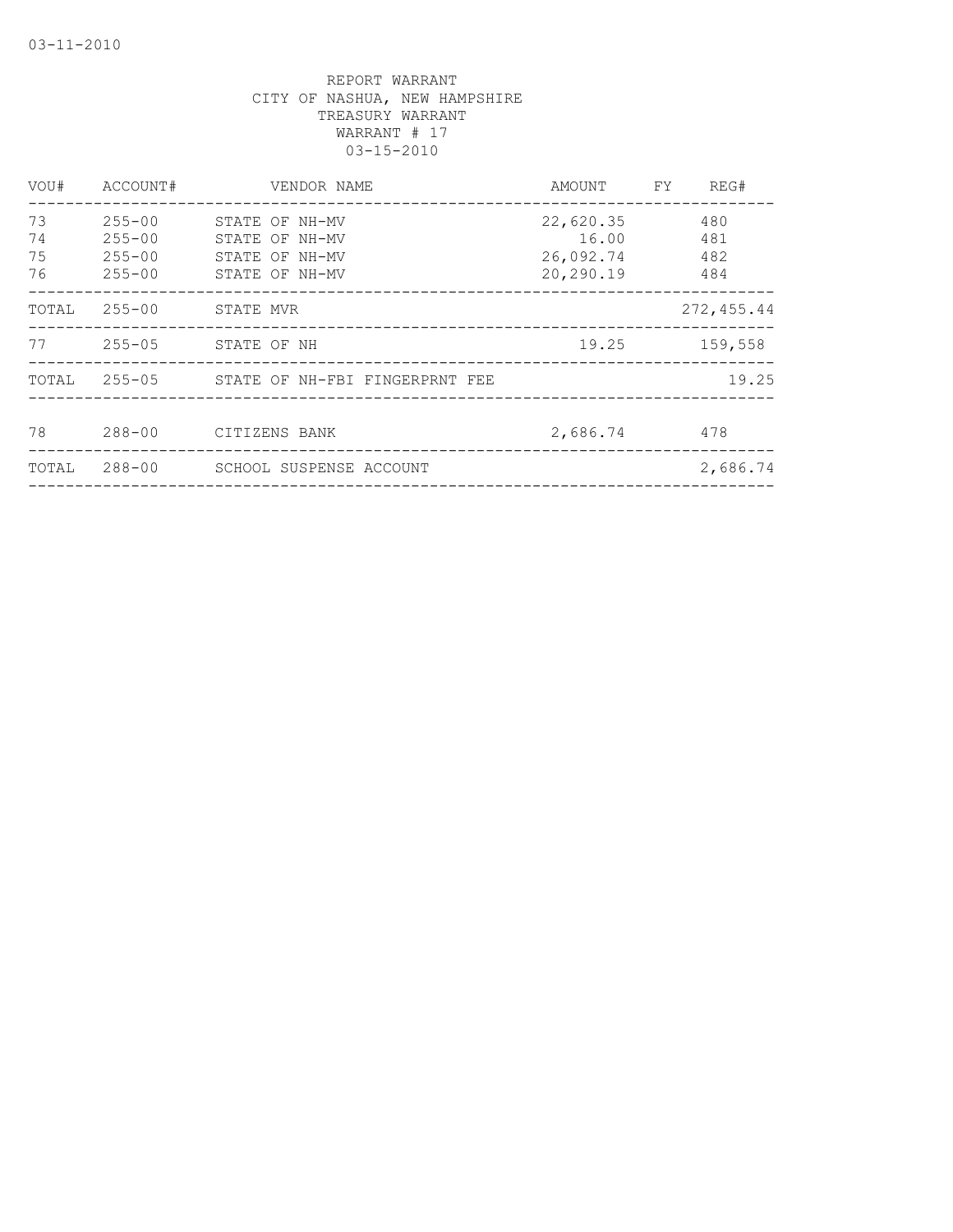03-11-2010

REPORT WARRANT
CITY OF NASHUA, NEW HAMPSHIRE
TREASURY WARRANT
WARRANT # 17
03-15-2010

| VOU# | ACCOUNT# | VENDOR NAME | AMOUNT | FY | REG# |
|---|---|---|---|---|---|
| 73 | 255-00 | STATE OF NH-MV | 22,620.35 | | 480 |
| 74 | 255-00 | STATE OF NH-MV | 16.00 | | 481 |
| 75 | 255-00 | STATE OF NH-MV | 26,092.74 | | 482 |
| 76 | 255-00 | STATE OF NH-MV | 20,290.19 | | 484 |
| TOTAL | 255-00 | STATE MVR | | | 272,455.44 |
| 77 | 255-05 | STATE OF NH | 19.25 | | 159,558 |
| TOTAL | 255-05 | STATE OF NH-FBI FINGERPRNT FEE | | | 19.25 |
| 78 | 288-00 | CITIZENS BANK | 2,686.74 | | 478 |
| TOTAL | 288-00 | SCHOOL SUSPENSE ACCOUNT | | | 2,686.74 |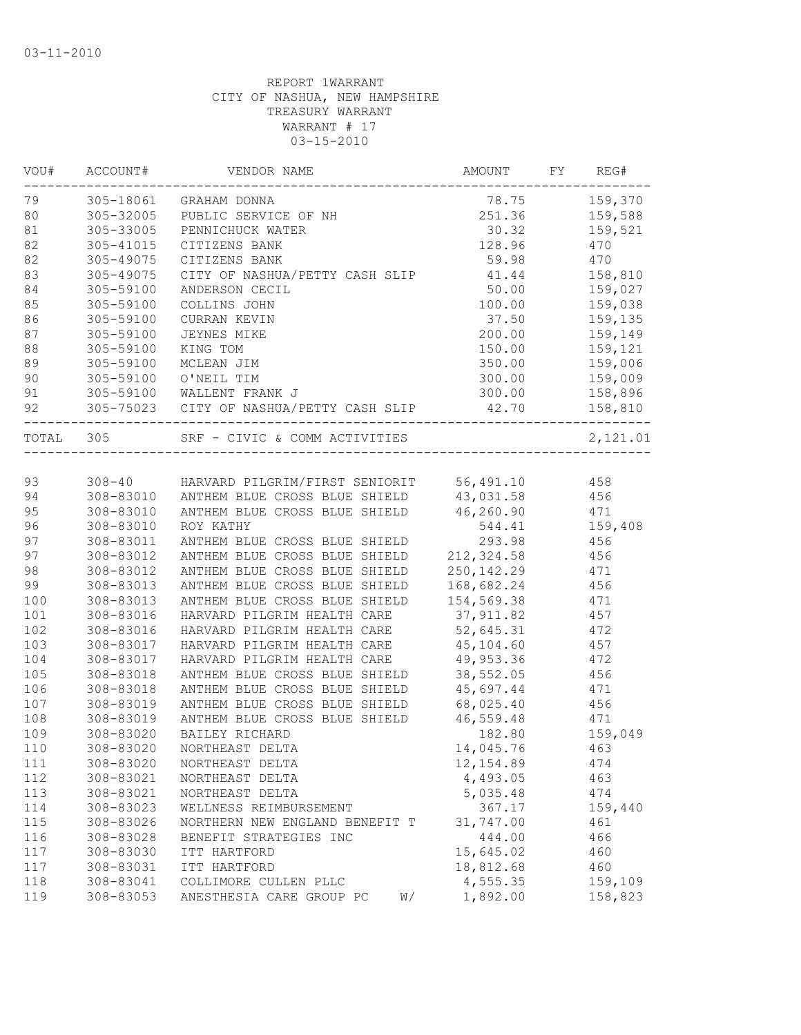03-11-2010

REPORT 1WARRANT
CITY OF NASHUA, NEW HAMPSHIRE
TREASURY WARRANT
WARRANT # 17
03-15-2010

| VOU# | ACCOUNT# | VENDOR NAME | AMOUNT | FY | REG# |
|---|---|---|---|---|---|
| 79 | 305-18061 | GRAHAM DONNA | 78.75 | | 159,370 |
| 80 | 305-32005 | PUBLIC SERVICE OF NH | 251.36 | | 159,588 |
| 81 | 305-33005 | PENNICHUCK WATER | 30.32 | | 159,521 |
| 82 | 305-41015 | CITIZENS BANK | 128.96 | | 470 |
| 82 | 305-49075 | CITIZENS BANK | 59.98 | | 470 |
| 83 | 305-49075 | CITY OF NASHUA/PETTY CASH SLIP | 41.44 | | 158,810 |
| 84 | 305-59100 | ANDERSON CECIL | 50.00 | | 159,027 |
| 85 | 305-59100 | COLLINS JOHN | 100.00 | | 159,038 |
| 86 | 305-59100 | CURRAN KEVIN | 37.50 | | 159,135 |
| 87 | 305-59100 | JEYNES MIKE | 200.00 | | 159,149 |
| 88 | 305-59100 | KING TOM | 150.00 | | 159,121 |
| 89 | 305-59100 | MCLEAN JIM | 350.00 | | 159,006 |
| 90 | 305-59100 | O'NEIL TIM | 300.00 | | 159,009 |
| 91 | 305-59100 | WALLENT FRANK J | 300.00 | | 158,896 |
| 92 | 305-75023 | CITY OF NASHUA/PETTY CASH SLIP | 42.70 | | 158,810 |
| TOTAL | 305 | SRF - CIVIC & COMM ACTIVITIES | | | 2,121.01 |
| 93 | 308-40 | HARVARD PILGRIM/FIRST SENIORIT | 56,491.10 | | 458 |
| 94 | 308-83010 | ANTHEM BLUE CROSS BLUE SHIELD | 43,031.58 | | 456 |
| 95 | 308-83010 | ANTHEM BLUE CROSS BLUE SHIELD | 46,260.90 | | 471 |
| 96 | 308-83010 | ROY KATHY | 544.41 | | 159,408 |
| 97 | 308-83011 | ANTHEM BLUE CROSS BLUE SHIELD | 293.98 | | 456 |
| 97 | 308-83012 | ANTHEM BLUE CROSS BLUE SHIELD | 212,324.58 | | 456 |
| 98 | 308-83012 | ANTHEM BLUE CROSS BLUE SHIELD | 250,142.29 | | 471 |
| 99 | 308-83013 | ANTHEM BLUE CROSS BLUE SHIELD | 168,682.24 | | 456 |
| 100 | 308-83013 | ANTHEM BLUE CROSS BLUE SHIELD | 154,569.38 | | 471 |
| 101 | 308-83016 | HARVARD PILGRIM HEALTH CARE | 37,911.82 | | 457 |
| 102 | 308-83016 | HARVARD PILGRIM HEALTH CARE | 52,645.31 | | 472 |
| 103 | 308-83017 | HARVARD PILGRIM HEALTH CARE | 45,104.60 | | 457 |
| 104 | 308-83017 | HARVARD PILGRIM HEALTH CARE | 49,953.36 | | 472 |
| 105 | 308-83018 | ANTHEM BLUE CROSS BLUE SHIELD | 38,552.05 | | 456 |
| 106 | 308-83018 | ANTHEM BLUE CROSS BLUE SHIELD | 45,697.44 | | 471 |
| 107 | 308-83019 | ANTHEM BLUE CROSS BLUE SHIELD | 68,025.40 | | 456 |
| 108 | 308-83019 | ANTHEM BLUE CROSS BLUE SHIELD | 46,559.48 | | 471 |
| 109 | 308-83020 | BAILEY RICHARD | 182.80 | | 159,049 |
| 110 | 308-83020 | NORTHEAST DELTA | 14,045.76 | | 463 |
| 111 | 308-83020 | NORTHEAST DELTA | 12,154.89 | | 474 |
| 112 | 308-83021 | NORTHEAST DELTA | 4,493.05 | | 463 |
| 113 | 308-83021 | NORTHEAST DELTA | 5,035.48 | | 474 |
| 114 | 308-83023 | WELLNESS REIMBURSEMENT | 367.17 | | 159,440 |
| 115 | 308-83026 | NORTHERN NEW ENGLAND BENEFIT T | 31,747.00 | | 461 |
| 116 | 308-83028 | BENEFIT STRATEGIES INC | 444.00 | | 466 |
| 117 | 308-83030 | ITT HARTFORD | 15,645.02 | | 460 |
| 117 | 308-83031 | ITT HARTFORD | 18,812.68 | | 460 |
| 118 | 308-83041 | COLLIMORE CULLEN PLLC | 4,555.35 | | 159,109 |
| 119 | 308-83053 | ANESTHESIA CARE GROUP PC W/ | 1,892.00 | | 158,823 |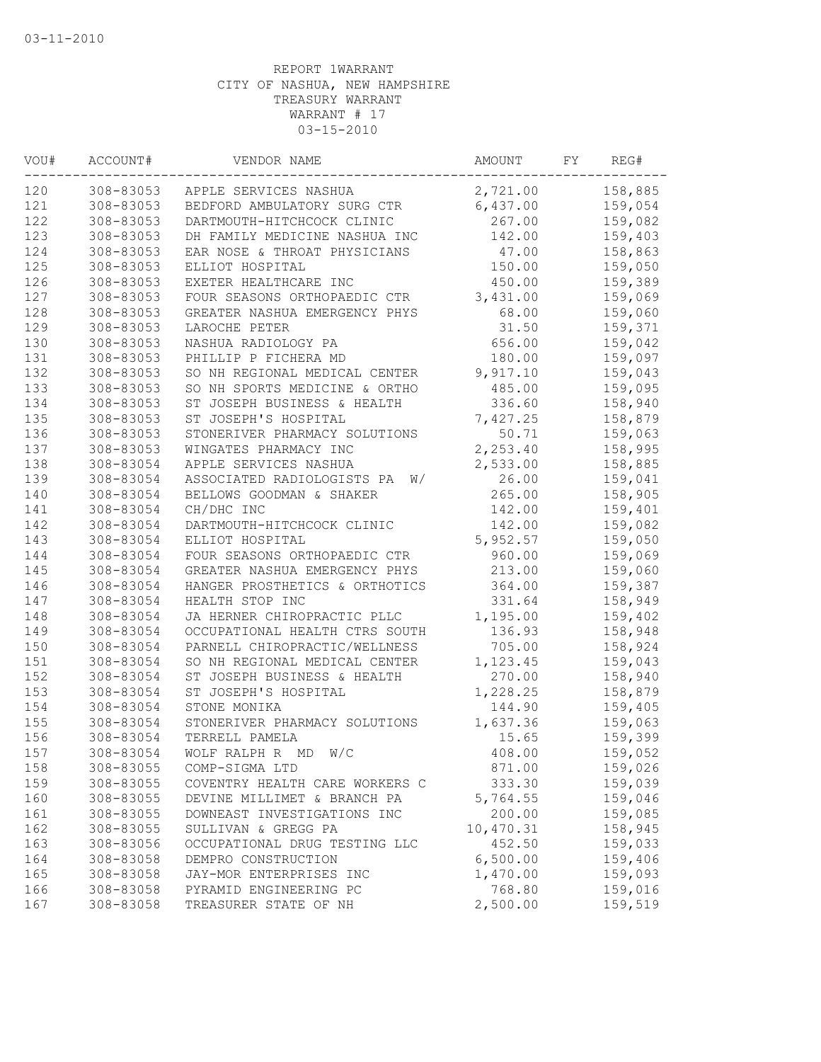03-11-2010

REPORT 1WARRANT
CITY OF NASHUA, NEW HAMPSHIRE
TREASURY WARRANT
WARRANT # 17
03-15-2010

| VOU# | ACCOUNT# | VENDOR NAME | AMOUNT | FY | REG# |
|---|---|---|---|---|---|
| 120 | 308-83053 | APPLE SERVICES NASHUA | 2,721.00 | | 158,885 |
| 121 | 308-83053 | BEDFORD AMBULATORY SURG CTR | 6,437.00 | | 159,054 |
| 122 | 308-83053 | DARTMOUTH-HITCHCOCK CLINIC | 267.00 | | 159,082 |
| 123 | 308-83053 | DH FAMILY MEDICINE NASHUA INC | 142.00 | | 159,403 |
| 124 | 308-83053 | EAR NOSE & THROAT PHYSICIANS | 47.00 | | 158,863 |
| 125 | 308-83053 | ELLIOT HOSPITAL | 150.00 | | 159,050 |
| 126 | 308-83053 | EXETER HEALTHCARE INC | 450.00 | | 159,389 |
| 127 | 308-83053 | FOUR SEASONS ORTHOPAEDIC CTR | 3,431.00 | | 159,069 |
| 128 | 308-83053 | GREATER NASHUA EMERGENCY PHYS | 68.00 | | 159,060 |
| 129 | 308-83053 | LAROCHE PETER | 31.50 | | 159,371 |
| 130 | 308-83053 | NASHUA RADIOLOGY PA | 656.00 | | 159,042 |
| 131 | 308-83053 | PHILLIP P FICHERA MD | 180.00 | | 159,097 |
| 132 | 308-83053 | SO NH REGIONAL MEDICAL CENTER | 9,917.10 | | 159,043 |
| 133 | 308-83053 | SO NH SPORTS MEDICINE & ORTHO | 485.00 | | 159,095 |
| 134 | 308-83053 | ST JOSEPH BUSINESS & HEALTH | 336.60 | | 158,940 |
| 135 | 308-83053 | ST JOSEPH'S HOSPITAL | 7,427.25 | | 158,879 |
| 136 | 308-83053 | STONERIVER PHARMACY SOLUTIONS | 50.71 | | 159,063 |
| 137 | 308-83053 | WINGATES PHARMACY INC | 2,253.40 | | 158,995 |
| 138 | 308-83054 | APPLE SERVICES NASHUA | 2,533.00 | | 158,885 |
| 139 | 308-83054 | ASSOCIATED RADIOLOGISTS PA W/ | 26.00 | | 159,041 |
| 140 | 308-83054 | BELLOWS GOODMAN & SHAKER | 265.00 | | 158,905 |
| 141 | 308-83054 | CH/DHC INC | 142.00 | | 159,401 |
| 142 | 308-83054 | DARTMOUTH-HITCHCOCK CLINIC | 142.00 | | 159,082 |
| 143 | 308-83054 | ELLIOT HOSPITAL | 5,952.57 | | 159,050 |
| 144 | 308-83054 | FOUR SEASONS ORTHOPAEDIC CTR | 960.00 | | 159,069 |
| 145 | 308-83054 | GREATER NASHUA EMERGENCY PHYS | 213.00 | | 159,060 |
| 146 | 308-83054 | HANGER PROSTHETICS & ORTHOTICS | 364.00 | | 159,387 |
| 147 | 308-83054 | HEALTH STOP INC | 331.64 | | 158,949 |
| 148 | 308-83054 | JA HERNER CHIROPRACTIC PLLC | 1,195.00 | | 159,402 |
| 149 | 308-83054 | OCCUPATIONAL HEALTH CTRS SOUTH | 136.93 | | 158,948 |
| 150 | 308-83054 | PARNELL CHIROPRACTIC/WELLNESS | 705.00 | | 158,924 |
| 151 | 308-83054 | SO NH REGIONAL MEDICAL CENTER | 1,123.45 | | 159,043 |
| 152 | 308-83054 | ST JOSEPH BUSINESS & HEALTH | 270.00 | | 158,940 |
| 153 | 308-83054 | ST JOSEPH'S HOSPITAL | 1,228.25 | | 158,879 |
| 154 | 308-83054 | STONE MONIKA | 144.90 | | 159,405 |
| 155 | 308-83054 | STONERIVER PHARMACY SOLUTIONS | 1,637.36 | | 159,063 |
| 156 | 308-83054 | TERRELL PAMELA | 15.65 | | 159,399 |
| 157 | 308-83054 | WOLF RALPH R MD W/C | 408.00 | | 159,052 |
| 158 | 308-83055 | COMP-SIGMA LTD | 871.00 | | 159,026 |
| 159 | 308-83055 | COVENTRY HEALTH CARE WORKERS C | 333.30 | | 159,039 |
| 160 | 308-83055 | DEVINE MILLIMET & BRANCH PA | 5,764.55 | | 159,046 |
| 161 | 308-83055 | DOWNEAST INVESTIGATIONS INC | 200.00 | | 159,085 |
| 162 | 308-83055 | SULLIVAN & GREGG PA | 10,470.31 | | 158,945 |
| 163 | 308-83056 | OCCUPATIONAL DRUG TESTING LLC | 452.50 | | 159,033 |
| 164 | 308-83058 | DEMPRO CONSTRUCTION | 6,500.00 | | 159,406 |
| 165 | 308-83058 | JAY-MOR ENTERPRISES INC | 1,470.00 | | 159,093 |
| 166 | 308-83058 | PYRAMID ENGINEERING PC | 768.80 | | 159,016 |
| 167 | 308-83058 | TREASURER STATE OF NH | 2,500.00 | | 159,519 |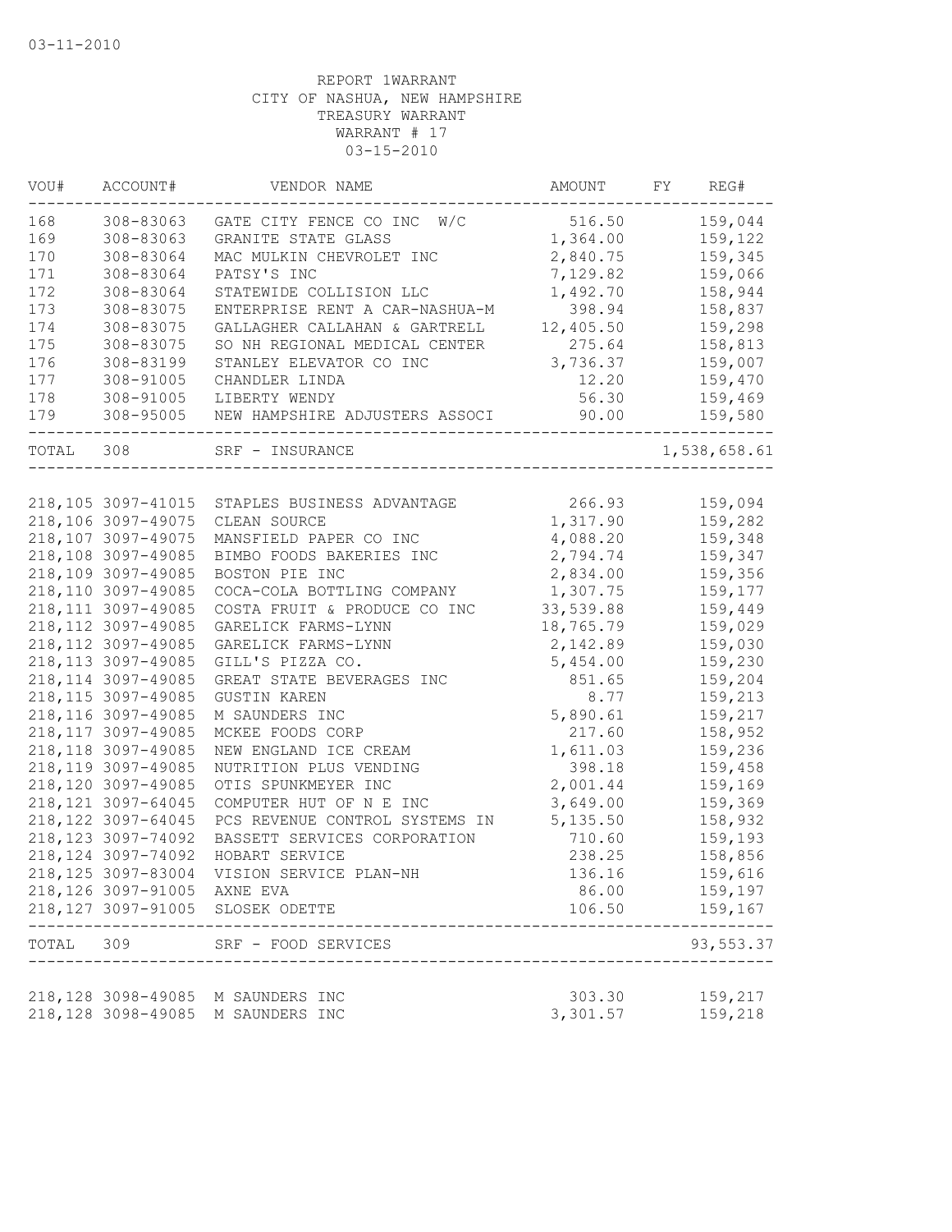03-11-2010

REPORT 1WARRANT
CITY OF NASHUA, NEW HAMPSHIRE
TREASURY WARRANT
WARRANT # 17
03-15-2010

| VOU# | ACCOUNT# | VENDOR NAME | AMOUNT | FY | REG# |
|---|---|---|---|---|---|
| 168 | 308-83063 | GATE CITY FENCE CO INC W/C | 516.50 | | 159,044 |
| 169 | 308-83063 | GRANITE STATE GLASS | 1,364.00 | | 159,122 |
| 170 | 308-83064 | MAC MULKIN CHEVROLET INC | 2,840.75 | | 159,345 |
| 171 | 308-83064 | PATSY'S INC | 7,129.82 | | 159,066 |
| 172 | 308-83064 | STATEWIDE COLLISION LLC | 1,492.70 | | 158,944 |
| 173 | 308-83075 | ENTERPRISE RENT A CAR-NASHUA-M | 398.94 | | 158,837 |
| 174 | 308-83075 | GALLAGHER CALLAHAN & GARTRELL | 12,405.50 | | 159,298 |
| 175 | 308-83075 | SO NH REGIONAL MEDICAL CENTER | 275.64 | | 158,813 |
| 176 | 308-83199 | STANLEY ELEVATOR CO INC | 3,736.37 | | 159,007 |
| 177 | 308-91005 | CHANDLER LINDA | 12.20 | | 159,470 |
| 178 | 308-91005 | LIBERTY WENDY | 56.30 | | 159,469 |
| 179 | 308-95005 | NEW HAMPSHIRE ADJUSTERS ASSOCI | 90.00 | | 159,580 |
| TOTAL | 308 | SRF - INSURANCE | | | 1,538,658.61 |
| 218,105 | 3097-41015 | STAPLES BUSINESS ADVANTAGE | 266.93 | | 159,094 |
| 218,106 | 3097-49075 | CLEAN SOURCE | 1,317.90 | | 159,282 |
| 218,107 | 3097-49075 | MANSFIELD PAPER CO INC | 4,088.20 | | 159,348 |
| 218,108 | 3097-49085 | BIMBO FOODS BAKERIES INC | 2,794.74 | | 159,347 |
| 218,109 | 3097-49085 | BOSTON PIE INC | 2,834.00 | | 159,356 |
| 218,110 | 3097-49085 | COCA-COLA BOTTLING COMPANY | 1,307.75 | | 159,177 |
| 218,111 | 3097-49085 | COSTA FRUIT & PRODUCE CO INC | 33,539.88 | | 159,449 |
| 218,112 | 3097-49085 | GARELICK FARMS-LYNN | 18,765.79 | | 159,029 |
| 218,112 | 3097-49085 | GARELICK FARMS-LYNN | 2,142.89 | | 159,030 |
| 218,113 | 3097-49085 | GILL'S PIZZA CO. | 5,454.00 | | 159,230 |
| 218,114 | 3097-49085 | GREAT STATE BEVERAGES INC | 851.65 | | 159,204 |
| 218,115 | 3097-49085 | GUSTIN KAREN | 8.77 | | 159,213 |
| 218,116 | 3097-49085 | M SAUNDERS INC | 5,890.61 | | 159,217 |
| 218,117 | 3097-49085 | MCKEE FOODS CORP | 217.60 | | 158,952 |
| 218,118 | 3097-49085 | NEW ENGLAND ICE CREAM | 1,611.03 | | 159,236 |
| 218,119 | 3097-49085 | NUTRITION PLUS VENDING | 398.18 | | 159,458 |
| 218,120 | 3097-49085 | OTIS SPUNKMEYER INC | 2,001.44 | | 159,169 |
| 218,121 | 3097-64045 | COMPUTER HUT OF N E INC | 3,649.00 | | 159,369 |
| 218,122 | 3097-64045 | PCS REVENUE CONTROL SYSTEMS IN | 5,135.50 | | 158,932 |
| 218,123 | 3097-74092 | BASSETT SERVICES CORPORATION | 710.60 | | 159,193 |
| 218,124 | 3097-74092 | HOBART SERVICE | 238.25 | | 158,856 |
| 218,125 | 3097-83004 | VISION SERVICE PLAN-NH | 136.16 | | 159,616 |
| 218,126 | 3097-91005 | AXNE EVA | 86.00 | | 159,197 |
| 218,127 | 3097-91005 | SLOSEK ODETTE | 106.50 | | 159,167 |
| TOTAL | 309 | SRF - FOOD SERVICES | | | 93,553.37 |
| 218,128 | 3098-49085 | M SAUNDERS INC | 303.30 | | 159,217 |
| 218,128 | 3098-49085 | M SAUNDERS INC | 3,301.57 | | 159,218 |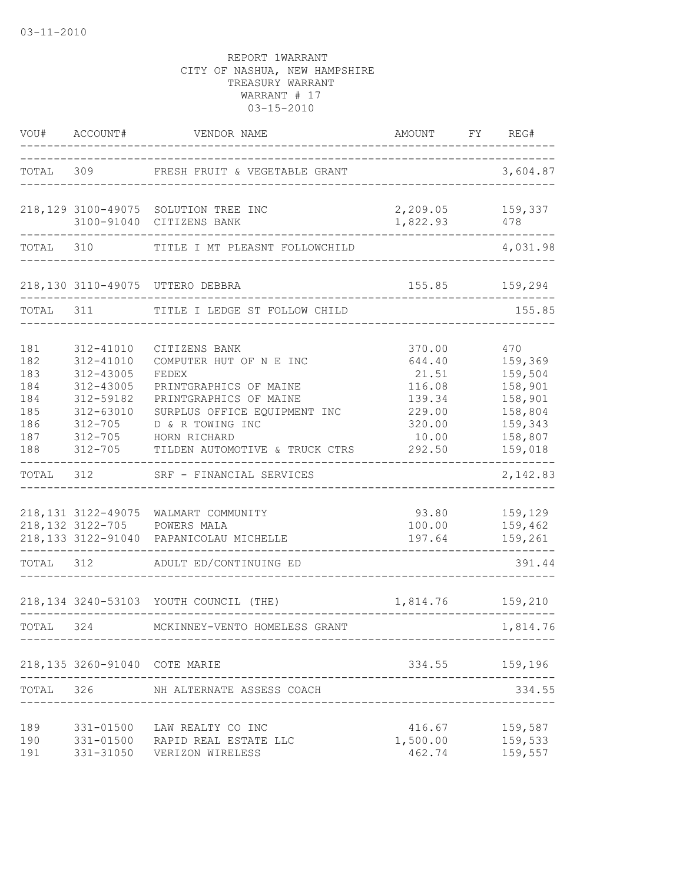03-11-2010

REPORT 1WARRANT
CITY OF NASHUA, NEW HAMPSHIRE
TREASURY WARRANT
WARRANT # 17
03-15-2010

| VOU# | ACCOUNT# | VENDOR NAME | AMOUNT | FY | REG# |
|---|---|---|---|---|---|
| TOTAL | 309 | FRESH FRUIT & VEGETABLE GRANT | | | 3,604.87 |
| 218,129 | 3100-49075 | SOLUTION TREE INC | 2,209.05 | | 159,337 |
| | 3100-91040 | CITIZENS BANK | 1,822.93 | | 478 |
| TOTAL | 310 | TITLE I MT PLEASNT FOLLOWCHILD | | | 4,031.98 |
| 218,130 | 3110-49075 | UTTERO DEBBRA | 155.85 | | 159,294 |
| TOTAL | 311 | TITLE I LEDGE ST FOLLOW CHILD | | | 155.85 |
| 181 | 312-41010 | CITIZENS BANK | 370.00 | | 470 |
| 182 | 312-41010 | COMPUTER HUT OF N E INC | 644.40 | | 159,369 |
| 183 | 312-43005 | FEDEX | 21.51 | | 159,504 |
| 184 | 312-43005 | PRINTGRAPHICS OF MAINE | 116.08 | | 158,901 |
| 184 | 312-59182 | PRINTGRAPHICS OF MAINE | 139.34 | | 158,901 |
| 185 | 312-63010 | SURPLUS OFFICE EQUIPMENT INC | 229.00 | | 158,804 |
| 186 | 312-705 | D & R TOWING INC | 320.00 | | 159,343 |
| 187 | 312-705 | HORN RICHARD | 10.00 | | 158,807 |
| 188 | 312-705 | TILDEN AUTOMOTIVE & TRUCK CTRS | 292.50 | | 159,018 |
| TOTAL | 312 | SRF - FINANCIAL SERVICES | | | 2,142.83 |
| 218,131 | 3122-49075 | WALMART COMMUNITY | 93.80 | | 159,129 |
| 218,132 | 3122-705 | POWERS MALA | 100.00 | | 159,462 |
| 218,133 | 3122-91040 | PAPANICOLAU MICHELLE | 197.64 | | 159,261 |
| TOTAL | 312 | ADULT ED/CONTINUING ED | | | 391.44 |
| 218,134 | 3240-53103 | YOUTH COUNCIL (THE) | 1,814.76 | | 159,210 |
| TOTAL | 324 | MCKINNEY-VENTO HOMELESS GRANT | | | 1,814.76 |
| 218,135 | 3260-91040 | COTE MARIE | 334.55 | | 159,196 |
| TOTAL | 326 | NH ALTERNATE ASSESS COACH | | | 334.55 |
| 189 | 331-01500 | LAW REALTY CO INC | 416.67 | | 159,587 |
| 190 | 331-01500 | RAPID REAL ESTATE LLC | 1,500.00 | | 159,533 |
| 191 | 331-31050 | VERIZON WIRELESS | 462.74 | | 159,557 |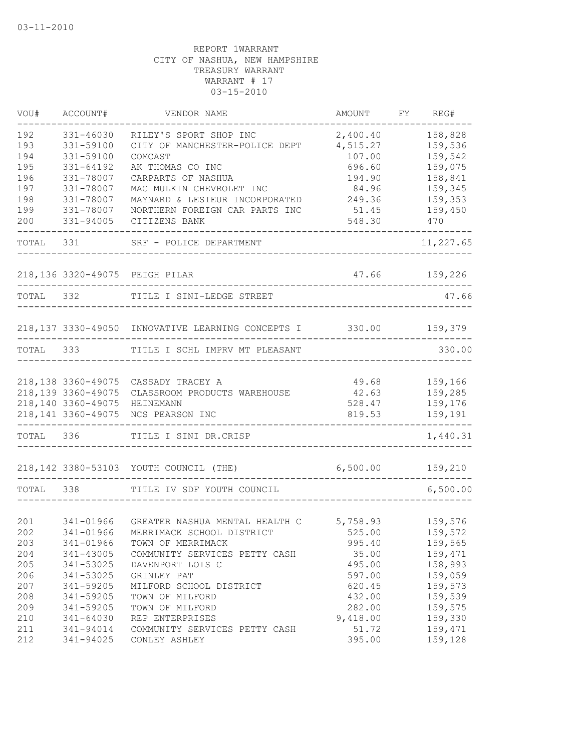03-11-2010

REPORT 1WARRANT
CITY OF NASHUA, NEW HAMPSHIRE
TREASURY WARRANT
WARRANT # 17
03-15-2010

| VOU# | ACCOUNT# | VENDOR NAME | AMOUNT | FY | REG# |
|---|---|---|---|---|---|
| 192 | 331-46030 | RILEY'S SPORT SHOP INC | 2,400.40 | | 158,828 |
| 193 | 331-59100 | CITY OF MANCHESTER-POLICE DEPT | 4,515.27 | | 159,536 |
| 194 | 331-59100 | COMCAST | 107.00 | | 159,542 |
| 195 | 331-64192 | AK THOMAS CO INC | 696.60 | | 159,075 |
| 196 | 331-78007 | CARPARTS OF NASHUA | 194.90 | | 158,841 |
| 197 | 331-78007 | MAC MULKIN CHEVROLET INC | 84.96 | | 159,345 |
| 198 | 331-78007 | MAYNARD & LESIEUR INCORPORATED | 249.36 | | 159,353 |
| 199 | 331-78007 | NORTHERN FOREIGN CAR PARTS INC | 51.45 | | 159,450 |
| 200 | 331-94005 | CITIZENS BANK | 548.30 | | 470 |
| TOTAL | 331 | SRF - POLICE DEPARTMENT | | | 11,227.65 |
| 218,136 | 3320-49075 | PEIGH PILAR | 47.66 | | 159,226 |
| TOTAL | 332 | TITLE I SINI-LEDGE STREET | | | 47.66 |
| 218,137 | 3330-49050 | INNOVATIVE LEARNING CONCEPTS I | 330.00 | | 159,379 |
| TOTAL | 333 | TITLE I SCHL IMPRV MT PLEASANT | | | 330.00 |
| 218,138 | 3360-49075 | CASSADY TRACEY A | 49.68 | | 159,166 |
| 218,139 | 3360-49075 | CLASSROOM PRODUCTS WAREHOUSE | 42.63 | | 159,285 |
| 218,140 | 3360-49075 | HEINEMANN | 528.47 | | 159,176 |
| 218,141 | 3360-49075 | NCS PEARSON INC | 819.53 | | 159,191 |
| TOTAL | 336 | TITLE I SINI DR.CRISP | | | 1,440.31 |
| 218,142 | 3380-53103 | YOUTH COUNCIL (THE) | 6,500.00 | | 159,210 |
| TOTAL | 338 | TITLE IV SDF YOUTH COUNCIL | | | 6,500.00 |
| 201 | 341-01966 | GREATER NASHUA MENTAL HEALTH C | 5,758.93 | | 159,576 |
| 202 | 341-01966 | MERRIMACK SCHOOL DISTRICT | 525.00 | | 159,572 |
| 203 | 341-01966 | TOWN OF MERRIMACK | 995.40 | | 159,565 |
| 204 | 341-43005 | COMMUNITY SERVICES PETTY CASH | 35.00 | | 159,471 |
| 205 | 341-53025 | DAVENPORT LOIS C | 495.00 | | 158,993 |
| 206 | 341-53025 | GRINLEY PAT | 597.00 | | 159,059 |
| 207 | 341-59205 | MILFORD SCHOOL DISTRICT | 620.45 | | 159,573 |
| 208 | 341-59205 | TOWN OF MILFORD | 432.00 | | 159,539 |
| 209 | 341-59205 | TOWN OF MILFORD | 282.00 | | 159,575 |
| 210 | 341-64030 | REP ENTERPRISES | 9,418.00 | | 159,330 |
| 211 | 341-94014 | COMMUNITY SERVICES PETTY CASH | 51.72 | | 159,471 |
| 212 | 341-94025 | CONLEY ASHLEY | 395.00 | | 159,128 |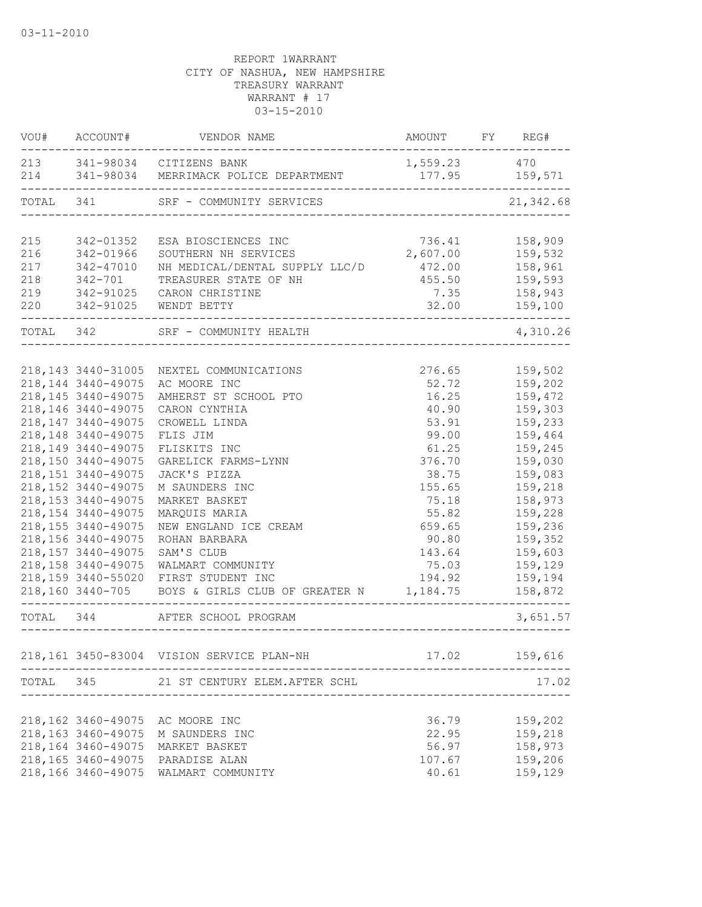03-11-2010

REPORT 1WARRANT
CITY OF NASHUA, NEW HAMPSHIRE
TREASURY WARRANT
WARRANT # 17
03-15-2010

| VOU# | ACCOUNT# | VENDOR NAME | AMOUNT | FY | REG# |
|---|---|---|---|---|---|
| 213 | 341-98034 | CITIZENS BANK | 1,559.23 | | 470 |
| 214 | 341-98034 | MERRIMACK POLICE DEPARTMENT | 177.95 | | 159,571 |
| TOTAL | 341 | SRF - COMMUNITY SERVICES | | | 21,342.68 |
| 215 | 342-01352 | ESA BIOSCIENCES INC | 736.41 | | 158,909 |
| 216 | 342-01966 | SOUTHERN NH SERVICES | 2,607.00 | | 159,532 |
| 217 | 342-47010 | NH MEDICAL/DENTAL SUPPLY LLC/D | 472.00 | | 158,961 |
| 218 | 342-701 | TREASURER STATE OF NH | 455.50 | | 159,593 |
| 219 | 342-91025 | CARON CHRISTINE | 7.35 | | 158,943 |
| 220 | 342-91025 | WENDT BETTY | 32.00 | | 159,100 |
| TOTAL | 342 | SRF - COMMUNITY HEALTH | | | 4,310.26 |
| 218,143 | 3440-31005 | NEXTEL COMMUNICATIONS | 276.65 | | 159,502 |
| 218,144 | 3440-49075 | AC MOORE INC | 52.72 | | 159,202 |
| 218,145 | 3440-49075 | AMHERST ST SCHOOL PTO | 16.25 | | 159,472 |
| 218,146 | 3440-49075 | CARON CYNTHIA | 40.90 | | 159,303 |
| 218,147 | 3440-49075 | CROWELL LINDA | 53.91 | | 159,233 |
| 218,148 | 3440-49075 | FLIS JIM | 99.00 | | 159,464 |
| 218,149 | 3440-49075 | FLISKITS INC | 61.25 | | 159,245 |
| 218,150 | 3440-49075 | GARELICK FARMS-LYNN | 376.70 | | 159,030 |
| 218,151 | 3440-49075 | JACK'S PIZZA | 38.75 | | 159,083 |
| 218,152 | 3440-49075 | M SAUNDERS INC | 155.65 | | 159,218 |
| 218,153 | 3440-49075 | MARKET BASKET | 75.18 | | 158,973 |
| 218,154 | 3440-49075 | MARQUIS MARIA | 55.82 | | 159,228 |
| 218,155 | 3440-49075 | NEW ENGLAND ICE CREAM | 659.65 | | 159,236 |
| 218,156 | 3440-49075 | ROHAN BARBARA | 90.80 | | 159,352 |
| 218,157 | 3440-49075 | SAM'S CLUB | 143.64 | | 159,603 |
| 218,158 | 3440-49075 | WALMART COMMUNITY | 75.03 | | 159,129 |
| 218,159 | 3440-55020 | FIRST STUDENT INC | 194.92 | | 159,194 |
| 218,160 | 3440-705 | BOYS & GIRLS CLUB OF GREATER N | 1,184.75 | | 158,872 |
| TOTAL | 344 | AFTER SCHOOL PROGRAM | | | 3,651.57 |
| 218,161 | 3450-83004 | VISION SERVICE PLAN-NH | 17.02 | | 159,616 |
| TOTAL | 345 | 21 ST CENTURY ELEM.AFTER SCHL | | | 17.02 |
| 218,162 | 3460-49075 | AC MOORE INC | 36.79 | | 159,202 |
| 218,163 | 3460-49075 | M SAUNDERS INC | 22.95 | | 159,218 |
| 218,164 | 3460-49075 | MARKET BASKET | 56.97 | | 158,973 |
| 218,165 | 3460-49075 | PARADISE ALAN | 107.67 | | 159,206 |
| 218,166 | 3460-49075 | WALMART COMMUNITY | 40.61 | | 159,129 |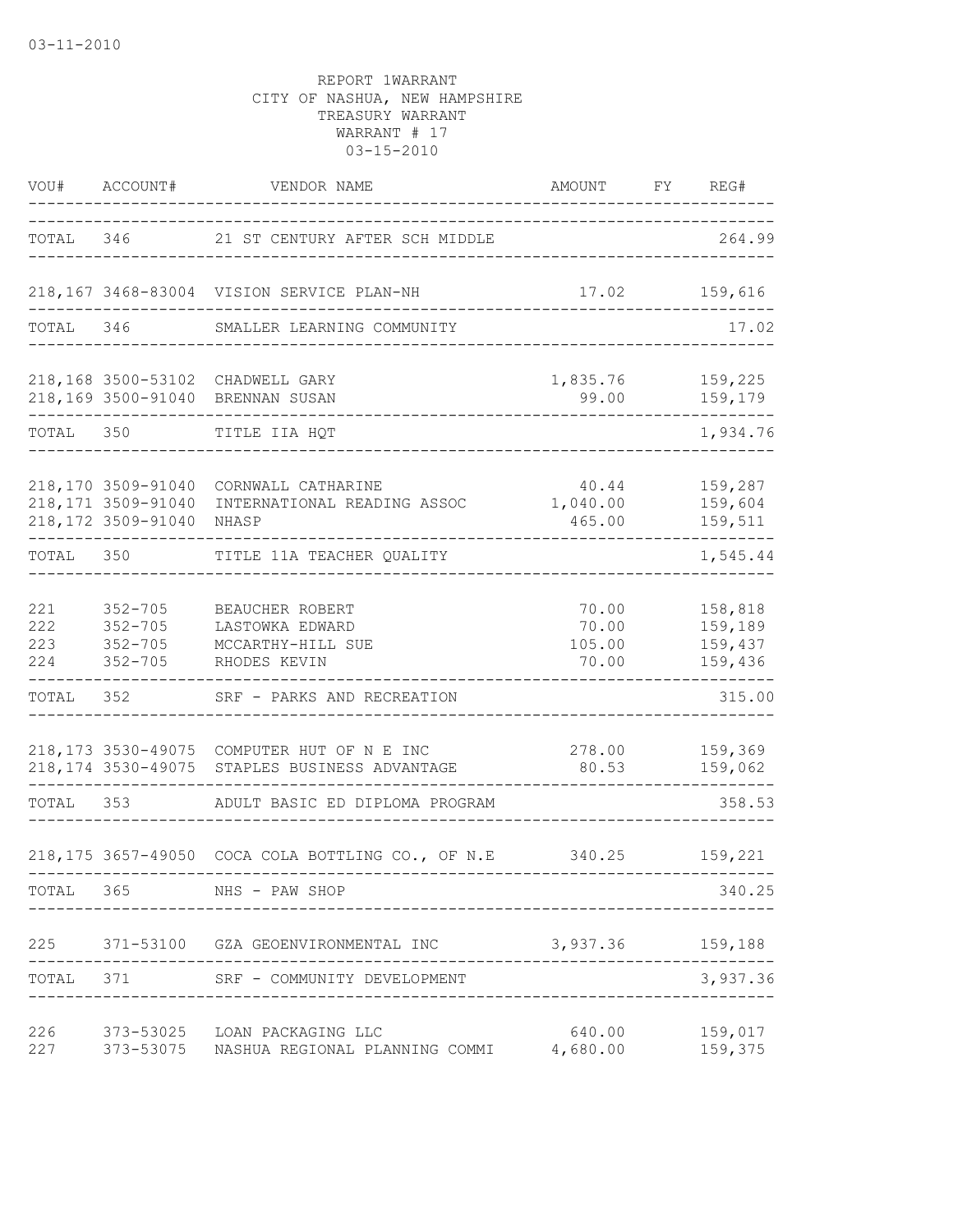03-11-2010

REPORT 1WARRANT
CITY OF NASHUA, NEW HAMPSHIRE
TREASURY WARRANT
WARRANT # 17
03-15-2010

| VOU# | ACCOUNT# | VENDOR NAME | AMOUNT | FY | REG# |
|---|---|---|---|---|---|
| TOTAL | 346 | 21 ST CENTURY AFTER SCH MIDDLE | | | 264.99 |
| 218,167 | 3468-83004 | VISION SERVICE PLAN-NH | 17.02 | | 159,616 |
| TOTAL | 346 | SMALLER LEARNING COMMUNITY | | | 17.02 |
| 218,168 | 3500-53102 | CHADWELL GARY | 1,835.76 | | 159,225 |
| 218,169 | 3500-91040 | BRENNAN SUSAN | 99.00 | | 159,179 |
| TOTAL | 350 | TITLE IIA HQT | | | 1,934.76 |
| 218,170 | 3509-91040 | CORNWALL CATHARINE | 40.44 | | 159,287 |
| 218,171 | 3509-91040 | INTERNATIONAL READING ASSOC | 1,040.00 | | 159,604 |
| 218,172 | 3509-91040 | NHASP | 465.00 | | 159,511 |
| TOTAL | 350 | TITLE 11A TEACHER QUALITY | | | 1,545.44 |
| 221 | 352-705 | BEAUCHER ROBERT | 70.00 | | 158,818 |
| 222 | 352-705 | LASTOWKA EDWARD | 70.00 | | 159,189 |
| 223 | 352-705 | MCCARTHY-HILL SUE | 105.00 | | 159,437 |
| 224 | 352-705 | RHODES KEVIN | 70.00 | | 159,436 |
| TOTAL | 352 | SRF - PARKS AND RECREATION | | | 315.00 |
| 218,173 | 3530-49075 | COMPUTER HUT OF N E INC | 278.00 | | 159,369 |
| 218,174 | 3530-49075 | STAPLES BUSINESS ADVANTAGE | 80.53 | | 159,062 |
| TOTAL | 353 | ADULT BASIC ED DIPLOMA PROGRAM | | | 358.53 |
| 218,175 | 3657-49050 | COCA COLA BOTTLING CO., OF N.E | 340.25 | | 159,221 |
| TOTAL | 365 | NHS - PAW SHOP | | | 340.25 |
| 225 | 371-53100 | GZA GEOENVIRONMENTAL INC | 3,937.36 | | 159,188 |
| TOTAL | 371 | SRF - COMMUNITY DEVELOPMENT | | | 3,937.36 |
| 226 | 373-53025 | LOAN PACKAGING LLC | 640.00 | | 159,017 |
| 227 | 373-53075 | NASHUA REGIONAL PLANNING COMMI | 4,680.00 | | 159,375 |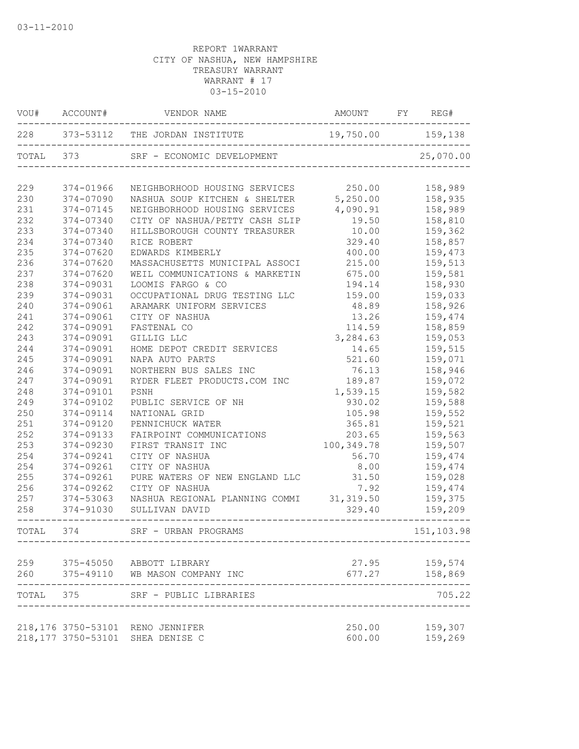03-11-2010

REPORT 1WARRANT
CITY OF NASHUA, NEW HAMPSHIRE
TREASURY WARRANT
WARRANT # 17
03-15-2010

| VOU# | ACCOUNT# | VENDOR NAME | AMOUNT | FY | REG# |
|---|---|---|---|---|---|
| 228 | 373-53112 | THE JORDAN INSTITUTE | 19,750.00 | | 159,138 |
| TOTAL | 373 | SRF - ECONOMIC DEVELOPMENT | | | 25,070.00 |
| 229 | 374-01966 | NEIGHBORHOOD HOUSING SERVICES | 250.00 | | 158,989 |
| 230 | 374-07090 | NASHUA SOUP KITCHEN & SHELTER | 5,250.00 | | 158,935 |
| 231 | 374-07145 | NEIGHBORHOOD HOUSING SERVICES | 4,090.91 | | 158,989 |
| 232 | 374-07340 | CITY OF NASHUA/PETTY CASH SLIP | 19.50 | | 158,810 |
| 233 | 374-07340 | HILLSBOROUGH COUNTY TREASURER | 10.00 | | 159,362 |
| 234 | 374-07340 | RICE ROBERT | 329.40 | | 158,857 |
| 235 | 374-07620 | EDWARDS KIMBERLY | 400.00 | | 159,473 |
| 236 | 374-07620 | MASSACHUSETTS MUNICIPAL ASSOCI | 215.00 | | 159,513 |
| 237 | 374-07620 | WEIL COMMUNICATIONS & MARKETIN | 675.00 | | 159,581 |
| 238 | 374-09031 | LOOMIS FARGO & CO | 194.14 | | 158,930 |
| 239 | 374-09031 | OCCUPATIONAL DRUG TESTING LLC | 159.00 | | 159,033 |
| 240 | 374-09061 | ARAMARK UNIFORM SERVICES | 48.89 | | 158,926 |
| 241 | 374-09061 | CITY OF NASHUA | 13.26 | | 159,474 |
| 242 | 374-09091 | FASTENAL CO | 114.59 | | 158,859 |
| 243 | 374-09091 | GILLIG LLC | 3,284.63 | | 159,053 |
| 244 | 374-09091 | HOME DEPOT CREDIT SERVICES | 14.65 | | 159,515 |
| 245 | 374-09091 | NAPA AUTO PARTS | 521.60 | | 159,071 |
| 246 | 374-09091 | NORTHERN BUS SALES INC | 76.13 | | 158,946 |
| 247 | 374-09091 | RYDER FLEET PRODUCTS.COM INC | 189.87 | | 159,072 |
| 248 | 374-09101 | PSNH | 1,539.15 | | 159,582 |
| 249 | 374-09102 | PUBLIC SERVICE OF NH | 930.02 | | 159,588 |
| 250 | 374-09114 | NATIONAL GRID | 105.98 | | 159,552 |
| 251 | 374-09120 | PENNICHUCK WATER | 365.81 | | 159,521 |
| 252 | 374-09133 | FAIRPOINT COMMUNICATIONS | 203.65 | | 159,563 |
| 253 | 374-09230 | FIRST TRANSIT INC | 100,349.78 | | 159,507 |
| 254 | 374-09241 | CITY OF NASHUA | 56.70 | | 159,474 |
| 254 | 374-09261 | CITY OF NASHUA | 8.00 | | 159,474 |
| 255 | 374-09261 | PURE WATERS OF NEW ENGLAND LLC | 31.50 | | 159,028 |
| 256 | 374-09262 | CITY OF NASHUA | 7.92 | | 159,474 |
| 257 | 374-53063 | NASHUA REGIONAL PLANNING COMMI | 31,319.50 | | 159,375 |
| 258 | 374-91030 | SULLIVAN DAVID | 329.40 | | 159,209 |
| TOTAL | 374 | SRF - URBAN PROGRAMS | | | 151,103.98 |
| 259 | 375-45050 | ABBOTT LIBRARY | 27.95 | | 159,574 |
| 260 | 375-49110 | WB MASON COMPANY INC | 677.27 | | 158,869 |
| TOTAL | 375 | SRF - PUBLIC LIBRARIES | | | 705.22 |
| 218,176 | 3750-53101 | RENO JENNIFER | 250.00 | | 159,307 |
| 218,177 | 3750-53101 | SHEA DENISE C | 600.00 | | 159,269 |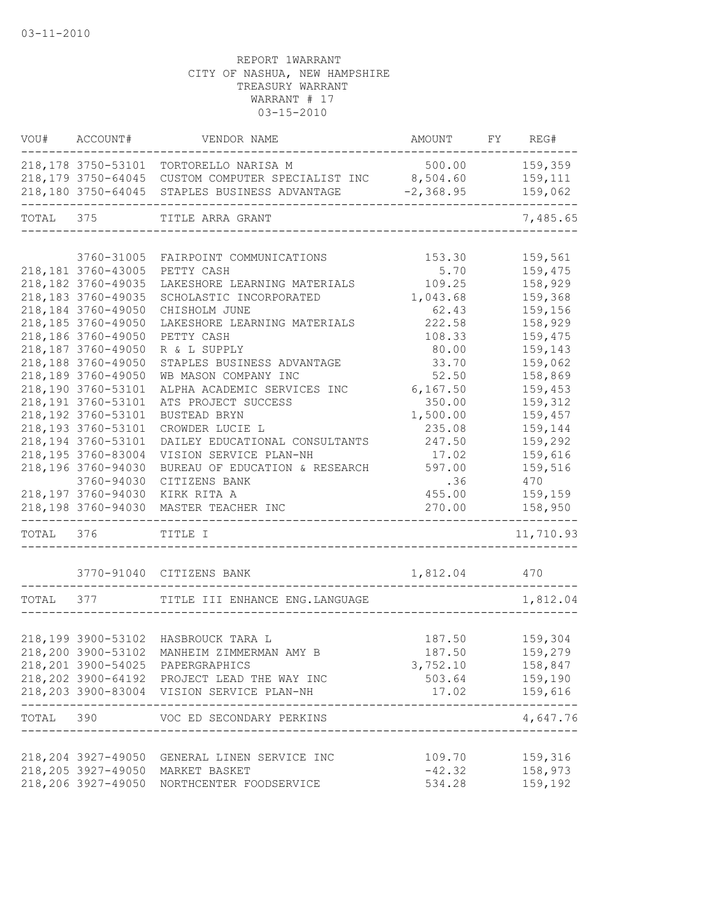03-11-2010

REPORT 1WARRANT
CITY OF NASHUA, NEW HAMPSHIRE
TREASURY WARRANT
WARRANT # 17
03-15-2010

| VOU# | ACCOUNT# | VENDOR NAME | AMOUNT | FY | REG# |
|---|---|---|---|---|---|
| 218,178 | 3750-53101 | TORTORELLO NARISA M | 500.00 | | 159,359 |
| 218,179 | 3750-64045 | CUSTOM COMPUTER SPECIALIST INC | 8,504.60 | | 159,111 |
| 218,180 | 3750-64045 | STAPLES BUSINESS ADVANTAGE | -2,368.95 | | 159,062 |
| TOTAL | 375 | TITLE ARRA GRANT | | | 7,485.65 |
| | 3760-31005 | FAIRPOINT COMMUNICATIONS | 153.30 | | 159,561 |
| 218,181 | 3760-43005 | PETTY CASH | 5.70 | | 159,475 |
| 218,182 | 3760-49035 | LAKESHORE LEARNING MATERIALS | 109.25 | | 158,929 |
| 218,183 | 3760-49035 | SCHOLASTIC INCORPORATED | 1,043.68 | | 159,368 |
| 218,184 | 3760-49050 | CHISHOLM JUNE | 62.43 | | 159,156 |
| 218,185 | 3760-49050 | LAKESHORE LEARNING MATERIALS | 222.58 | | 158,929 |
| 218,186 | 3760-49050 | PETTY CASH | 108.33 | | 159,475 |
| 218,187 | 3760-49050 | R & L SUPPLY | 80.00 | | 159,143 |
| 218,188 | 3760-49050 | STAPLES BUSINESS ADVANTAGE | 33.70 | | 159,062 |
| 218,189 | 3760-49050 | WB MASON COMPANY INC | 52.50 | | 158,869 |
| 218,190 | 3760-53101 | ALPHA ACADEMIC SERVICES INC | 6,167.50 | | 159,453 |
| 218,191 | 3760-53101 | ATS PROJECT SUCCESS | 350.00 | | 159,312 |
| 218,192 | 3760-53101 | BUSTEAD BRYN | 1,500.00 | | 159,457 |
| 218,193 | 3760-53101 | CROWDER LUCIE L | 235.08 | | 159,144 |
| 218,194 | 3760-53101 | DAILEY EDUCATIONAL CONSULTANTS | 247.50 | | 159,292 |
| 218,195 | 3760-83004 | VISION SERVICE PLAN-NH | 17.02 | | 159,616 |
| 218,196 | 3760-94030 | BUREAU OF EDUCATION & RESEARCH | 597.00 | | 159,516 |
| | 3760-94030 | CITIZENS BANK | .36 | | 470 |
| 218,197 | 3760-94030 | KIRK RITA A | 455.00 | | 159,159 |
| 218,198 | 3760-94030 | MASTER TEACHER INC | 270.00 | | 158,950 |
| TOTAL | 376 | TITLE I | | | 11,710.93 |
| | 3770-91040 | CITIZENS BANK | 1,812.04 | | 470 |
| TOTAL | 377 | TITLE III ENHANCE ENG.LANGUAGE | | | 1,812.04 |
| 218,199 | 3900-53102 | HASBROUCK TARA L | 187.50 | | 159,304 |
| 218,200 | 3900-53102 | MANHEIM ZIMMERMAN AMY B | 187.50 | | 159,279 |
| 218,201 | 3900-54025 | PAPERGRAPHICS | 3,752.10 | | 158,847 |
| 218,202 | 3900-64192 | PROJECT LEAD THE WAY INC | 503.64 | | 159,190 |
| 218,203 | 3900-83004 | VISION SERVICE PLAN-NH | 17.02 | | 159,616 |
| TOTAL | 390 | VOC ED SECONDARY PERKINS | | | 4,647.76 |
| 218,204 | 3927-49050 | GENERAL LINEN SERVICE INC | 109.70 | | 159,316 |
| 218,205 | 3927-49050 | MARKET BASKET | -42.32 | | 158,973 |
| 218,206 | 3927-49050 | NORTHCENTER FOODSERVICE | 534.28 | | 159,192 |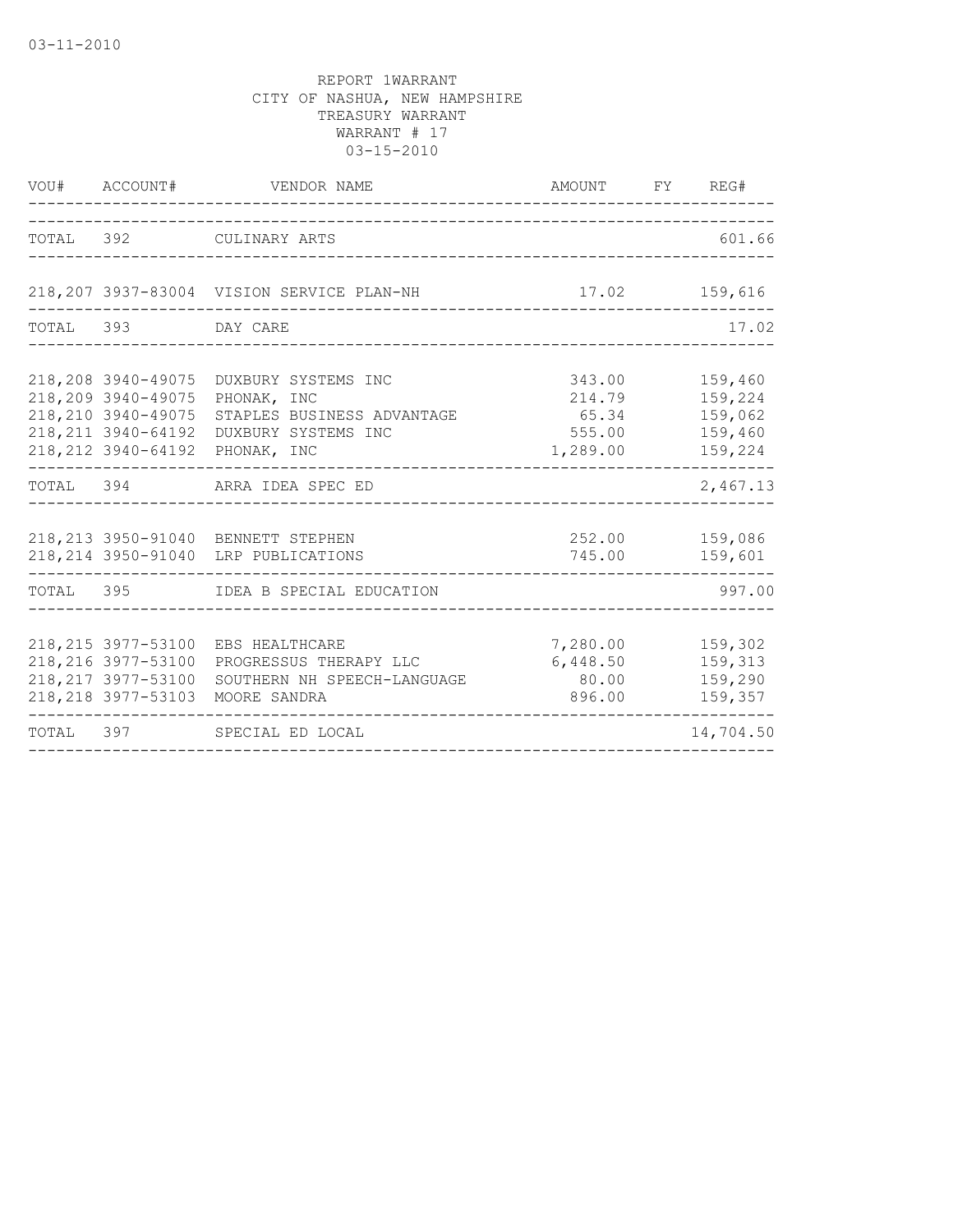03-11-2010

REPORT 1WARRANT
CITY OF NASHUA, NEW HAMPSHIRE
TREASURY WARRANT
WARRANT # 17
03-15-2010

| VOU# | ACCOUNT# | VENDOR NAME | AMOUNT | FY | REG# |
|---|---|---|---|---|---|
| TOTAL | 392 | CULINARY ARTS | | | 601.66 |
| 218,207 | 3937-83004 | VISION SERVICE PLAN-NH | 17.02 | | 159,616 |
| TOTAL | 393 | DAY CARE | | | 17.02 |
| 218,208 | 3940-49075 | DUXBURY SYSTEMS INC | 343.00 | | 159,460 |
| 218,209 | 3940-49075 | PHONAK, INC | 214.79 | | 159,224 |
| 218,210 | 3940-49075 | STAPLES BUSINESS ADVANTAGE | 65.34 | | 159,062 |
| 218,211 | 3940-64192 | DUXBURY SYSTEMS INC | 555.00 | | 159,460 |
| 218,212 | 3940-64192 | PHONAK, INC | 1,289.00 | | 159,224 |
| TOTAL | 394 | ARRA IDEA SPEC ED | | | 2,467.13 |
| 218,213 | 3950-91040 | BENNETT STEPHEN | 252.00 | | 159,086 |
| 218,214 | 3950-91040 | LRP PUBLICATIONS | 745.00 | | 159,601 |
| TOTAL | 395 | IDEA B SPECIAL EDUCATION | | | 997.00 |
| 218,215 | 3977-53100 | EBS HEALTHCARE | 7,280.00 | | 159,302 |
| 218,216 | 3977-53100 | PROGRESSUS THERAPY LLC | 6,448.50 | | 159,313 |
| 218,217 | 3977-53100 | SOUTHERN NH SPEECH-LANGUAGE | 80.00 | | 159,290 |
| 218,218 | 3977-53103 | MOORE SANDRA | 896.00 | | 159,357 |
| TOTAL | 397 | SPECIAL ED LOCAL | | | 14,704.50 |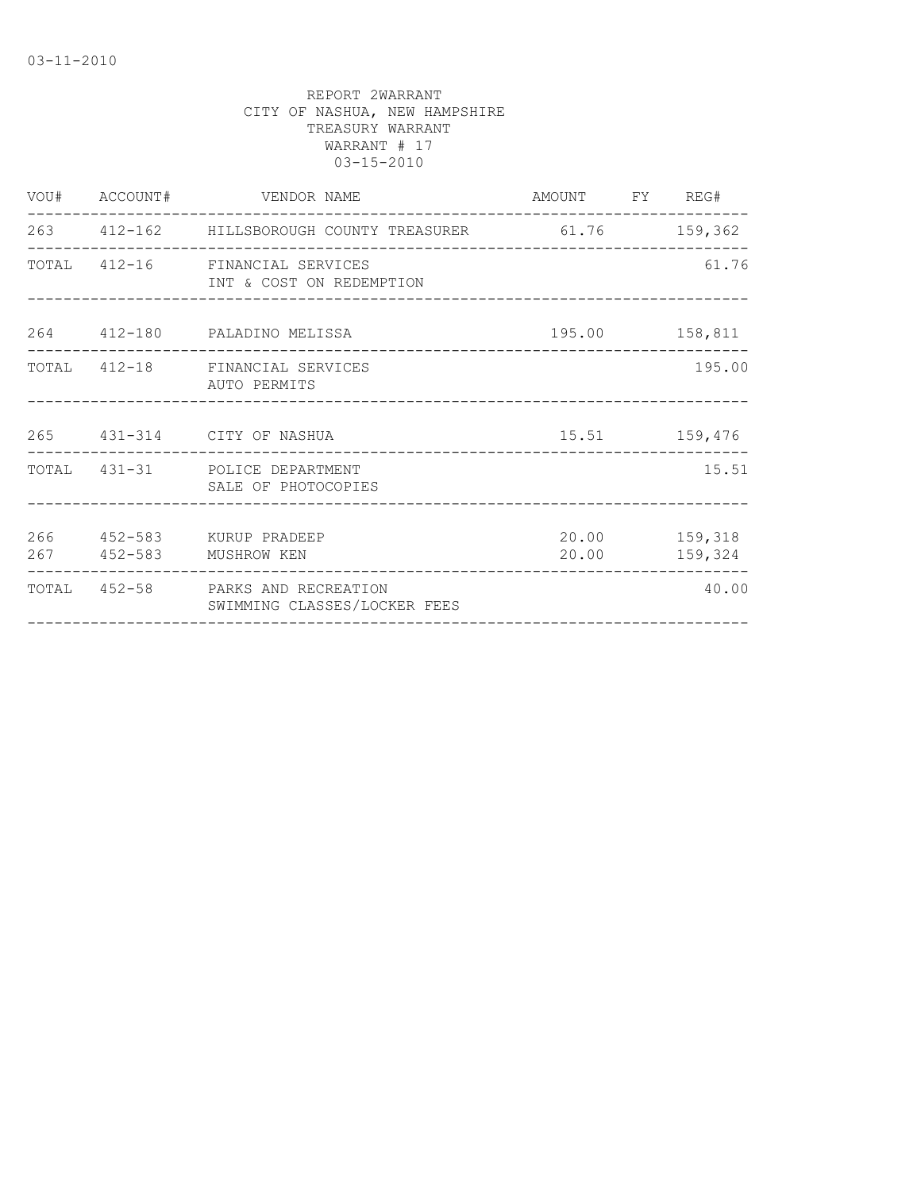03-11-2010

REPORT 2WARRANT
CITY OF NASHUA, NEW HAMPSHIRE
TREASURY WARRANT
WARRANT # 17
03-15-2010

| VOU# | ACCOUNT# | VENDOR NAME | AMOUNT | FY | REG# |
|---|---|---|---|---|---|
| 263 | 412-162 | HILLSBOROUGH COUNTY TREASURER | 61.76 | | 159,362 |
| TOTAL | 412-16 | FINANCIAL SERVICES<br>INT & COST ON REDEMPTION | | | 61.76 |
| 264 | 412-180 | PALADINO MELISSA | 195.00 | | 158,811 |
| TOTAL | 412-18 | FINANCIAL SERVICES<br>AUTO PERMITS | | | 195.00 |
| 265 | 431-314 | CITY OF NASHUA | 15.51 | | 159,476 |
| TOTAL | 431-31 | POLICE DEPARTMENT<br>SALE OF PHOTOCOPIES | | | 15.51 |
| 266 | 452-583 | KURUP PRADEEP | 20.00 | | 159,318 |
| 267 | 452-583 | MUSHROW KEN | 20.00 | | 159,324 |
| TOTAL | 452-58 | PARKS AND RECREATION<br>SWIMMING CLASSES/LOCKER FEES | | | 40.00 |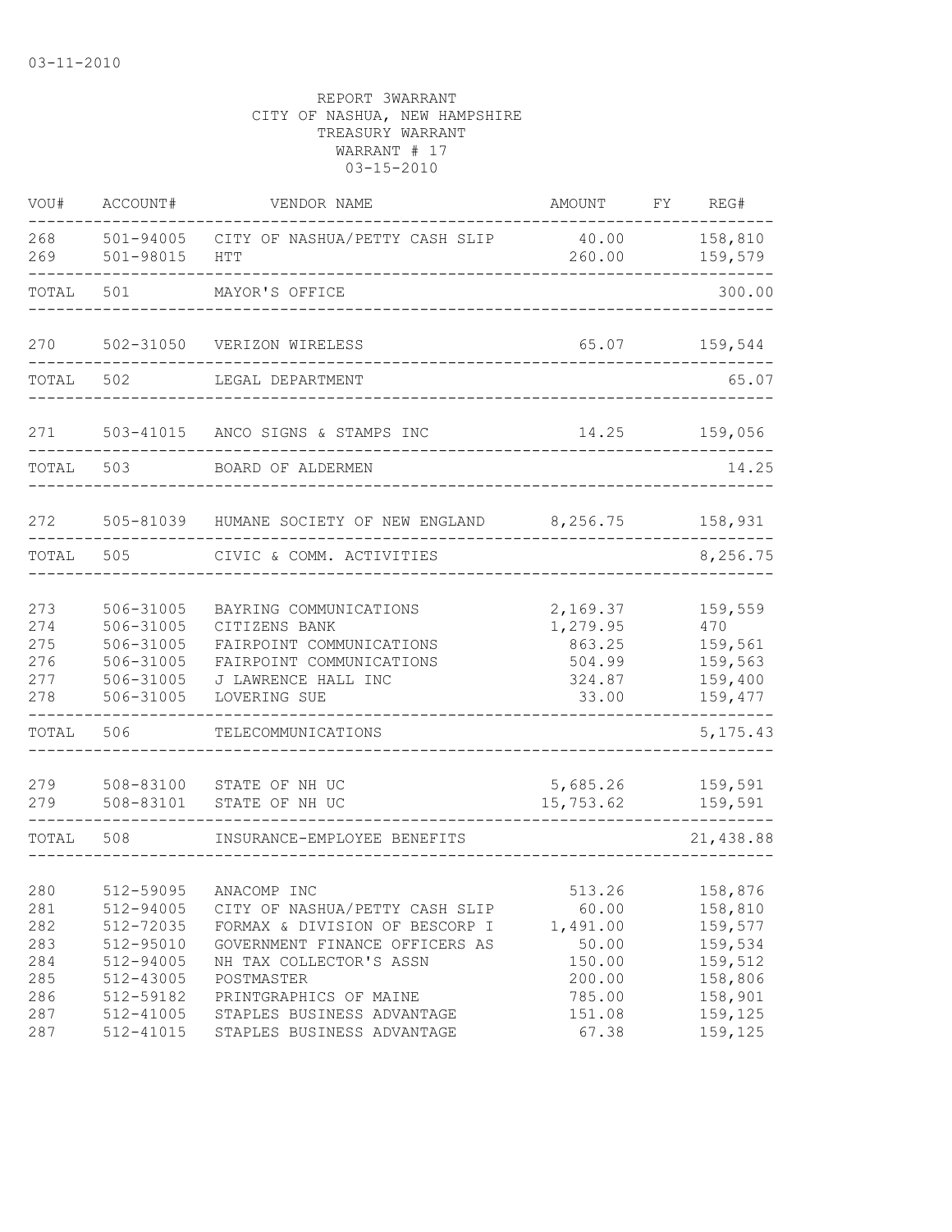03-11-2010

REPORT 3WARRANT
CITY OF NASHUA, NEW HAMPSHIRE
TREASURY WARRANT
WARRANT # 17
03-15-2010

| VOU# | ACCOUNT# | VENDOR NAME | AMOUNT | FY | REG# |
|---|---|---|---|---|---|
| 268 | 501-94005 | CITY OF NASHUA/PETTY CASH SLIP | 40.00 | | 158,810 |
| 269 | 501-98015 | HTT | 260.00 | | 159,579 |
| TOTAL | 501 | MAYOR'S OFFICE | | | 300.00 |
| 270 | 502-31050 | VERIZON WIRELESS | 65.07 | | 159,544 |
| TOTAL | 502 | LEGAL DEPARTMENT | | | 65.07 |
| 271 | 503-41015 | ANCO SIGNS & STAMPS INC | 14.25 | | 159,056 |
| TOTAL | 503 | BOARD OF ALDERMEN | | | 14.25 |
| 272 | 505-81039 | HUMANE SOCIETY OF NEW ENGLAND | 8,256.75 | | 158,931 |
| TOTAL | 505 | CIVIC & COMM. ACTIVITIES | | | 8,256.75 |
| 273 | 506-31005 | BAYRING COMMUNICATIONS | 2,169.37 | | 159,559 |
| 274 | 506-31005 | CITIZENS BANK | 1,279.95 | | 470 |
| 275 | 506-31005 | FAIRPOINT COMMUNICATIONS | 863.25 | | 159,561 |
| 276 | 506-31005 | FAIRPOINT COMMUNICATIONS | 504.99 | | 159,563 |
| 277 | 506-31005 | J LAWRENCE HALL INC | 324.87 | | 159,400 |
| 278 | 506-31005 | LOVERING SUE | 33.00 | | 159,477 |
| TOTAL | 506 | TELECOMMUNICATIONS | | | 5,175.43 |
| 279 | 508-83100 | STATE OF NH UC | 5,685.26 | | 159,591 |
| 279 | 508-83101 | STATE OF NH UC | 15,753.62 | | 159,591 |
| TOTAL | 508 | INSURANCE-EMPLOYEE BENEFITS | | | 21,438.88 |
| 280 | 512-59095 | ANACOMP INC | 513.26 | | 158,876 |
| 281 | 512-94005 | CITY OF NASHUA/PETTY CASH SLIP | 60.00 | | 158,810 |
| 282 | 512-72035 | FORMAX & DIVISION OF BESCORP I | 1,491.00 | | 159,577 |
| 283 | 512-95010 | GOVERNMENT FINANCE OFFICERS AS | 50.00 | | 159,534 |
| 284 | 512-94005 | NH TAX COLLECTOR'S ASSN | 150.00 | | 159,512 |
| 285 | 512-43005 | POSTMASTER | 200.00 | | 158,806 |
| 286 | 512-59182 | PRINTGRAPHICS OF MAINE | 785.00 | | 158,901 |
| 287 | 512-41005 | STAPLES BUSINESS ADVANTAGE | 151.08 | | 159,125 |
| 287 | 512-41015 | STAPLES BUSINESS ADVANTAGE | 67.38 | | 159,125 |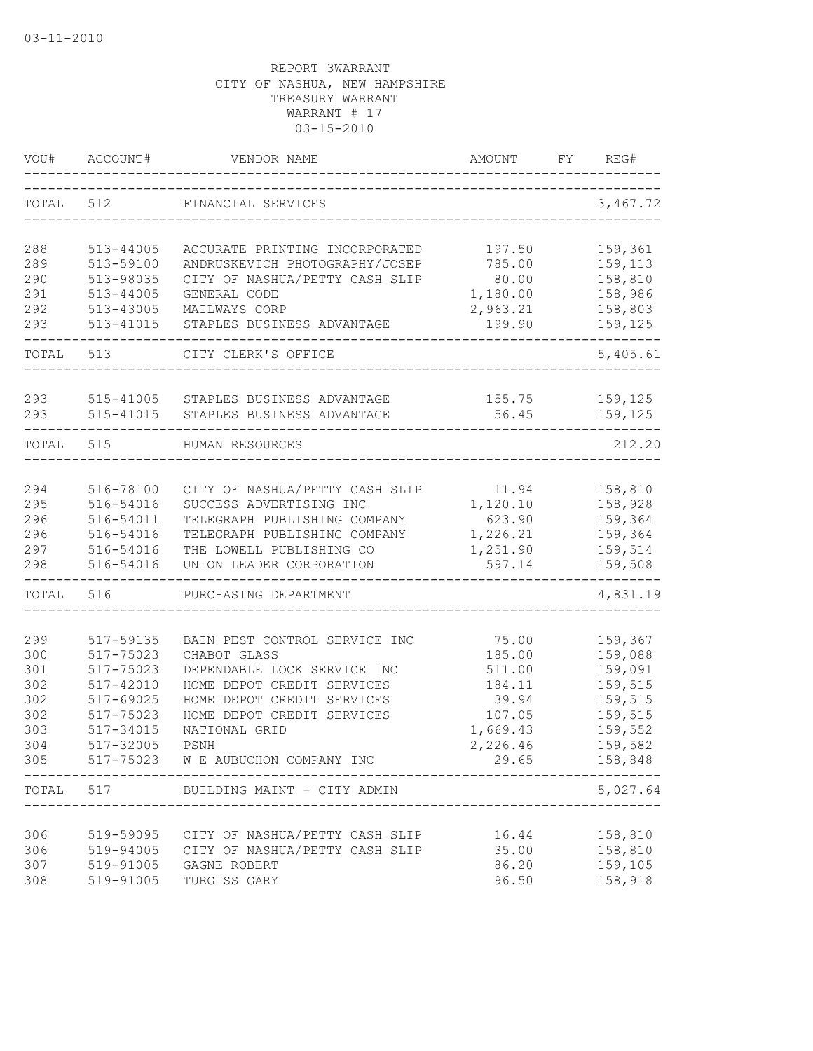03-11-2010

REPORT 3WARRANT
CITY OF NASHUA, NEW HAMPSHIRE
TREASURY WARRANT
WARRANT # 17
03-15-2010

| VOU# | ACCOUNT# | VENDOR NAME | AMOUNT | FY | REG# |
|---|---|---|---|---|---|
| TOTAL | 512 | FINANCIAL SERVICES | | | 3,467.72 |
| 288 | 513-44005 | ACCURATE PRINTING INCORPORATED | 197.50 | | 159,361 |
| 289 | 513-59100 | ANDRUSKEVICH PHOTOGRAPHY/JOSEP | 785.00 | | 159,113 |
| 290 | 513-98035 | CITY OF NASHUA/PETTY CASH SLIP | 80.00 | | 158,810 |
| 291 | 513-44005 | GENERAL CODE | 1,180.00 | | 158,986 |
| 292 | 513-43005 | MAILWAYS CORP | 2,963.21 | | 158,803 |
| 293 | 513-41015 | STAPLES BUSINESS ADVANTAGE | 199.90 | | 159,125 |
| TOTAL | 513 | CITY CLERK'S OFFICE | | | 5,405.61 |
| 293 | 515-41005 | STAPLES BUSINESS ADVANTAGE | 155.75 | | 159,125 |
| 293 | 515-41015 | STAPLES BUSINESS ADVANTAGE | 56.45 | | 159,125 |
| TOTAL | 515 | HUMAN RESOURCES | | | 212.20 |
| 294 | 516-78100 | CITY OF NASHUA/PETTY CASH SLIP | 11.94 | | 158,810 |
| 295 | 516-54016 | SUCCESS ADVERTISING INC | 1,120.10 | | 158,928 |
| 296 | 516-54011 | TELEGRAPH PUBLISHING COMPANY | 623.90 | | 159,364 |
| 296 | 516-54016 | TELEGRAPH PUBLISHING COMPANY | 1,226.21 | | 159,364 |
| 297 | 516-54016 | THE LOWELL PUBLISHING CO | 1,251.90 | | 159,514 |
| 298 | 516-54016 | UNION LEADER CORPORATION | 597.14 | | 159,508 |
| TOTAL | 516 | PURCHASING DEPARTMENT | | | 4,831.19 |
| 299 | 517-59135 | BAIN PEST CONTROL SERVICE INC | 75.00 | | 159,367 |
| 300 | 517-75023 | CHABOT GLASS | 185.00 | | 159,088 |
| 301 | 517-75023 | DEPENDABLE LOCK SERVICE INC | 511.00 | | 159,091 |
| 302 | 517-42010 | HOME DEPOT CREDIT SERVICES | 184.11 | | 159,515 |
| 302 | 517-69025 | HOME DEPOT CREDIT SERVICES | 39.94 | | 159,515 |
| 302 | 517-75023 | HOME DEPOT CREDIT SERVICES | 107.05 | | 159,515 |
| 303 | 517-34015 | NATIONAL GRID | 1,669.43 | | 159,552 |
| 304 | 517-32005 | PSNH | 2,226.46 | | 159,582 |
| 305 | 517-75023 | W E AUBUCHON COMPANY INC | 29.65 | | 158,848 |
| TOTAL | 517 | BUILDING MAINT - CITY ADMIN | | | 5,027.64 |
| 306 | 519-59095 | CITY OF NASHUA/PETTY CASH SLIP | 16.44 | | 158,810 |
| 306 | 519-94005 | CITY OF NASHUA/PETTY CASH SLIP | 35.00 | | 158,810 |
| 307 | 519-91005 | GAGNE ROBERT | 86.20 | | 159,105 |
| 308 | 519-91005 | TURGISS GARY | 96.50 | | 158,918 |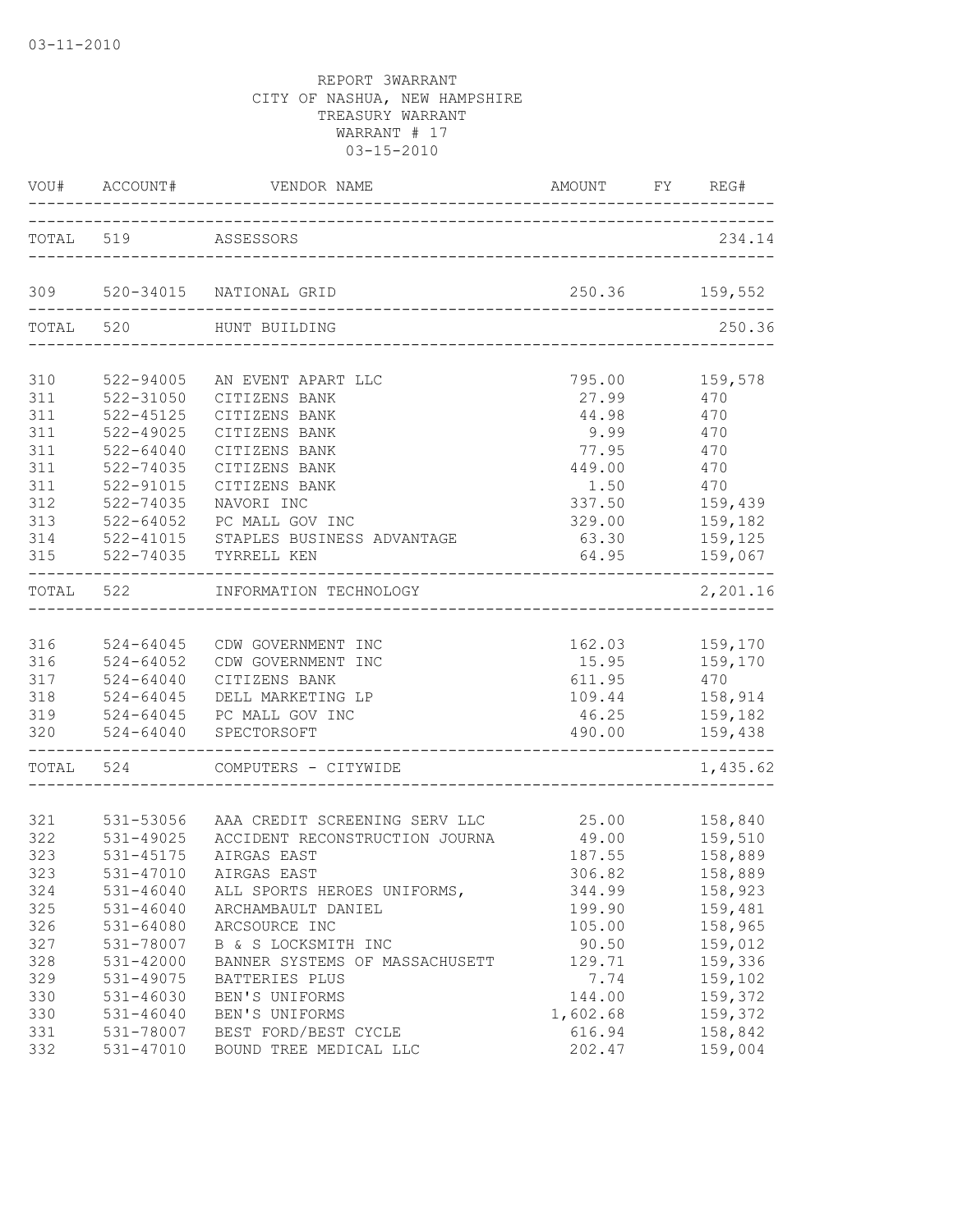03-11-2010

REPORT 3WARRANT
CITY OF NASHUA, NEW HAMPSHIRE
TREASURY WARRANT
WARRANT # 17
03-15-2010

| VOU# | ACCOUNT# | VENDOR NAME | AMOUNT | FY | REG# |
|---|---|---|---|---|---|
| TOTAL | 519 | ASSESSORS | | | 234.14 |
| 309 | 520-34015 | NATIONAL GRID | 250.36 | | 159,552 |
| TOTAL | 520 | HUNT BUILDING | | | 250.36 |
| 310 | 522-94005 | AN EVENT APART LLC | 795.00 | | 159,578 |
| 311 | 522-31050 | CITIZENS BANK | 27.99 | | 470 |
| 311 | 522-45125 | CITIZENS BANK | 44.98 | | 470 |
| 311 | 522-49025 | CITIZENS BANK | 9.99 | | 470 |
| 311 | 522-64040 | CITIZENS BANK | 77.95 | | 470 |
| 311 | 522-74035 | CITIZENS BANK | 449.00 | | 470 |
| 311 | 522-91015 | CITIZENS BANK | 1.50 | | 470 |
| 312 | 522-74035 | NAVORI INC | 337.50 | | 159,439 |
| 313 | 522-64052 | PC MALL GOV INC | 329.00 | | 159,182 |
| 314 | 522-41015 | STAPLES BUSINESS ADVANTAGE | 63.30 | | 159,125 |
| 315 | 522-74035 | TYRRELL KEN | 64.95 | | 159,067 |
| TOTAL | 522 | INFORMATION TECHNOLOGY | | | 2,201.16 |
| 316 | 524-64045 | CDW GOVERNMENT INC | 162.03 | | 159,170 |
| 316 | 524-64052 | CDW GOVERNMENT INC | 15.95 | | 159,170 |
| 317 | 524-64040 | CITIZENS BANK | 611.95 | | 470 |
| 318 | 524-64045 | DELL MARKETING LP | 109.44 | | 158,914 |
| 319 | 524-64045 | PC MALL GOV INC | 46.25 | | 159,182 |
| 320 | 524-64040 | SPECTORSOFT | 490.00 | | 159,438 |
| TOTAL | 524 | COMPUTERS - CITYWIDE | | | 1,435.62 |
| 321 | 531-53056 | AAA CREDIT SCREENING SERV LLC | 25.00 | | 158,840 |
| 322 | 531-49025 | ACCIDENT RECONSTRUCTION JOURNA | 49.00 | | 159,510 |
| 323 | 531-45175 | AIRGAS EAST | 187.55 | | 158,889 |
| 323 | 531-47010 | AIRGAS EAST | 306.82 | | 158,889 |
| 324 | 531-46040 | ALL SPORTS HEROES UNIFORMS, | 344.99 | | 158,923 |
| 325 | 531-46040 | ARCHAMBAULT DANIEL | 199.90 | | 159,481 |
| 326 | 531-64080 | ARCSOURCE INC | 105.00 | | 158,965 |
| 327 | 531-78007 | B & S LOCKSMITH INC | 90.50 | | 159,012 |
| 328 | 531-42000 | BANNER SYSTEMS OF MASSACHUSETT | 129.71 | | 159,336 |
| 329 | 531-49075 | BATTERIES PLUS | 7.74 | | 159,102 |
| 330 | 531-46030 | BEN'S UNIFORMS | 144.00 | | 159,372 |
| 330 | 531-46040 | BEN'S UNIFORMS | 1,602.68 | | 159,372 |
| 331 | 531-78007 | BEST FORD/BEST CYCLE | 616.94 | | 158,842 |
| 332 | 531-47010 | BOUND TREE MEDICAL LLC | 202.47 | | 159,004 |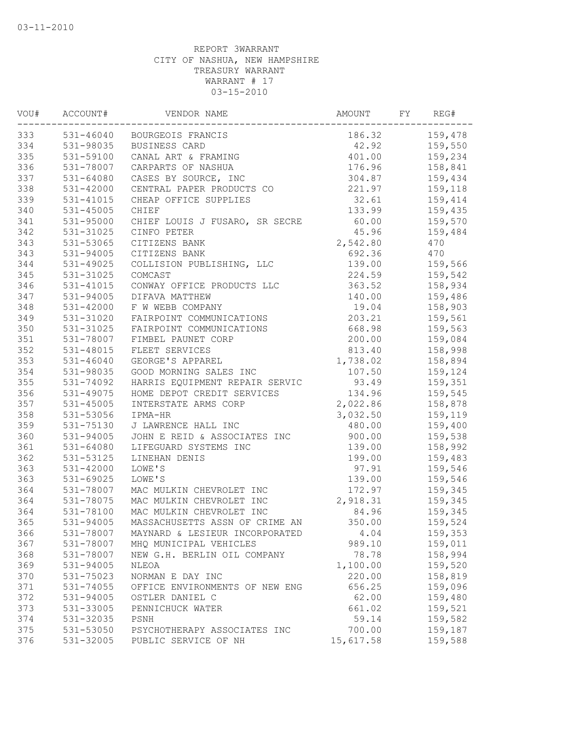03-11-2010

REPORT 3WARRANT
CITY OF NASHUA, NEW HAMPSHIRE
TREASURY WARRANT
WARRANT # 17
03-15-2010

| VOU# | ACCOUNT# | VENDOR NAME | AMOUNT | FY | REG# |
|---|---|---|---|---|---|
| 333 | 531-46040 | BOURGEOIS FRANCIS | 186.32 | | 159,478 |
| 334 | 531-98035 | BUSINESS CARD | 42.92 | | 159,550 |
| 335 | 531-59100 | CANAL ART & FRAMING | 401.00 | | 159,234 |
| 336 | 531-78007 | CARPARTS OF NASHUA | 176.96 | | 158,841 |
| 337 | 531-64080 | CASES BY SOURCE, INC | 304.87 | | 159,434 |
| 338 | 531-42000 | CENTRAL PAPER PRODUCTS CO | 221.97 | | 159,118 |
| 339 | 531-41015 | CHEAP OFFICE SUPPLIES | 32.61 | | 159,414 |
| 340 | 531-45005 | CHIEF | 133.99 | | 159,435 |
| 341 | 531-95000 | CHIEF LOUIS J FUSARO, SR SECRE | 60.00 | | 159,570 |
| 342 | 531-31025 | CINFO PETER | 45.96 | | 159,484 |
| 343 | 531-53065 | CITIZENS BANK | 2,542.80 | | 470 |
| 343 | 531-94005 | CITIZENS BANK | 692.36 | | 470 |
| 344 | 531-49025 | COLLISION PUBLISHING, LLC | 139.00 | | 159,566 |
| 345 | 531-31025 | COMCAST | 224.59 | | 159,542 |
| 346 | 531-41015 | CONWAY OFFICE PRODUCTS LLC | 363.52 | | 158,934 |
| 347 | 531-94005 | DIFAVA MATTHEW | 140.00 | | 159,486 |
| 348 | 531-42000 | F W WEBB COMPANY | 19.04 | | 158,903 |
| 349 | 531-31020 | FAIRPOINT COMMUNICATIONS | 203.21 | | 159,561 |
| 350 | 531-31025 | FAIRPOINT COMMUNICATIONS | 668.98 | | 159,563 |
| 351 | 531-78007 | FIMBEL PAUNET CORP | 200.00 | | 159,084 |
| 352 | 531-48015 | FLEET SERVICES | 813.40 | | 158,998 |
| 353 | 531-46040 | GEORGE'S APPAREL | 1,738.02 | | 158,894 |
| 354 | 531-98035 | GOOD MORNING SALES INC | 107.50 | | 159,124 |
| 355 | 531-74092 | HARRIS EQUIPMENT REPAIR SERVIC | 93.49 | | 159,351 |
| 356 | 531-49075 | HOME DEPOT CREDIT SERVICES | 134.96 | | 159,545 |
| 357 | 531-45005 | INTERSTATE ARMS CORP | 2,022.86 | | 158,878 |
| 358 | 531-53056 | IPMA-HR | 3,032.50 | | 159,119 |
| 359 | 531-75130 | J LAWRENCE HALL INC | 480.00 | | 159,400 |
| 360 | 531-94005 | JOHN E REID & ASSOCIATES INC | 900.00 | | 159,538 |
| 361 | 531-64080 | LIFEGUARD SYSTEMS INC | 139.00 | | 158,992 |
| 362 | 531-53125 | LINEHAN DENIS | 199.00 | | 159,483 |
| 363 | 531-42000 | LOWE'S | 97.91 | | 159,546 |
| 363 | 531-69025 | LOWE'S | 139.00 | | 159,546 |
| 364 | 531-78007 | MAC MULKIN CHEVROLET INC | 172.97 | | 159,345 |
| 364 | 531-78075 | MAC MULKIN CHEVROLET INC | 2,918.31 | | 159,345 |
| 364 | 531-78100 | MAC MULKIN CHEVROLET INC | 84.96 | | 159,345 |
| 365 | 531-94005 | MASSACHUSETTS ASSN OF CRIME AN | 350.00 | | 159,524 |
| 366 | 531-78007 | MAYNARD & LESIEUR INCORPORATED | 4.04 | | 159,353 |
| 367 | 531-78007 | MHQ MUNICIPAL VEHICLES | 989.10 | | 159,011 |
| 368 | 531-78007 | NEW G.H. BERLIN OIL COMPANY | 78.78 | | 158,994 |
| 369 | 531-94005 | NLEOA | 1,100.00 | | 159,520 |
| 370 | 531-75023 | NORMAN E DAY INC | 220.00 | | 158,819 |
| 371 | 531-74055 | OFFICE ENVIRONMENTS OF NEW ENG | 656.25 | | 159,096 |
| 372 | 531-94005 | OSTLER DANIEL C | 62.00 | | 159,480 |
| 373 | 531-33005 | PENNICHUCK WATER | 661.02 | | 159,521 |
| 374 | 531-32035 | PSNH | 59.14 | | 159,582 |
| 375 | 531-53050 | PSYCHOTHERAPY ASSOCIATES INC | 700.00 | | 159,187 |
| 376 | 531-32005 | PUBLIC SERVICE OF NH | 15,617.58 | | 159,588 |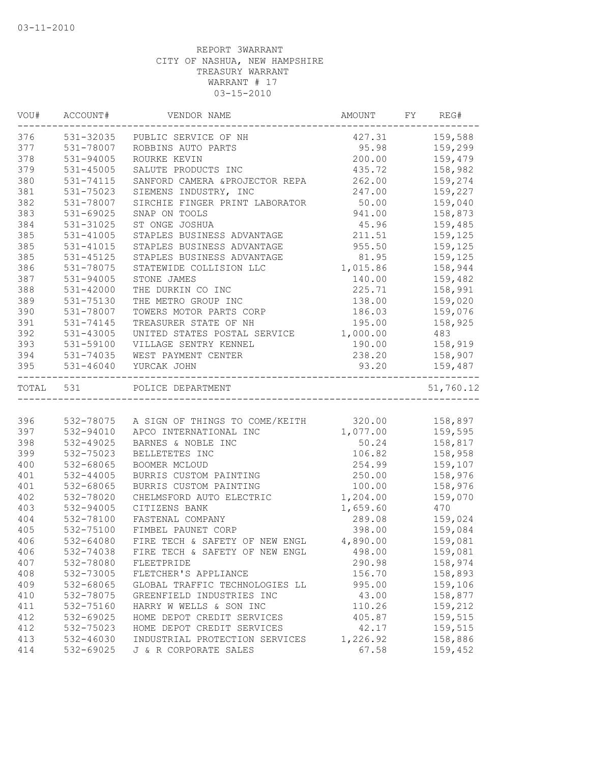03-11-2010

REPORT 3WARRANT
CITY OF NASHUA, NEW HAMPSHIRE
TREASURY WARRANT
WARRANT # 17
03-15-2010

| VOU# | ACCOUNT# | VENDOR NAME | AMOUNT | FY | REG# |
|---|---|---|---|---|---|
| 376 | 531-32035 | PUBLIC SERVICE OF NH | 427.31 | | 159,588 |
| 377 | 531-78007 | ROBBINS AUTO PARTS | 95.98 | | 159,299 |
| 378 | 531-94005 | ROURKE KEVIN | 200.00 | | 159,479 |
| 379 | 531-45005 | SALUTE PRODUCTS INC | 435.72 | | 158,982 |
| 380 | 531-74115 | SANFORD CAMERA &PROJECTOR REPA | 262.00 | | 159,274 |
| 381 | 531-75023 | SIEMENS INDUSTRY, INC | 247.00 | | 159,227 |
| 382 | 531-78007 | SIRCHIE FINGER PRINT LABORATOR | 50.00 | | 159,040 |
| 383 | 531-69025 | SNAP ON TOOLS | 941.00 | | 158,873 |
| 384 | 531-31025 | ST ONGE JOSHUA | 45.96 | | 159,485 |
| 385 | 531-41005 | STAPLES BUSINESS ADVANTAGE | 211.51 | | 159,125 |
| 385 | 531-41015 | STAPLES BUSINESS ADVANTAGE | 955.50 | | 159,125 |
| 385 | 531-45125 | STAPLES BUSINESS ADVANTAGE | 81.95 | | 159,125 |
| 386 | 531-78075 | STATEWIDE COLLISION LLC | 1,015.86 | | 158,944 |
| 387 | 531-94005 | STONE JAMES | 140.00 | | 159,482 |
| 388 | 531-42000 | THE DURKIN CO INC | 225.71 | | 158,991 |
| 389 | 531-75130 | THE METRO GROUP INC | 138.00 | | 159,020 |
| 390 | 531-78007 | TOWERS MOTOR PARTS CORP | 186.03 | | 159,076 |
| 391 | 531-74145 | TREASURER STATE OF NH | 195.00 | | 158,925 |
| 392 | 531-43005 | UNITED STATES POSTAL SERVICE | 1,000.00 | | 483 |
| 393 | 531-59100 | VILLAGE SENTRY KENNEL | 190.00 | | 158,919 |
| 394 | 531-74035 | WEST PAYMENT CENTER | 238.20 | | 158,907 |
| 395 | 531-46040 | YURCAK JOHN | 93.20 | | 159,487 |
| TOTAL | 531 | POLICE DEPARTMENT | | | 51,760.12 |
| 396 | 532-78075 | A SIGN OF THINGS TO COME/KEITH | 320.00 | | 158,897 |
| 397 | 532-94010 | APCO INTERNATIONAL INC | 1,077.00 | | 159,595 |
| 398 | 532-49025 | BARNES & NOBLE INC | 50.24 | | 158,817 |
| 399 | 532-75023 | BELLETETES INC | 106.82 | | 158,958 |
| 400 | 532-68065 | BOOMER MCLOUD | 254.99 | | 159,107 |
| 401 | 532-44005 | BURRIS CUSTOM PAINTING | 250.00 | | 158,976 |
| 401 | 532-68065 | BURRIS CUSTOM PAINTING | 100.00 | | 158,976 |
| 402 | 532-78020 | CHELMSFORD AUTO ELECTRIC | 1,204.00 | | 159,070 |
| 403 | 532-94005 | CITIZENS BANK | 1,659.60 | | 470 |
| 404 | 532-78100 | FASTENAL COMPANY | 289.08 | | 159,024 |
| 405 | 532-75100 | FIMBEL PAUNET CORP | 398.00 | | 159,084 |
| 406 | 532-64080 | FIRE TECH & SAFETY OF NEW ENGL | 4,890.00 | | 159,081 |
| 406 | 532-74038 | FIRE TECH & SAFETY OF NEW ENGL | 498.00 | | 159,081 |
| 407 | 532-78080 | FLEETPRIDE | 290.98 | | 158,974 |
| 408 | 532-73005 | FLETCHER'S APPLIANCE | 156.70 | | 158,893 |
| 409 | 532-68065 | GLOBAL TRAFFIC TECHNOLOGIES LL | 995.00 | | 159,106 |
| 410 | 532-78075 | GREENFIELD INDUSTRIES INC | 43.00 | | 158,877 |
| 411 | 532-75160 | HARRY W WELLS & SON INC | 110.26 | | 159,212 |
| 412 | 532-69025 | HOME DEPOT CREDIT SERVICES | 405.87 | | 159,515 |
| 412 | 532-75023 | HOME DEPOT CREDIT SERVICES | 42.17 | | 159,515 |
| 413 | 532-46030 | INDUSTRIAL PROTECTION SERVICES | 1,226.92 | | 158,886 |
| 414 | 532-69025 | J & R CORPORATE SALES | 67.58 | | 159,452 |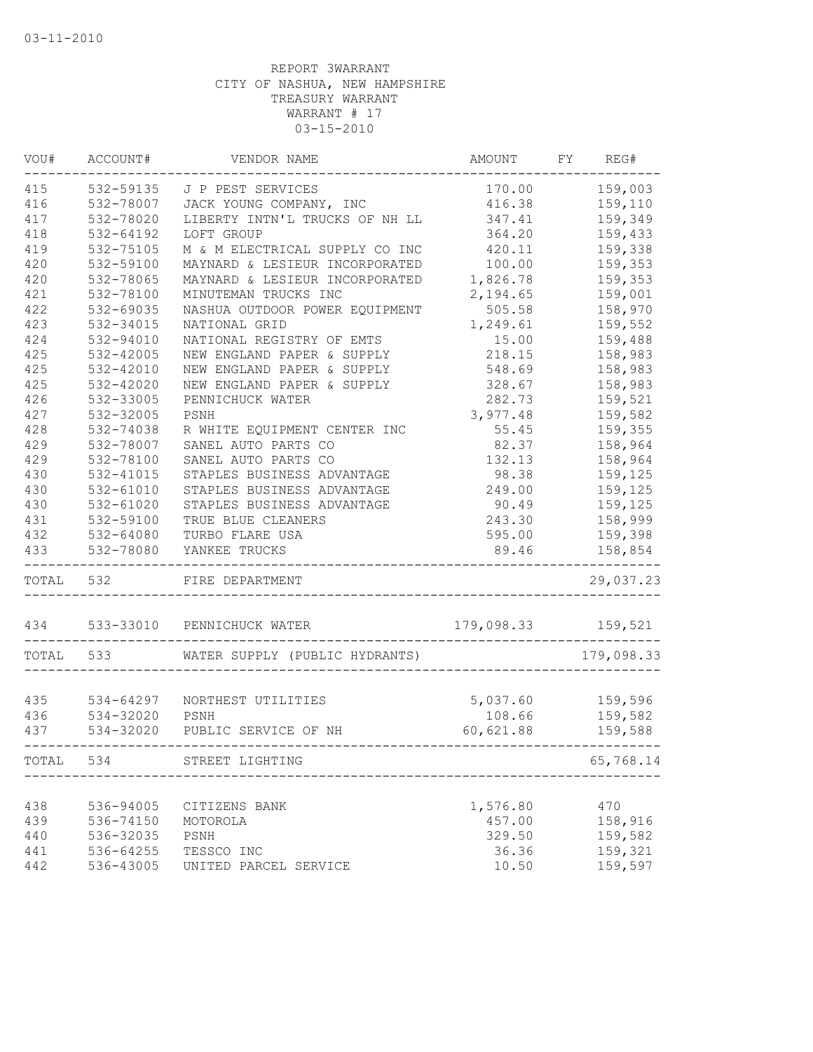03-11-2010

REPORT 3WARRANT
CITY OF NASHUA, NEW HAMPSHIRE
TREASURY WARRANT
WARRANT # 17
03-15-2010

| VOU# | ACCOUNT# | VENDOR NAME | AMOUNT | FY | REG# |
|---|---|---|---|---|---|
| 415 | 532-59135 | J P PEST SERVICES | 170.00 | | 159,003 |
| 416 | 532-78007 | JACK YOUNG COMPANY, INC | 416.38 | | 159,110 |
| 417 | 532-78020 | LIBERTY INTN'L TRUCKS OF NH LL | 347.41 | | 159,349 |
| 418 | 532-64192 | LOFT GROUP | 364.20 | | 159,433 |
| 419 | 532-75105 | M & M ELECTRICAL SUPPLY CO INC | 420.11 | | 159,338 |
| 420 | 532-59100 | MAYNARD & LESIEUR INCORPORATED | 100.00 | | 159,353 |
| 420 | 532-78065 | MAYNARD & LESIEUR INCORPORATED | 1,826.78 | | 159,353 |
| 421 | 532-78100 | MINUTEMAN TRUCKS INC | 2,194.65 | | 159,001 |
| 422 | 532-69035 | NASHUA OUTDOOR POWER EQUIPMENT | 505.58 | | 158,970 |
| 423 | 532-34015 | NATIONAL GRID | 1,249.61 | | 159,552 |
| 424 | 532-94010 | NATIONAL REGISTRY OF EMTS | 15.00 | | 159,488 |
| 425 | 532-42005 | NEW ENGLAND PAPER & SUPPLY | 218.15 | | 158,983 |
| 425 | 532-42010 | NEW ENGLAND PAPER & SUPPLY | 548.69 | | 158,983 |
| 425 | 532-42020 | NEW ENGLAND PAPER & SUPPLY | 328.67 | | 158,983 |
| 426 | 532-33005 | PENNICHUCK WATER | 282.73 | | 159,521 |
| 427 | 532-32005 | PSNH | 3,977.48 | | 159,582 |
| 428 | 532-74038 | R WHITE EQUIPMENT CENTER INC | 55.45 | | 159,355 |
| 429 | 532-78007 | SANEL AUTO PARTS CO | 82.37 | | 158,964 |
| 429 | 532-78100 | SANEL AUTO PARTS CO | 132.13 | | 158,964 |
| 430 | 532-41015 | STAPLES BUSINESS ADVANTAGE | 98.38 | | 159,125 |
| 430 | 532-61010 | STAPLES BUSINESS ADVANTAGE | 249.00 | | 159,125 |
| 430 | 532-61020 | STAPLES BUSINESS ADVANTAGE | 90.49 | | 159,125 |
| 431 | 532-59100 | TRUE BLUE CLEANERS | 243.30 | | 158,999 |
| 432 | 532-64080 | TURBO FLARE USA | 595.00 | | 159,398 |
| 433 | 532-78080 | YANKEE TRUCKS | 89.46 | | 158,854 |
| TOTAL | 532 | FIRE DEPARTMENT | | | 29,037.23 |
| 434 | 533-33010 | PENNICHUCK WATER | 179,098.33 | | 159,521 |
| TOTAL | 533 | WATER SUPPLY (PUBLIC HYDRANTS) | | | 179,098.33 |
| 435 | 534-64297 | NORTHEST UTILITIES | 5,037.60 | | 159,596 |
| 436 | 534-32020 | PSNH | 108.66 | | 159,582 |
| 437 | 534-32020 | PUBLIC SERVICE OF NH | 60,621.88 | | 159,588 |
| TOTAL | 534 | STREET LIGHTING | | | 65,768.14 |
| 438 | 536-94005 | CITIZENS BANK | 1,576.80 | | 470 |
| 439 | 536-74150 | MOTOROLA | 457.00 | | 158,916 |
| 440 | 536-32035 | PSNH | 329.50 | | 159,582 |
| 441 | 536-64255 | TESSCO INC | 36.36 | | 159,321 |
| 442 | 536-43005 | UNITED PARCEL SERVICE | 10.50 | | 159,597 |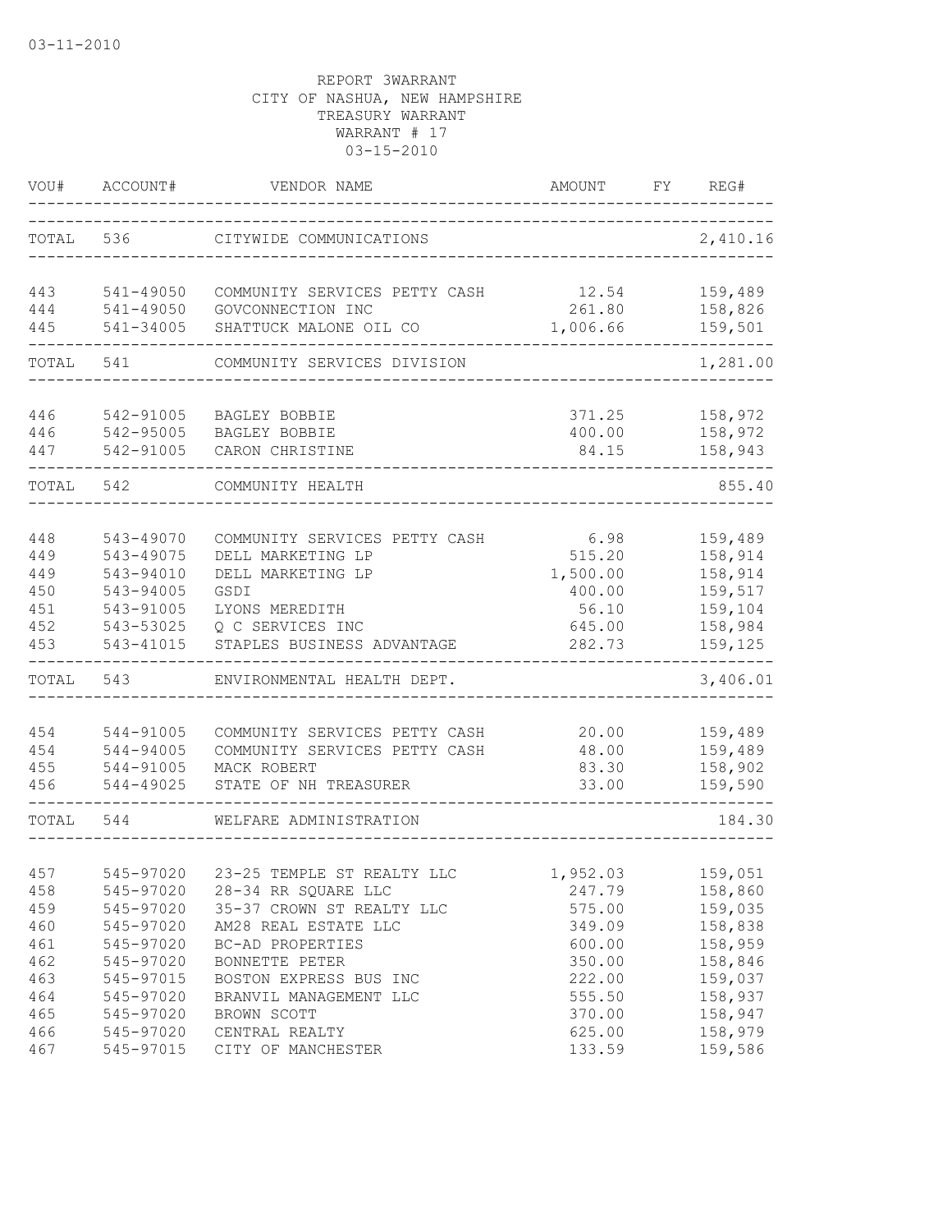03-11-2010

REPORT 3WARRANT
CITY OF NASHUA, NEW HAMPSHIRE
TREASURY WARRANT
WARRANT # 17
03-15-2010

| VOU# | ACCOUNT# | VENDOR NAME | AMOUNT | FY | REG# |
|---|---|---|---|---|---|
| TOTAL | 536 | CITYWIDE COMMUNICATIONS | | | 2,410.16 |
| 443 | 541-49050 | COMMUNITY SERVICES PETTY CASH | 12.54 | | 159,489 |
| 444 | 541-49050 | GOVCONNECTION INC | 261.80 | | 158,826 |
| 445 | 541-34005 | SHATTUCK MALONE OIL CO | 1,006.66 | | 159,501 |
| TOTAL | 541 | COMMUNITY SERVICES DIVISION | | | 1,281.00 |
| 446 | 542-91005 | BAGLEY BOBBIE | 371.25 | | 158,972 |
| 446 | 542-95005 | BAGLEY BOBBIE | 400.00 | | 158,972 |
| 447 | 542-91005 | CARON CHRISTINE | 84.15 | | 158,943 |
| TOTAL | 542 | COMMUNITY HEALTH | | | 855.40 |
| 448 | 543-49070 | COMMUNITY SERVICES PETTY CASH | 6.98 | | 159,489 |
| 449 | 543-49075 | DELL MARKETING LP | 515.20 | | 158,914 |
| 449 | 543-94010 | DELL MARKETING LP | 1,500.00 | | 158,914 |
| 450 | 543-94005 | GSDI | 400.00 | | 159,517 |
| 451 | 543-91005 | LYONS MEREDITH | 56.10 | | 159,104 |
| 452 | 543-53025 | Q C SERVICES INC | 645.00 | | 158,984 |
| 453 | 543-41015 | STAPLES BUSINESS ADVANTAGE | 282.73 | | 159,125 |
| TOTAL | 543 | ENVIRONMENTAL HEALTH DEPT. | | | 3,406.01 |
| 454 | 544-91005 | COMMUNITY SERVICES PETTY CASH | 20.00 | | 159,489 |
| 454 | 544-94005 | COMMUNITY SERVICES PETTY CASH | 48.00 | | 159,489 |
| 455 | 544-91005 | MACK ROBERT | 83.30 | | 158,902 |
| 456 | 544-49025 | STATE OF NH TREASURER | 33.00 | | 159,590 |
| TOTAL | 544 | WELFARE ADMINISTRATION | | | 184.30 |
| 457 | 545-97020 | 23-25 TEMPLE ST REALTY LLC | 1,952.03 | | 159,051 |
| 458 | 545-97020 | 28-34 RR SQUARE LLC | 247.79 | | 158,860 |
| 459 | 545-97020 | 35-37 CROWN ST REALTY LLC | 575.00 | | 159,035 |
| 460 | 545-97020 | AM28 REAL ESTATE LLC | 349.09 | | 158,838 |
| 461 | 545-97020 | BC-AD PROPERTIES | 600.00 | | 158,959 |
| 462 | 545-97020 | BONNETTE PETER | 350.00 | | 158,846 |
| 463 | 545-97015 | BOSTON EXPRESS BUS INC | 222.00 | | 159,037 |
| 464 | 545-97020 | BRANVIL MANAGEMENT LLC | 555.50 | | 158,937 |
| 465 | 545-97020 | BROWN SCOTT | 370.00 | | 158,947 |
| 466 | 545-97020 | CENTRAL REALTY | 625.00 | | 158,979 |
| 467 | 545-97015 | CITY OF MANCHESTER | 133.59 | | 159,586 |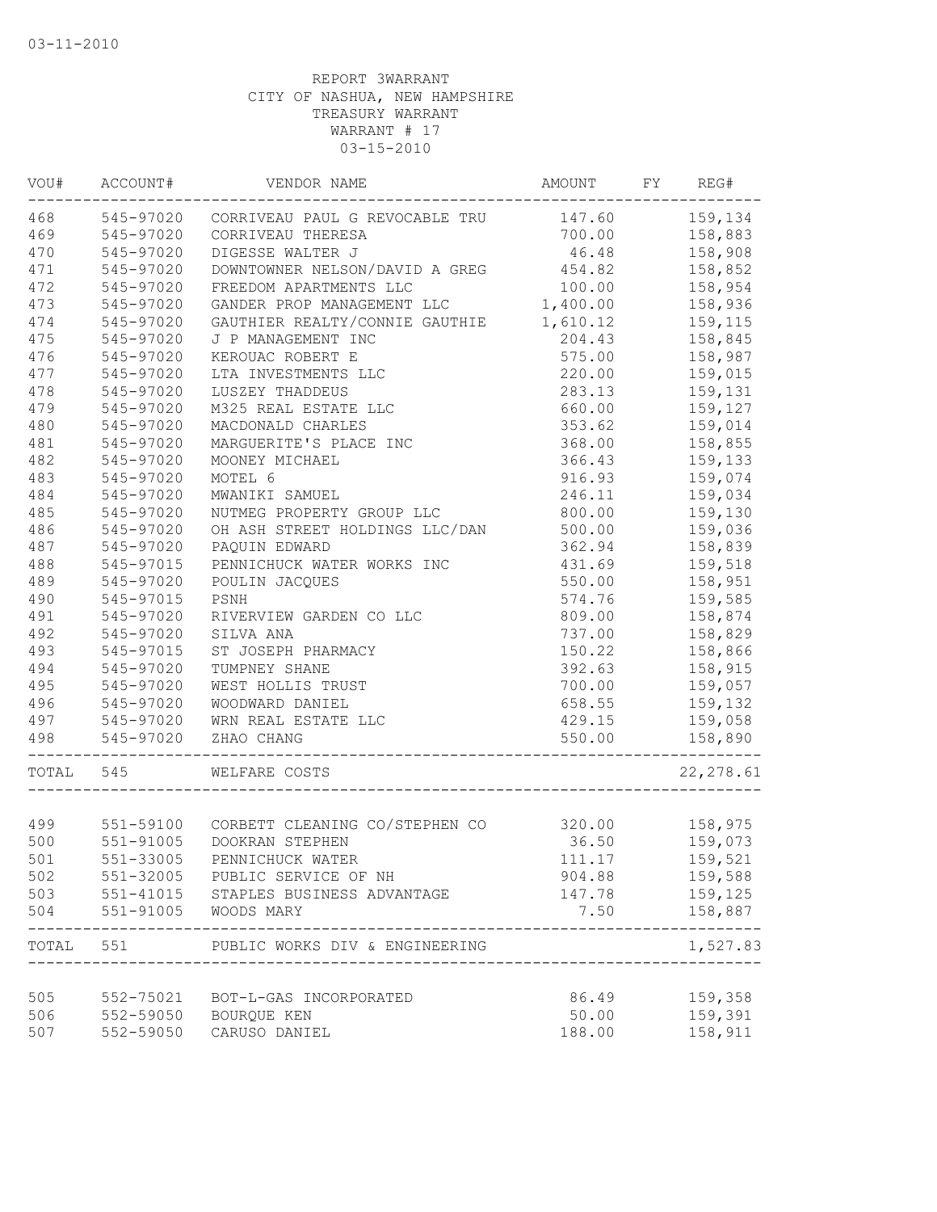03-11-2010

REPORT 3WARRANT
CITY OF NASHUA, NEW HAMPSHIRE
TREASURY WARRANT
WARRANT # 17
03-15-2010

| VOU# | ACCOUNT# | VENDOR NAME | AMOUNT | FY | REG# |
|---|---|---|---|---|---|
| 468 | 545-97020 | CORRIVEAU PAUL G REVOCABLE TRU | 147.60 | | 159,134 |
| 469 | 545-97020 | CORRIVEAU THERESA | 700.00 | | 158,883 |
| 470 | 545-97020 | DIGESSE WALTER J | 46.48 | | 158,908 |
| 471 | 545-97020 | DOWNTOWNER NELSON/DAVID A GREG | 454.82 | | 158,852 |
| 472 | 545-97020 | FREEDOM APARTMENTS LLC | 100.00 | | 158,954 |
| 473 | 545-97020 | GANDER PROP MANAGEMENT LLC | 1,400.00 | | 158,936 |
| 474 | 545-97020 | GAUTHIER REALTY/CONNIE GAUTHIE | 1,610.12 | | 159,115 |
| 475 | 545-97020 | J P MANAGEMENT INC | 204.43 | | 158,845 |
| 476 | 545-97020 | KEROUAC ROBERT E | 575.00 | | 158,987 |
| 477 | 545-97020 | LTA INVESTMENTS LLC | 220.00 | | 159,015 |
| 478 | 545-97020 | LUSZEY THADDEUS | 283.13 | | 159,131 |
| 479 | 545-97020 | M325 REAL ESTATE LLC | 660.00 | | 159,127 |
| 480 | 545-97020 | MACDONALD CHARLES | 353.62 | | 159,014 |
| 481 | 545-97020 | MARGUERITE'S PLACE INC | 368.00 | | 158,855 |
| 482 | 545-97020 | MOONEY MICHAEL | 366.43 | | 159,133 |
| 483 | 545-97020 | MOTEL 6 | 916.93 | | 159,074 |
| 484 | 545-97020 | MWANIKI SAMUEL | 246.11 | | 159,034 |
| 485 | 545-97020 | NUTMEG PROPERTY GROUP LLC | 800.00 | | 159,130 |
| 486 | 545-97020 | OH ASH STREET HOLDINGS LLC/DAN | 500.00 | | 159,036 |
| 487 | 545-97020 | PAQUIN EDWARD | 362.94 | | 158,839 |
| 488 | 545-97015 | PENNICHUCK WATER WORKS INC | 431.69 | | 159,518 |
| 489 | 545-97020 | POULIN JACQUES | 550.00 | | 158,951 |
| 490 | 545-97015 | PSNH | 574.76 | | 159,585 |
| 491 | 545-97020 | RIVERVIEW GARDEN CO LLC | 809.00 | | 158,874 |
| 492 | 545-97020 | SILVA ANA | 737.00 | | 158,829 |
| 493 | 545-97015 | ST JOSEPH PHARMACY | 150.22 | | 158,866 |
| 494 | 545-97020 | TUMPNEY SHANE | 392.63 | | 158,915 |
| 495 | 545-97020 | WEST HOLLIS TRUST | 700.00 | | 159,057 |
| 496 | 545-97020 | WOODWARD DANIEL | 658.55 | | 159,132 |
| 497 | 545-97020 | WRN REAL ESTATE LLC | 429.15 | | 159,058 |
| 498 | 545-97020 | ZHAO CHANG | 550.00 | | 158,890 |
| TOTAL | 545 | WELFARE COSTS | | | 22,278.61 |
| 499 | 551-59100 | CORBETT CLEANING CO/STEPHEN CO | 320.00 | | 158,975 |
| 500 | 551-91005 | DOOKRAN STEPHEN | 36.50 | | 159,073 |
| 501 | 551-33005 | PENNICHUCK WATER | 111.17 | | 159,521 |
| 502 | 551-32005 | PUBLIC SERVICE OF NH | 904.88 | | 159,588 |
| 503 | 551-41015 | STAPLES BUSINESS ADVANTAGE | 147.78 | | 159,125 |
| 504 | 551-91005 | WOODS MARY | 7.50 | | 158,887 |
| TOTAL | 551 | PUBLIC WORKS DIV & ENGINEERING | | | 1,527.83 |
| 505 | 552-75021 | BOT-L-GAS INCORPORATED | 86.49 | | 159,358 |
| 506 | 552-59050 | BOURQUE KEN | 50.00 | | 159,391 |
| 507 | 552-59050 | CARUSO DANIEL | 188.00 | | 158,911 |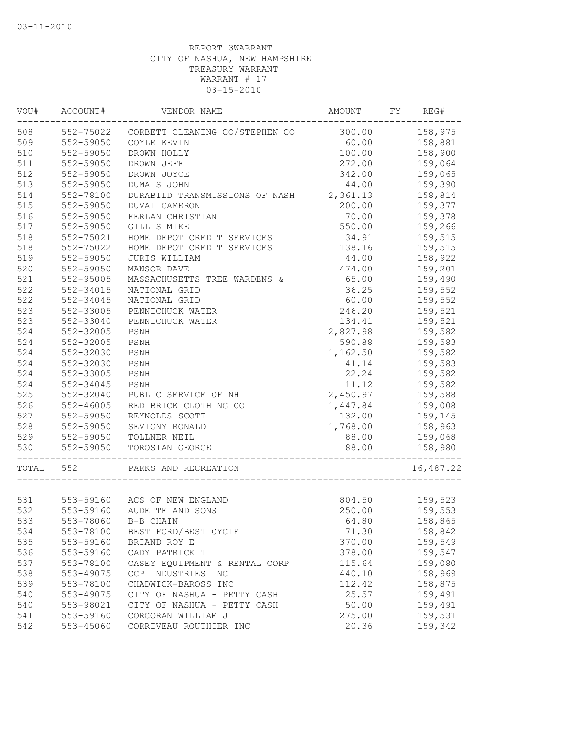03-11-2010

REPORT 3WARRANT
CITY OF NASHUA, NEW HAMPSHIRE
TREASURY WARRANT
WARRANT # 17
03-15-2010

| VOU# | ACCOUNT# | VENDOR NAME | AMOUNT | FY | REG# |
|---|---|---|---|---|---|
| 508 | 552-75022 | CORBETT CLEANING CO/STEPHEN CO | 300.00 | | 158,975 |
| 509 | 552-59050 | COYLE KEVIN | 60.00 | | 158,881 |
| 510 | 552-59050 | DROWN HOLLY | 100.00 | | 158,900 |
| 511 | 552-59050 | DROWN JEFF | 272.00 | | 159,064 |
| 512 | 552-59050 | DROWN JOYCE | 342.00 | | 159,065 |
| 513 | 552-59050 | DUMAIS JOHN | 44.00 | | 159,390 |
| 514 | 552-78100 | DURABILD TRANSMISSIONS OF NASH | 2,361.13 | | 158,814 |
| 515 | 552-59050 | DUVAL CAMERON | 200.00 | | 159,377 |
| 516 | 552-59050 | FERLAN CHRISTIAN | 70.00 | | 159,378 |
| 517 | 552-59050 | GILLIS MIKE | 550.00 | | 159,266 |
| 518 | 552-75021 | HOME DEPOT CREDIT SERVICES | 34.91 | | 159,515 |
| 518 | 552-75022 | HOME DEPOT CREDIT SERVICES | 138.16 | | 159,515 |
| 519 | 552-59050 | JURIS WILLIAM | 44.00 | | 158,922 |
| 520 | 552-59050 | MANSOR DAVE | 474.00 | | 159,201 |
| 521 | 552-95005 | MASSACHUSETTS TREE WARDENS & | 65.00 | | 159,490 |
| 522 | 552-34015 | NATIONAL GRID | 36.25 | | 159,552 |
| 522 | 552-34045 | NATIONAL GRID | 60.00 | | 159,552 |
| 523 | 552-33005 | PENNICHUCK WATER | 246.20 | | 159,521 |
| 523 | 552-33040 | PENNICHUCK WATER | 134.41 | | 159,521 |
| 524 | 552-32005 | PSNH | 2,827.98 | | 159,582 |
| 524 | 552-32005 | PSNH | 590.88 | | 159,583 |
| 524 | 552-32030 | PSNH | 1,162.50 | | 159,582 |
| 524 | 552-32030 | PSNH | 41.14 | | 159,583 |
| 524 | 552-33005 | PSNH | 22.24 | | 159,582 |
| 524 | 552-34045 | PSNH | 11.12 | | 159,582 |
| 525 | 552-32040 | PUBLIC SERVICE OF NH | 2,450.97 | | 159,588 |
| 526 | 552-46005 | RED BRICK CLOTHING CO | 1,447.84 | | 159,008 |
| 527 | 552-59050 | REYNOLDS SCOTT | 132.00 | | 159,145 |
| 528 | 552-59050 | SEVIGNY RONALD | 1,768.00 | | 158,963 |
| 529 | 552-59050 | TOLLNER NEIL | 88.00 | | 159,068 |
| 530 | 552-59050 | TOROSIAN GEORGE | 88.00 | | 158,980 |
| TOTAL | 552 | PARKS AND RECREATION | | | 16,487.22 |
| 531 | 553-59160 | ACS OF NEW ENGLAND | 804.50 | | 159,523 |
| 532 | 553-59160 | AUDETTE AND SONS | 250.00 | | 159,553 |
| 533 | 553-78060 | B-B CHAIN | 64.80 | | 158,865 |
| 534 | 553-78100 | BEST FORD/BEST CYCLE | 71.30 | | 158,842 |
| 535 | 553-59160 | BRIAND ROY E | 370.00 | | 159,549 |
| 536 | 553-59160 | CADY PATRICK T | 378.00 | | 159,547 |
| 537 | 553-78100 | CASEY EQUIPMENT & RENTAL CORP | 115.64 | | 159,080 |
| 538 | 553-49075 | CCP INDUSTRIES INC | 440.10 | | 158,969 |
| 539 | 553-78100 | CHADWICK-BAROSS INC | 112.42 | | 158,875 |
| 540 | 553-49075 | CITY OF NASHUA - PETTY CASH | 25.57 | | 159,491 |
| 540 | 553-98021 | CITY OF NASHUA - PETTY CASH | 50.00 | | 159,491 |
| 541 | 553-59160 | CORCORAN WILLIAM J | 275.00 | | 159,531 |
| 542 | 553-45060 | CORRIVEAU ROUTHIER INC | 20.36 | | 159,342 |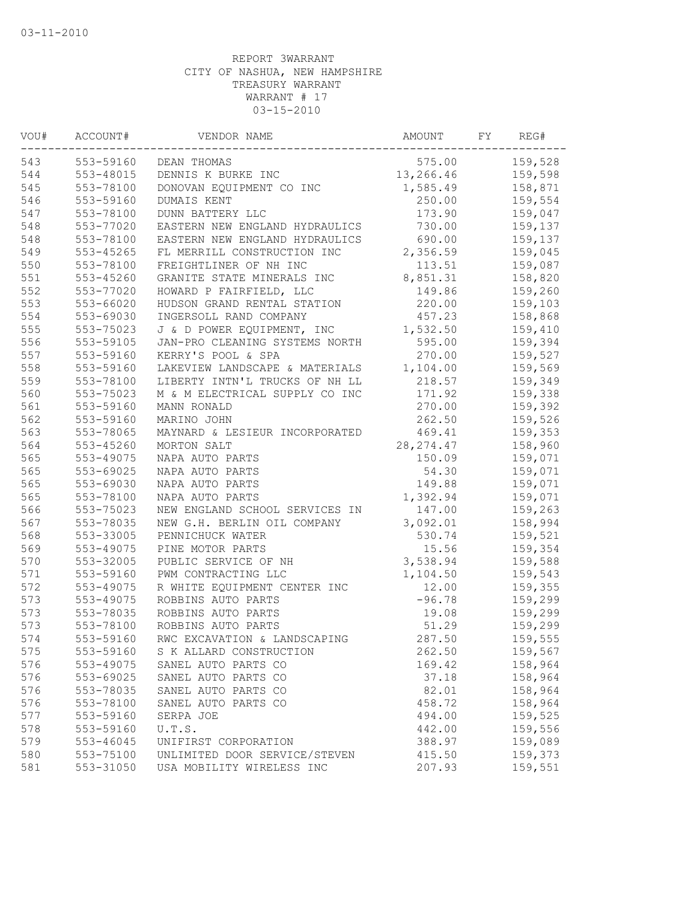03-11-2010

REPORT 3WARRANT
CITY OF NASHUA, NEW HAMPSHIRE
TREASURY WARRANT
WARRANT # 17
03-15-2010

| VOU# | ACCOUNT# | VENDOR NAME | AMOUNT | FY | REG# |
|---|---|---|---|---|---|
| 543 | 553-59160 | DEAN THOMAS | 575.00 | | 159,528 |
| 544 | 553-48015 | DENNIS K BURKE INC | 13,266.46 | | 159,598 |
| 545 | 553-78100 | DONOVAN EQUIPMENT CO INC | 1,585.49 | | 158,871 |
| 546 | 553-59160 | DUMAIS KENT | 250.00 | | 159,554 |
| 547 | 553-78100 | DUNN BATTERY LLC | 173.90 | | 159,047 |
| 548 | 553-77020 | EASTERN NEW ENGLAND HYDRAULICS | 730.00 | | 159,137 |
| 548 | 553-78100 | EASTERN NEW ENGLAND HYDRAULICS | 690.00 | | 159,137 |
| 549 | 553-45265 | FL MERRILL CONSTRUCTION INC | 2,356.59 | | 159,045 |
| 550 | 553-78100 | FREIGHTLINER OF NH INC | 113.51 | | 159,087 |
| 551 | 553-45260 | GRANITE STATE MINERALS INC | 8,851.31 | | 158,820 |
| 552 | 553-77020 | HOWARD P FAIRFIELD, LLC | 149.86 | | 159,260 |
| 553 | 553-66020 | HUDSON GRAND RENTAL STATION | 220.00 | | 159,103 |
| 554 | 553-69030 | INGERSOLL RAND COMPANY | 457.23 | | 158,868 |
| 555 | 553-75023 | J & D POWER EQUIPMENT, INC | 1,532.50 | | 159,410 |
| 556 | 553-59105 | JAN-PRO CLEANING SYSTEMS NORTH | 595.00 | | 159,394 |
| 557 | 553-59160 | KERRY'S POOL & SPA | 270.00 | | 159,527 |
| 558 | 553-59160 | LAKEVIEW LANDSCAPE & MATERIALS | 1,104.00 | | 159,569 |
| 559 | 553-78100 | LIBERTY INTN'L TRUCKS OF NH LL | 218.57 | | 159,349 |
| 560 | 553-75023 | M & M ELECTRICAL SUPPLY CO INC | 171.92 | | 159,338 |
| 561 | 553-59160 | MANN RONALD | 270.00 | | 159,392 |
| 562 | 553-59160 | MARINO JOHN | 262.50 | | 159,526 |
| 563 | 553-78065 | MAYNARD & LESIEUR INCORPORATED | 469.41 | | 159,353 |
| 564 | 553-45260 | MORTON SALT | 28,274.47 | | 158,960 |
| 565 | 553-49075 | NAPA AUTO PARTS | 150.09 | | 159,071 |
| 565 | 553-69025 | NAPA AUTO PARTS | 54.30 | | 159,071 |
| 565 | 553-69030 | NAPA AUTO PARTS | 149.88 | | 159,071 |
| 565 | 553-78100 | NAPA AUTO PARTS | 1,392.94 | | 159,071 |
| 566 | 553-75023 | NEW ENGLAND SCHOOL SERVICES IN | 147.00 | | 159,263 |
| 567 | 553-78035 | NEW G.H. BERLIN OIL COMPANY | 3,092.01 | | 158,994 |
| 568 | 553-33005 | PENNICHUCK WATER | 530.74 | | 159,521 |
| 569 | 553-49075 | PINE MOTOR PARTS | 15.56 | | 159,354 |
| 570 | 553-32005 | PUBLIC SERVICE OF NH | 3,538.94 | | 159,588 |
| 571 | 553-59160 | PWM CONTRACTING LLC | 1,104.50 | | 159,543 |
| 572 | 553-49075 | R WHITE EQUIPMENT CENTER INC | 12.00 | | 159,355 |
| 573 | 553-49075 | ROBBINS AUTO PARTS | -96.78 | | 159,299 |
| 573 | 553-78035 | ROBBINS AUTO PARTS | 19.08 | | 159,299 |
| 573 | 553-78100 | ROBBINS AUTO PARTS | 51.29 | | 159,299 |
| 574 | 553-59160 | RWC EXCAVATION & LANDSCAPING | 287.50 | | 159,555 |
| 575 | 553-59160 | S K ALLARD CONSTRUCTION | 262.50 | | 159,567 |
| 576 | 553-49075 | SANEL AUTO PARTS CO | 169.42 | | 158,964 |
| 576 | 553-69025 | SANEL AUTO PARTS CO | 37.18 | | 158,964 |
| 576 | 553-78035 | SANEL AUTO PARTS CO | 82.01 | | 158,964 |
| 576 | 553-78100 | SANEL AUTO PARTS CO | 458.72 | | 158,964 |
| 577 | 553-59160 | SERPA JOE | 494.00 | | 159,525 |
| 578 | 553-59160 | U.T.S. | 442.00 | | 159,556 |
| 579 | 553-46045 | UNIFIRST CORPORATION | 388.97 | | 159,089 |
| 580 | 553-75100 | UNLIMITED DOOR SERVICE/STEVEN | 415.50 | | 159,373 |
| 581 | 553-31050 | USA MOBILITY WIRELESS INC | 207.93 | | 159,551 |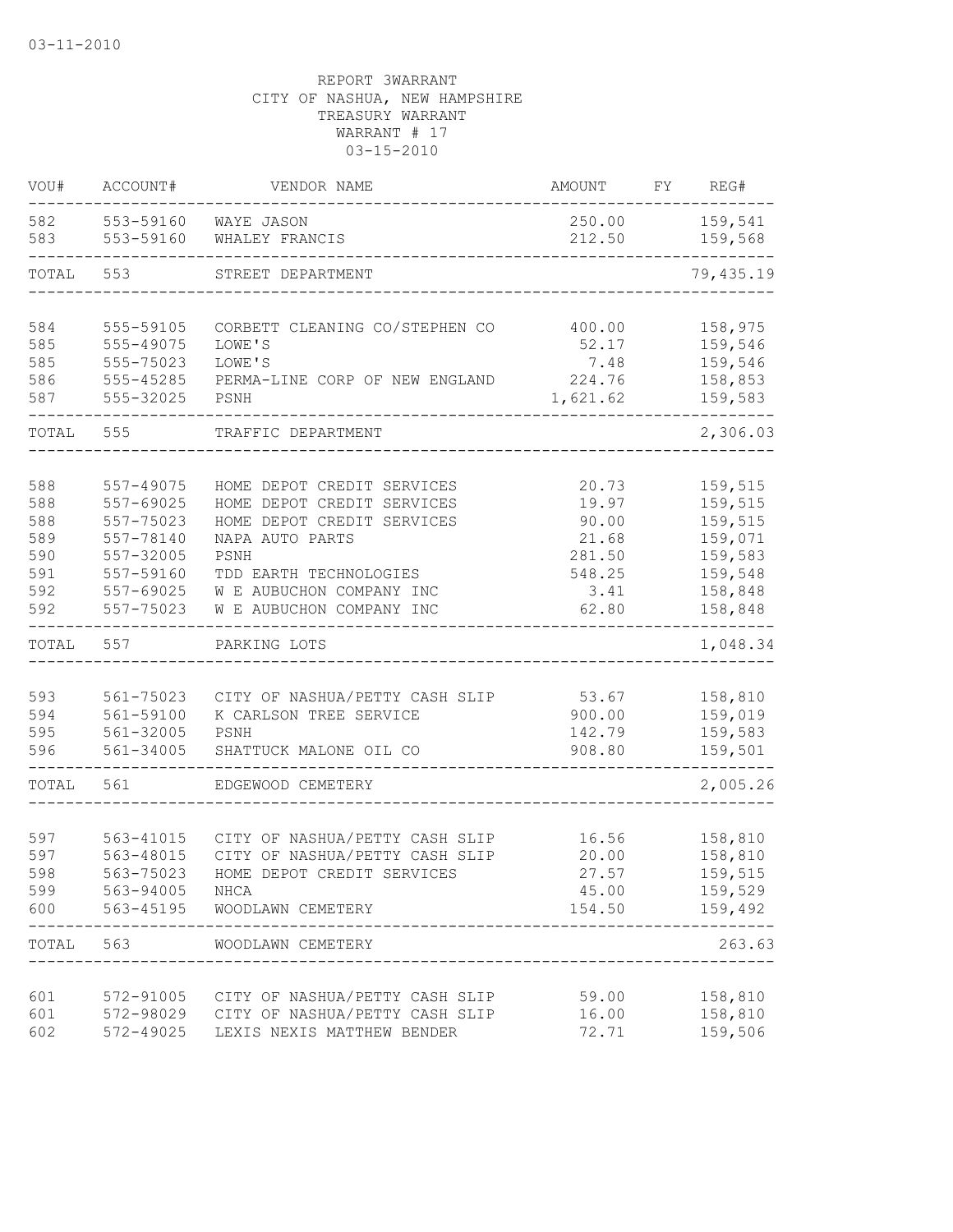03-11-2010

REPORT 3WARRANT
CITY OF NASHUA, NEW HAMPSHIRE
TREASURY WARRANT
WARRANT # 17
03-15-2010

| VOU# | ACCOUNT# | VENDOR NAME | AMOUNT | FY | REG# |
|---|---|---|---|---|---|
| 582 | 553-59160 | WAYE JASON | 250.00 | | 159,541 |
| 583 | 553-59160 | WHALEY FRANCIS | 212.50 | | 159,568 |
| TOTAL | 553 | STREET DEPARTMENT | | | 79,435.19 |
| 584 | 555-59105 | CORBETT CLEANING CO/STEPHEN CO | 400.00 | | 158,975 |
| 585 | 555-49075 | LOWE'S | 52.17 | | 159,546 |
| 585 | 555-75023 | LOWE'S | 7.48 | | 159,546 |
| 586 | 555-45285 | PERMA-LINE CORP OF NEW ENGLAND | 224.76 | | 158,853 |
| 587 | 555-32025 | PSNH | 1,621.62 | | 159,583 |
| TOTAL | 555 | TRAFFIC DEPARTMENT | | | 2,306.03 |
| 588 | 557-49075 | HOME DEPOT CREDIT SERVICES | 20.73 | | 159,515 |
| 588 | 557-69025 | HOME DEPOT CREDIT SERVICES | 19.97 | | 159,515 |
| 588 | 557-75023 | HOME DEPOT CREDIT SERVICES | 90.00 | | 159,515 |
| 589 | 557-78140 | NAPA AUTO PARTS | 21.68 | | 159,071 |
| 590 | 557-32005 | PSNH | 281.50 | | 159,583 |
| 591 | 557-59160 | TDD EARTH TECHNOLOGIES | 548.25 | | 159,548 |
| 592 | 557-69025 | W E AUBUCHON COMPANY INC | 3.41 | | 158,848 |
| 592 | 557-75023 | W E AUBUCHON COMPANY INC | 62.80 | | 158,848 |
| TOTAL | 557 | PARKING LOTS | | | 1,048.34 |
| 593 | 561-75023 | CITY OF NASHUA/PETTY CASH SLIP | 53.67 | | 158,810 |
| 594 | 561-59100 | K CARLSON TREE SERVICE | 900.00 | | 159,019 |
| 595 | 561-32005 | PSNH | 142.79 | | 159,583 |
| 596 | 561-34005 | SHATTUCK MALONE OIL CO | 908.80 | | 159,501 |
| TOTAL | 561 | EDGEWOOD CEMETERY | | | 2,005.26 |
| 597 | 563-41015 | CITY OF NASHUA/PETTY CASH SLIP | 16.56 | | 158,810 |
| 597 | 563-48015 | CITY OF NASHUA/PETTY CASH SLIP | 20.00 | | 158,810 |
| 598 | 563-75023 | HOME DEPOT CREDIT SERVICES | 27.57 | | 159,515 |
| 599 | 563-94005 | NHCA | 45.00 | | 159,529 |
| 600 | 563-45195 | WOODLAWN CEMETERY | 154.50 | | 159,492 |
| TOTAL | 563 | WOODLAWN CEMETERY | | | 263.63 |
| 601 | 572-91005 | CITY OF NASHUA/PETTY CASH SLIP | 59.00 | | 158,810 |
| 601 | 572-98029 | CITY OF NASHUA/PETTY CASH SLIP | 16.00 | | 158,810 |
| 602 | 572-49025 | LEXIS NEXIS MATTHEW BENDER | 72.71 | | 159,506 |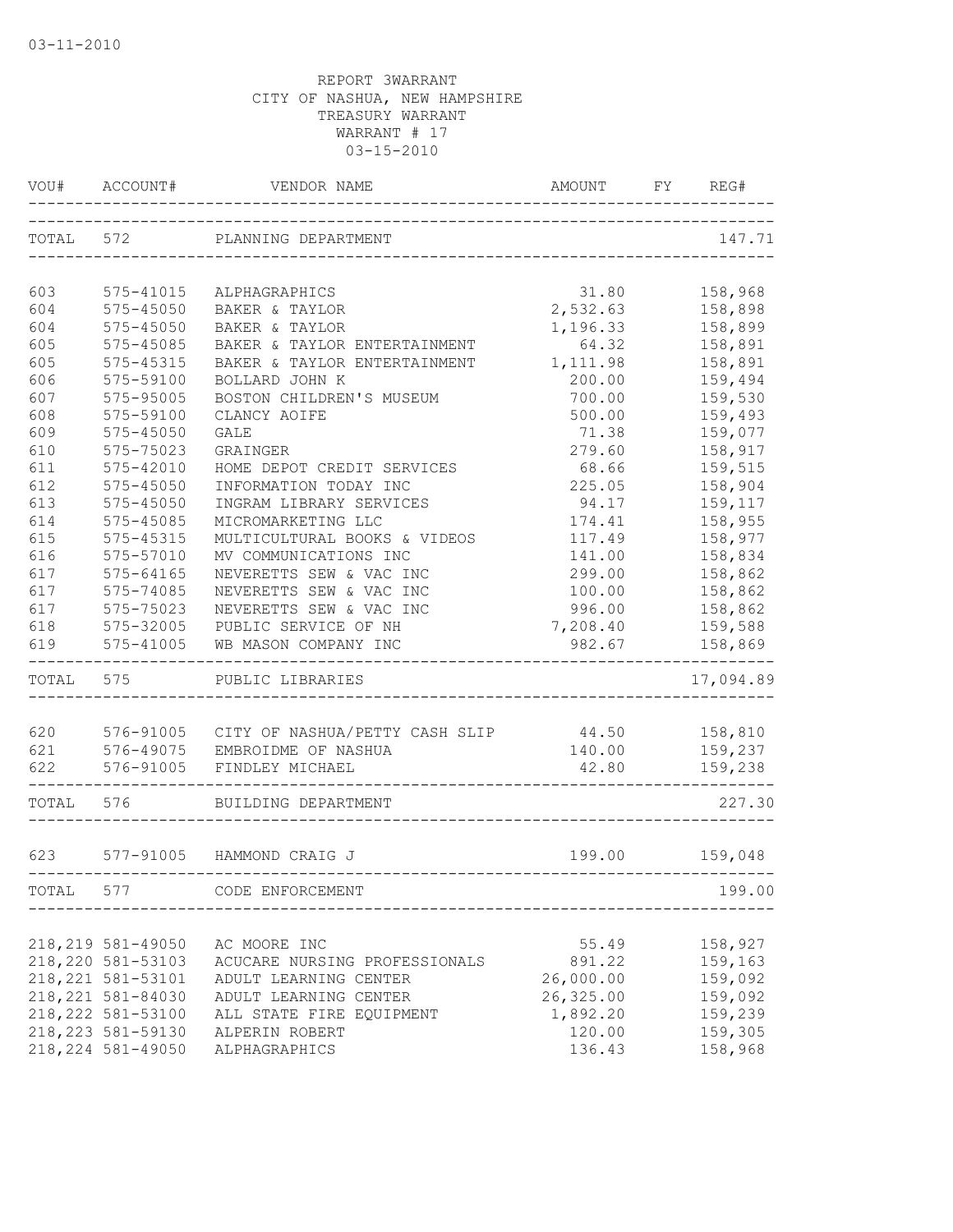03-11-2010

REPORT 3WARRANT
CITY OF NASHUA, NEW HAMPSHIRE
TREASURY WARRANT
WARRANT # 17
03-15-2010

| VOU# | ACCOUNT# | VENDOR NAME | AMOUNT | FY | REG# |
|---|---|---|---|---|---|
| TOTAL | 572 | PLANNING DEPARTMENT | | | 147.71 |
| 603 | 575-41015 | ALPHAGRAPHICS | 31.80 | | 158,968 |
| 604 | 575-45050 | BAKER & TAYLOR | 2,532.63 | | 158,898 |
| 604 | 575-45050 | BAKER & TAYLOR | 1,196.33 | | 158,899 |
| 605 | 575-45085 | BAKER & TAYLOR ENTERTAINMENT | 64.32 | | 158,891 |
| 605 | 575-45315 | BAKER & TAYLOR ENTERTAINMENT | 1,111.98 | | 158,891 |
| 606 | 575-59100 | BOLLARD JOHN K | 200.00 | | 159,494 |
| 607 | 575-95005 | BOSTON CHILDREN'S MUSEUM | 700.00 | | 159,530 |
| 608 | 575-59100 | CLANCY AOIFE | 500.00 | | 159,493 |
| 609 | 575-45050 | GALE | 71.38 | | 159,077 |
| 610 | 575-75023 | GRAINGER | 279.60 | | 158,917 |
| 611 | 575-42010 | HOME DEPOT CREDIT SERVICES | 68.66 | | 159,515 |
| 612 | 575-45050 | INFORMATION TODAY INC | 225.05 | | 158,904 |
| 613 | 575-45050 | INGRAM LIBRARY SERVICES | 94.17 | | 159,117 |
| 614 | 575-45085 | MICROMARKETING LLC | 174.41 | | 158,955 |
| 615 | 575-45315 | MULTICULTURAL BOOKS & VIDEOS | 117.49 | | 158,977 |
| 616 | 575-57010 | MV COMMUNICATIONS INC | 141.00 | | 158,834 |
| 617 | 575-64165 | NEVERETTS SEW & VAC INC | 299.00 | | 158,862 |
| 617 | 575-74085 | NEVERETTS SEW & VAC INC | 100.00 | | 158,862 |
| 617 | 575-75023 | NEVERETTS SEW & VAC INC | 996.00 | | 158,862 |
| 618 | 575-32005 | PUBLIC SERVICE OF NH | 7,208.40 | | 159,588 |
| 619 | 575-41005 | WB MASON COMPANY INC | 982.67 | | 158,869 |
| TOTAL | 575 | PUBLIC LIBRARIES | | | 17,094.89 |
| 620 | 576-91005 | CITY OF NASHUA/PETTY CASH SLIP | 44.50 | | 158,810 |
| 621 | 576-49075 | EMBROIDME OF NASHUA | 140.00 | | 159,237 |
| 622 | 576-91005 | FINDLEY MICHAEL | 42.80 | | 159,238 |
| TOTAL | 576 | BUILDING DEPARTMENT | | | 227.30 |
| 623 | 577-91005 | HAMMOND CRAIG J | 199.00 | | 159,048 |
| TOTAL | 577 | CODE ENFORCEMENT | | | 199.00 |
| 218,219 | 581-49050 | AC MOORE INC | 55.49 | | 158,927 |
| 218,220 | 581-53103 | ACUCARE NURSING PROFESSIONALS | 891.22 | | 159,163 |
| 218,221 | 581-53101 | ADULT LEARNING CENTER | 26,000.00 | | 159,092 |
| 218,221 | 581-84030 | ADULT LEARNING CENTER | 26,325.00 | | 159,092 |
| 218,222 | 581-53100 | ALL STATE FIRE EQUIPMENT | 1,892.20 | | 159,239 |
| 218,223 | 581-59130 | ALPERIN ROBERT | 120.00 | | 159,305 |
| 218,224 | 581-49050 | ALPHAGRAPHICS | 136.43 | | 158,968 |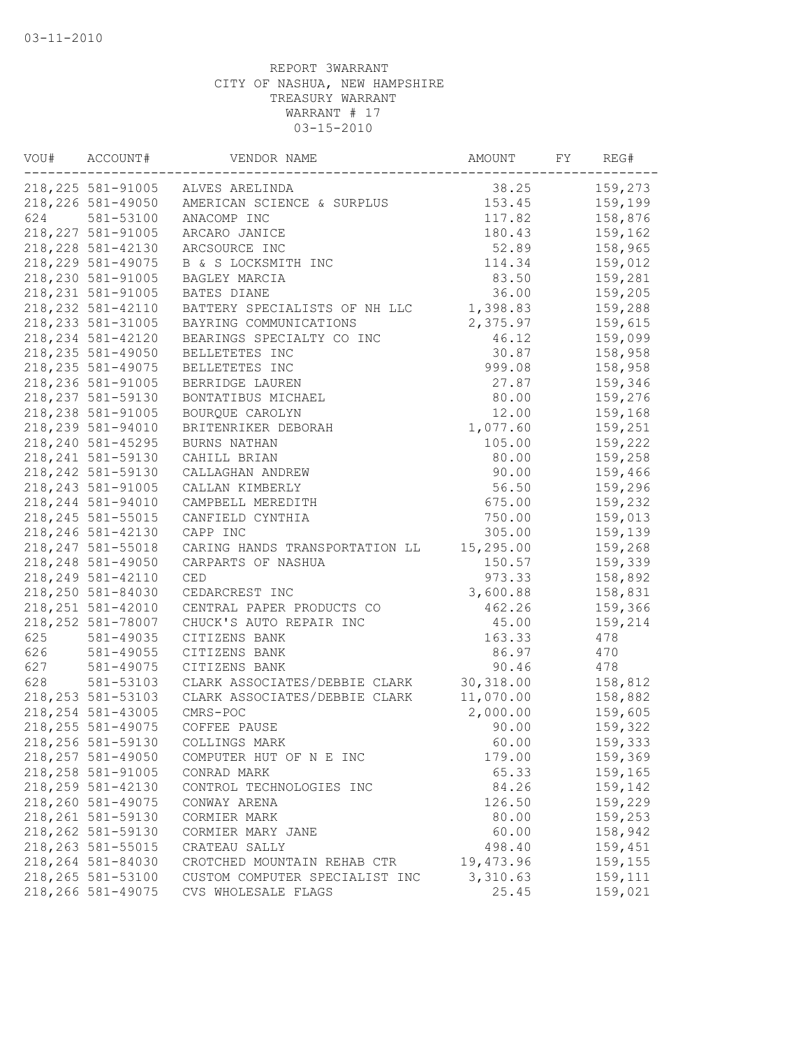03-11-2010

REPORT 3WARRANT
CITY OF NASHUA, NEW HAMPSHIRE
TREASURY WARRANT
WARRANT # 17
03-15-2010

| VOU# | ACCOUNT# | VENDOR NAME | AMOUNT | FY | REG# |
|---|---|---|---|---|---|
| 218,225 | 581-91005 | ALVES ARELINDA | 38.25 | | 159,273 |
| 218,226 | 581-49050 | AMERICAN SCIENCE & SURPLUS | 153.45 | | 159,199 |
| 624 | 581-53100 | ANACOMP INC | 117.82 | | 158,876 |
| 218,227 | 581-91005 | ARCARO JANICE | 180.43 | | 159,162 |
| 218,228 | 581-42130 | ARCSOURCE INC | 52.89 | | 158,965 |
| 218,229 | 581-49075 | B & S LOCKSMITH INC | 114.34 | | 159,012 |
| 218,230 | 581-91005 | BAGLEY MARCIA | 83.50 | | 159,281 |
| 218,231 | 581-91005 | BATES DIANE | 36.00 | | 159,205 |
| 218,232 | 581-42110 | BATTERY SPECIALISTS OF NH LLC | 1,398.83 | | 159,288 |
| 218,233 | 581-31005 | BAYRING COMMUNICATIONS | 2,375.97 | | 159,615 |
| 218,234 | 581-42120 | BEARINGS SPECIALTY CO INC | 46.12 | | 159,099 |
| 218,235 | 581-49050 | BELLETETES INC | 30.87 | | 158,958 |
| 218,235 | 581-49075 | BELLETETES INC | 999.08 | | 158,958 |
| 218,236 | 581-91005 | BERRIDGE LAUREN | 27.87 | | 159,346 |
| 218,237 | 581-59130 | BONTATIBUS MICHAEL | 80.00 | | 159,276 |
| 218,238 | 581-91005 | BOURQUE CAROLYN | 12.00 | | 159,168 |
| 218,239 | 581-94010 | BRITENRIKER DEBORAH | 1,077.60 | | 159,251 |
| 218,240 | 581-45295 | BURNS NATHAN | 105.00 | | 159,222 |
| 218,241 | 581-59130 | CAHILL BRIAN | 80.00 | | 159,258 |
| 218,242 | 581-59130 | CALLAGHAN ANDREW | 90.00 | | 159,466 |
| 218,243 | 581-91005 | CALLAN KIMBERLY | 56.50 | | 159,296 |
| 218,244 | 581-94010 | CAMPBELL MEREDITH | 675.00 | | 159,232 |
| 218,245 | 581-55015 | CANFIELD CYNTHIA | 750.00 | | 159,013 |
| 218,246 | 581-42130 | CAPP INC | 305.00 | | 159,139 |
| 218,247 | 581-55018 | CARING HANDS TRANSPORTATION LL | 15,295.00 | | 159,268 |
| 218,248 | 581-49050 | CARPARTS OF NASHUA | 150.57 | | 159,339 |
| 218,249 | 581-42110 | CED | 973.33 | | 158,892 |
| 218,250 | 581-84030 | CEDARCREST INC | 3,600.88 | | 158,831 |
| 218,251 | 581-42010 | CENTRAL PAPER PRODUCTS CO | 462.26 | | 159,366 |
| 218,252 | 581-78007 | CHUCK'S AUTO REPAIR INC | 45.00 | | 159,214 |
| 625 | 581-49035 | CITIZENS BANK | 163.33 | | 478 |
| 626 | 581-49055 | CITIZENS BANK | 86.97 | | 470 |
| 627 | 581-49075 | CITIZENS BANK | 90.46 | | 478 |
| 628 | 581-53103 | CLARK ASSOCIATES/DEBBIE CLARK | 30,318.00 | | 158,812 |
| 218,253 | 581-53103 | CLARK ASSOCIATES/DEBBIE CLARK | 11,070.00 | | 158,882 |
| 218,254 | 581-43005 | CMRS-POC | 2,000.00 | | 159,605 |
| 218,255 | 581-49075 | COFFEE PAUSE | 90.00 | | 159,322 |
| 218,256 | 581-59130 | COLLINGS MARK | 60.00 | | 159,333 |
| 218,257 | 581-49050 | COMPUTER HUT OF N E INC | 179.00 | | 159,369 |
| 218,258 | 581-91005 | CONRAD MARK | 65.33 | | 159,165 |
| 218,259 | 581-42130 | CONTROL TECHNOLOGIES INC | 84.26 | | 159,142 |
| 218,260 | 581-49075 | CONWAY ARENA | 126.50 | | 159,229 |
| 218,261 | 581-59130 | CORMIER MARK | 80.00 | | 159,253 |
| 218,262 | 581-59130 | CORMIER MARY JANE | 60.00 | | 158,942 |
| 218,263 | 581-55015 | CRATEAU SALLY | 498.40 | | 159,451 |
| 218,264 | 581-84030 | CROTCHED MOUNTAIN REHAB CTR | 19,473.96 | | 159,155 |
| 218,265 | 581-53100 | CUSTOM COMPUTER SPECIALIST INC | 3,310.63 | | 159,111 |
| 218,266 | 581-49075 | CVS WHOLESALE FLAGS | 25.45 | | 159,021 |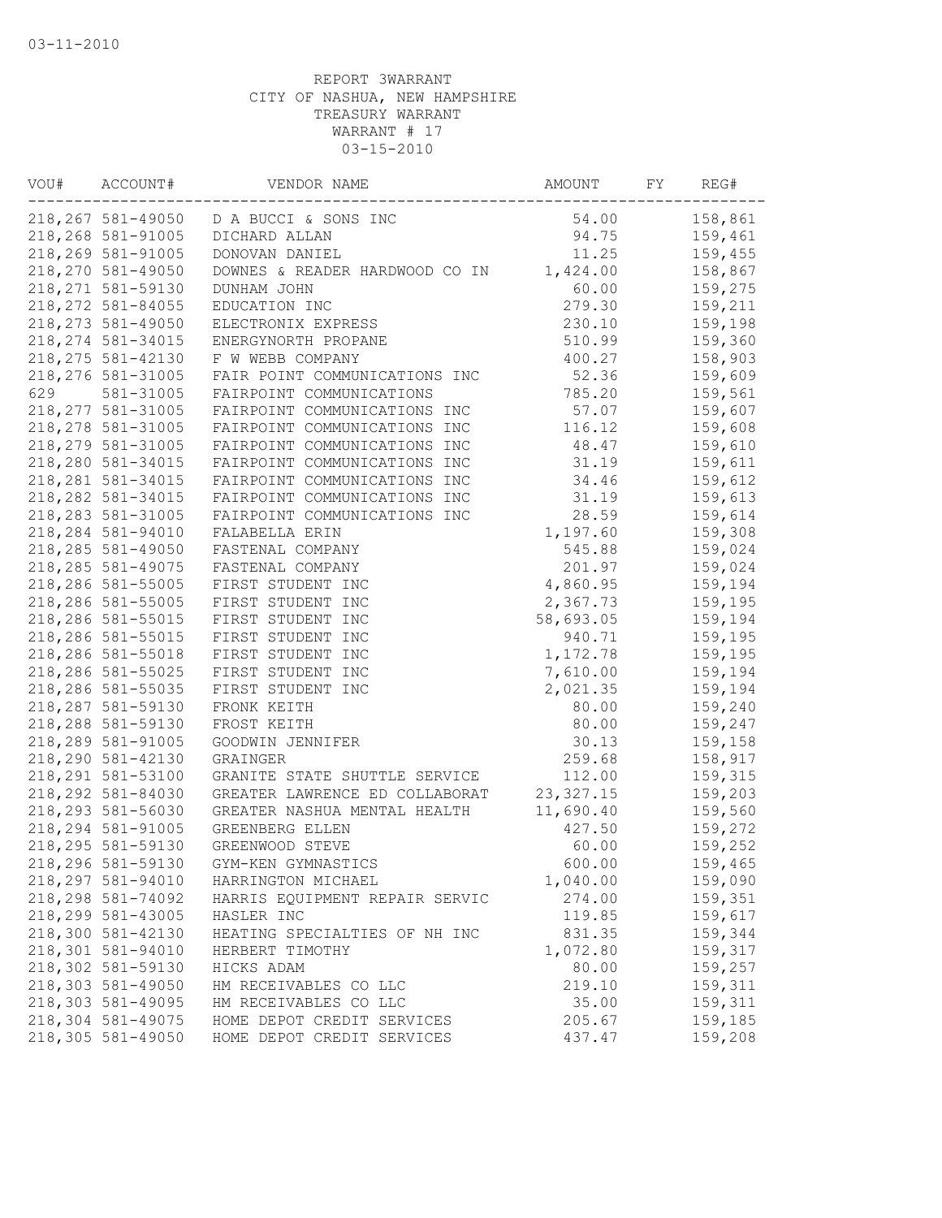03-11-2010

REPORT 3WARRANT
CITY OF NASHUA, NEW HAMPSHIRE
TREASURY WARRANT
WARRANT # 17
03-15-2010

| VOU# | ACCOUNT# | VENDOR NAME | AMOUNT | FY | REG# |
|---|---|---|---|---|---|
| 218,267 | 581-49050 | D A BUCCI & SONS INC | 54.00 | | 158,861 |
| 218,268 | 581-91005 | DICHARD ALLAN | 94.75 | | 159,461 |
| 218,269 | 581-91005 | DONOVAN DANIEL | 11.25 | | 159,455 |
| 218,270 | 581-49050 | DOWNES & READER HARDWOOD CO IN | 1,424.00 | | 158,867 |
| 218,271 | 581-59130 | DUNHAM JOHN | 60.00 | | 159,275 |
| 218,272 | 581-84055 | EDUCATION INC | 279.30 | | 159,211 |
| 218,273 | 581-49050 | ELECTRONIX EXPRESS | 230.10 | | 159,198 |
| 218,274 | 581-34015 | ENERGYNORTH PROPANE | 510.99 | | 159,360 |
| 218,275 | 581-42130 | F W WEBB COMPANY | 400.27 | | 158,903 |
| 218,276 | 581-31005 | FAIR POINT COMMUNICATIONS INC | 52.36 | | 159,609 |
| 629 | 581-31005 | FAIRPOINT COMMUNICATIONS | 785.20 | | 159,561 |
| 218,277 | 581-31005 | FAIRPOINT COMMUNICATIONS INC | 57.07 | | 159,607 |
| 218,278 | 581-31005 | FAIRPOINT COMMUNICATIONS INC | 116.12 | | 159,608 |
| 218,279 | 581-31005 | FAIRPOINT COMMUNICATIONS INC | 48.47 | | 159,610 |
| 218,280 | 581-34015 | FAIRPOINT COMMUNICATIONS INC | 31.19 | | 159,611 |
| 218,281 | 581-34015 | FAIRPOINT COMMUNICATIONS INC | 34.46 | | 159,612 |
| 218,282 | 581-34015 | FAIRPOINT COMMUNICATIONS INC | 31.19 | | 159,613 |
| 218,283 | 581-31005 | FAIRPOINT COMMUNICATIONS INC | 28.59 | | 159,614 |
| 218,284 | 581-94010 | FALABELLA ERIN | 1,197.60 | | 159,308 |
| 218,285 | 581-49050 | FASTENAL COMPANY | 545.88 | | 159,024 |
| 218,285 | 581-49075 | FASTENAL COMPANY | 201.97 | | 159,024 |
| 218,286 | 581-55005 | FIRST STUDENT INC | 4,860.95 | | 159,194 |
| 218,286 | 581-55005 | FIRST STUDENT INC | 2,367.73 | | 159,195 |
| 218,286 | 581-55015 | FIRST STUDENT INC | 58,693.05 | | 159,194 |
| 218,286 | 581-55015 | FIRST STUDENT INC | 940.71 | | 159,195 |
| 218,286 | 581-55018 | FIRST STUDENT INC | 1,172.78 | | 159,195 |
| 218,286 | 581-55025 | FIRST STUDENT INC | 7,610.00 | | 159,194 |
| 218,286 | 581-55035 | FIRST STUDENT INC | 2,021.35 | | 159,194 |
| 218,287 | 581-59130 | FRONK KEITH | 80.00 | | 159,240 |
| 218,288 | 581-59130 | FROST KEITH | 80.00 | | 159,247 |
| 218,289 | 581-91005 | GOODWIN JENNIFER | 30.13 | | 159,158 |
| 218,290 | 581-42130 | GRAINGER | 259.68 | | 158,917 |
| 218,291 | 581-53100 | GRANITE STATE SHUTTLE SERVICE | 112.00 | | 159,315 |
| 218,292 | 581-84030 | GREATER LAWRENCE ED COLLABORAT | 23,327.15 | | 159,203 |
| 218,293 | 581-56030 | GREATER NASHUA MENTAL HEALTH | 11,690.40 | | 159,560 |
| 218,294 | 581-91005 | GREENBERG ELLEN | 427.50 | | 159,272 |
| 218,295 | 581-59130 | GREENWOOD STEVE | 60.00 | | 159,252 |
| 218,296 | 581-59130 | GYM-KEN GYMNASTICS | 600.00 | | 159,465 |
| 218,297 | 581-94010 | HARRINGTON MICHAEL | 1,040.00 | | 159,090 |
| 218,298 | 581-74092 | HARRIS EQUIPMENT REPAIR SERVIC | 274.00 | | 159,351 |
| 218,299 | 581-43005 | HASLER INC | 119.85 | | 159,617 |
| 218,300 | 581-42130 | HEATING SPECIALTIES OF NH INC | 831.35 | | 159,344 |
| 218,301 | 581-94010 | HERBERT TIMOTHY | 1,072.80 | | 159,317 |
| 218,302 | 581-59130 | HICKS ADAM | 80.00 | | 159,257 |
| 218,303 | 581-49050 | HM RECEIVABLES CO LLC | 219.10 | | 159,311 |
| 218,303 | 581-49095 | HM RECEIVABLES CO LLC | 35.00 | | 159,311 |
| 218,304 | 581-49075 | HOME DEPOT CREDIT SERVICES | 205.67 | | 159,185 |
| 218,305 | 581-49050 | HOME DEPOT CREDIT SERVICES | 437.47 | | 159,208 |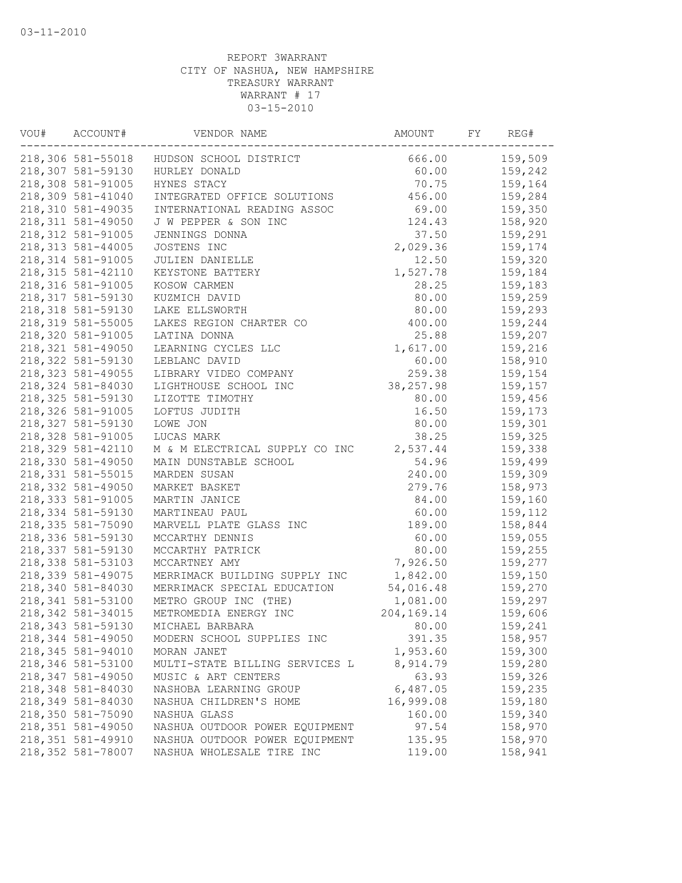03-11-2010

REPORT 3WARRANT
CITY OF NASHUA, NEW HAMPSHIRE
TREASURY WARRANT
WARRANT # 17
03-15-2010

| VOU# | ACCOUNT# | VENDOR NAME | AMOUNT | FY | REG# |
|---|---|---|---|---|---|
| 218,306 | 581-55018 | HUDSON SCHOOL DISTRICT | 666.00 | | 159,509 |
| 218,307 | 581-59130 | HURLEY DONALD | 60.00 | | 159,242 |
| 218,308 | 581-91005 | HYNES STACY | 70.75 | | 159,164 |
| 218,309 | 581-41040 | INTEGRATED OFFICE SOLUTIONS | 456.00 | | 159,284 |
| 218,310 | 581-49035 | INTERNATIONAL READING ASSOC | 69.00 | | 159,350 |
| 218,311 | 581-49050 | J W PEPPER & SON INC | 124.43 | | 158,920 |
| 218,312 | 581-91005 | JENNINGS DONNA | 37.50 | | 159,291 |
| 218,313 | 581-44005 | JOSTENS INC | 2,029.36 | | 159,174 |
| 218,314 | 581-91005 | JULIEN DANIELLE | 12.50 | | 159,320 |
| 218,315 | 581-42110 | KEYSTONE BATTERY | 1,527.78 | | 159,184 |
| 218,316 | 581-91005 | KOSOW CARMEN | 28.25 | | 159,183 |
| 218,317 | 581-59130 | KUZMICH DAVID | 80.00 | | 159,259 |
| 218,318 | 581-59130 | LAKE ELLSWORTH | 80.00 | | 159,293 |
| 218,319 | 581-55005 | LAKES REGION CHARTER CO | 400.00 | | 159,244 |
| 218,320 | 581-91005 | LATINA DONNA | 25.88 | | 159,207 |
| 218,321 | 581-49050 | LEARNING CYCLES LLC | 1,617.00 | | 159,216 |
| 218,322 | 581-59130 | LEBLANC DAVID | 60.00 | | 158,910 |
| 218,323 | 581-49055 | LIBRARY VIDEO COMPANY | 259.38 | | 159,154 |
| 218,324 | 581-84030 | LIGHTHOUSE SCHOOL INC | 38,257.98 | | 159,157 |
| 218,325 | 581-59130 | LIZOTTE TIMOTHY | 80.00 | | 159,456 |
| 218,326 | 581-91005 | LOFTUS JUDITH | 16.50 | | 159,173 |
| 218,327 | 581-59130 | LOWE JON | 80.00 | | 159,301 |
| 218,328 | 581-91005 | LUCAS MARK | 38.25 | | 159,325 |
| 218,329 | 581-42110 | M & M ELECTRICAL SUPPLY CO INC | 2,537.44 | | 159,338 |
| 218,330 | 581-49050 | MAIN DUNSTABLE SCHOOL | 54.96 | | 159,499 |
| 218,331 | 581-55015 | MARDEN SUSAN | 240.00 | | 159,309 |
| 218,332 | 581-49050 | MARKET BASKET | 279.76 | | 158,973 |
| 218,333 | 581-91005 | MARTIN JANICE | 84.00 | | 159,160 |
| 218,334 | 581-59130 | MARTINEAU PAUL | 60.00 | | 159,112 |
| 218,335 | 581-75090 | MARVELL PLATE GLASS INC | 189.00 | | 158,844 |
| 218,336 | 581-59130 | MCCARTHY DENNIS | 60.00 | | 159,055 |
| 218,337 | 581-59130 | MCCARTHY PATRICK | 80.00 | | 159,255 |
| 218,338 | 581-53103 | MCCARTNEY AMY | 7,926.50 | | 159,277 |
| 218,339 | 581-49075 | MERRIMACK BUILDING SUPPLY INC | 1,842.00 | | 159,150 |
| 218,340 | 581-84030 | MERRIMACK SPECIAL EDUCATION | 54,016.48 | | 159,270 |
| 218,341 | 581-53100 | METRO GROUP INC (THE) | 1,081.00 | | 159,297 |
| 218,342 | 581-34015 | METROMEDIA ENERGY INC | 204,169.14 | | 159,606 |
| 218,343 | 581-59130 | MICHAEL BARBARA | 80.00 | | 159,241 |
| 218,344 | 581-49050 | MODERN SCHOOL SUPPLIES INC | 391.35 | | 158,957 |
| 218,345 | 581-94010 | MORAN JANET | 1,953.60 | | 159,300 |
| 218,346 | 581-53100 | MULTI-STATE BILLING SERVICES L | 8,914.79 | | 159,280 |
| 218,347 | 581-49050 | MUSIC & ART CENTERS | 63.93 | | 159,326 |
| 218,348 | 581-84030 | NASHOBA LEARNING GROUP | 6,487.05 | | 159,235 |
| 218,349 | 581-84030 | NASHUA CHILDREN'S HOME | 16,999.08 | | 159,180 |
| 218,350 | 581-75090 | NASHUA GLASS | 160.00 | | 159,340 |
| 218,351 | 581-49050 | NASHUA OUTDOOR POWER EQUIPMENT | 97.54 | | 158,970 |
| 218,351 | 581-49910 | NASHUA OUTDOOR POWER EQUIPMENT | 135.95 | | 158,970 |
| 218,352 | 581-78007 | NASHUA WHOLESALE TIRE INC | 119.00 | | 158,941 |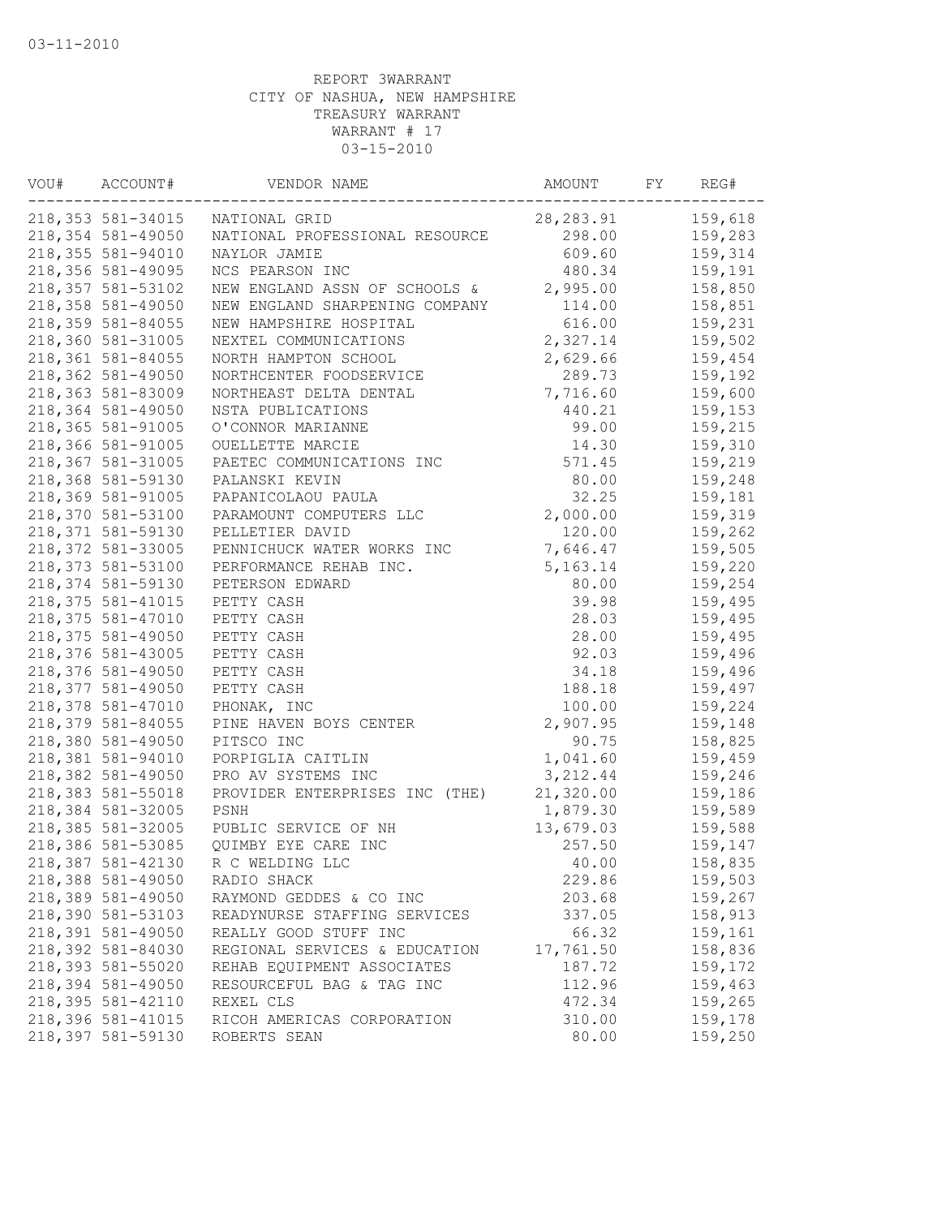03-11-2010

REPORT 3WARRANT
CITY OF NASHUA, NEW HAMPSHIRE
TREASURY WARRANT
WARRANT # 17
03-15-2010

| VOU# | ACCOUNT# | VENDOR NAME | AMOUNT | FY | REG# |
|---|---|---|---|---|---|
| 218,353 | 581-34015 | NATIONAL GRID | 28,283.91 | | 159,618 |
| 218,354 | 581-49050 | NATIONAL PROFESSIONAL RESOURCE | 298.00 | | 159,283 |
| 218,355 | 581-94010 | NAYLOR JAMIE | 609.60 | | 159,314 |
| 218,356 | 581-49095 | NCS PEARSON INC | 480.34 | | 159,191 |
| 218,357 | 581-53102 | NEW ENGLAND ASSN OF SCHOOLS & | 2,995.00 | | 158,850 |
| 218,358 | 581-49050 | NEW ENGLAND SHARPENING COMPANY | 114.00 | | 158,851 |
| 218,359 | 581-84055 | NEW HAMPSHIRE HOSPITAL | 616.00 | | 159,231 |
| 218,360 | 581-31005 | NEXTEL COMMUNICATIONS | 2,327.14 | | 159,502 |
| 218,361 | 581-84055 | NORTH HAMPTON SCHOOL | 2,629.66 | | 159,454 |
| 218,362 | 581-49050 | NORTHCENTER FOODSERVICE | 289.73 | | 159,192 |
| 218,363 | 581-83009 | NORTHEAST DELTA DENTAL | 7,716.60 | | 159,600 |
| 218,364 | 581-49050 | NSTA PUBLICATIONS | 440.21 | | 159,153 |
| 218,365 | 581-91005 | O'CONNOR MARIANNE | 99.00 | | 159,215 |
| 218,366 | 581-91005 | OUELLETTE MARCIE | 14.30 | | 159,310 |
| 218,367 | 581-31005 | PAETEC COMMUNICATIONS INC | 571.45 | | 159,219 |
| 218,368 | 581-59130 | PALANSKI KEVIN | 80.00 | | 159,248 |
| 218,369 | 581-91005 | PAPANICOLAOU PAULA | 32.25 | | 159,181 |
| 218,370 | 581-53100 | PARAMOUNT COMPUTERS LLC | 2,000.00 | | 159,319 |
| 218,371 | 581-59130 | PELLETIER DAVID | 120.00 | | 159,262 |
| 218,372 | 581-33005 | PENNICHUCK WATER WORKS INC | 7,646.47 | | 159,505 |
| 218,373 | 581-53100 | PERFORMANCE REHAB INC. | 5,163.14 | | 159,220 |
| 218,374 | 581-59130 | PETERSON EDWARD | 80.00 | | 159,254 |
| 218,375 | 581-41015 | PETTY CASH | 39.98 | | 159,495 |
| 218,375 | 581-47010 | PETTY CASH | 28.03 | | 159,495 |
| 218,375 | 581-49050 | PETTY CASH | 28.00 | | 159,495 |
| 218,376 | 581-43005 | PETTY CASH | 92.03 | | 159,496 |
| 218,376 | 581-49050 | PETTY CASH | 34.18 | | 159,496 |
| 218,377 | 581-49050 | PETTY CASH | 188.18 | | 159,497 |
| 218,378 | 581-47010 | PHONAK, INC | 100.00 | | 159,224 |
| 218,379 | 581-84055 | PINE HAVEN BOYS CENTER | 2,907.95 | | 159,148 |
| 218,380 | 581-49050 | PITSCO INC | 90.75 | | 158,825 |
| 218,381 | 581-94010 | PORPIGLIA CAITLIN | 1,041.60 | | 159,459 |
| 218,382 | 581-49050 | PRO AV SYSTEMS INC | 3,212.44 | | 159,246 |
| 218,383 | 581-55018 | PROVIDER ENTERPRISES INC (THE) | 21,320.00 | | 159,186 |
| 218,384 | 581-32005 | PSNH | 1,879.30 | | 159,589 |
| 218,385 | 581-32005 | PUBLIC SERVICE OF NH | 13,679.03 | | 159,588 |
| 218,386 | 581-53085 | QUIMBY EYE CARE INC | 257.50 | | 159,147 |
| 218,387 | 581-42130 | R C WELDING LLC | 40.00 | | 158,835 |
| 218,388 | 581-49050 | RADIO SHACK | 229.86 | | 159,503 |
| 218,389 | 581-49050 | RAYMOND GEDDES & CO INC | 203.68 | | 159,267 |
| 218,390 | 581-53103 | READYNURSE STAFFING SERVICES | 337.05 | | 158,913 |
| 218,391 | 581-49050 | REALLY GOOD STUFF INC | 66.32 | | 159,161 |
| 218,392 | 581-84030 | REGIONAL SERVICES & EDUCATION | 17,761.50 | | 158,836 |
| 218,393 | 581-55020 | REHAB EQUIPMENT ASSOCIATES | 187.72 | | 159,172 |
| 218,394 | 581-49050 | RESOURCEFUL BAG & TAG INC | 112.96 | | 159,463 |
| 218,395 | 581-42110 | REXEL CLS | 472.34 | | 159,265 |
| 218,396 | 581-41015 | RICOH AMERICAS CORPORATION | 310.00 | | 159,178 |
| 218,397 | 581-59130 | ROBERTS SEAN | 80.00 | | 159,250 |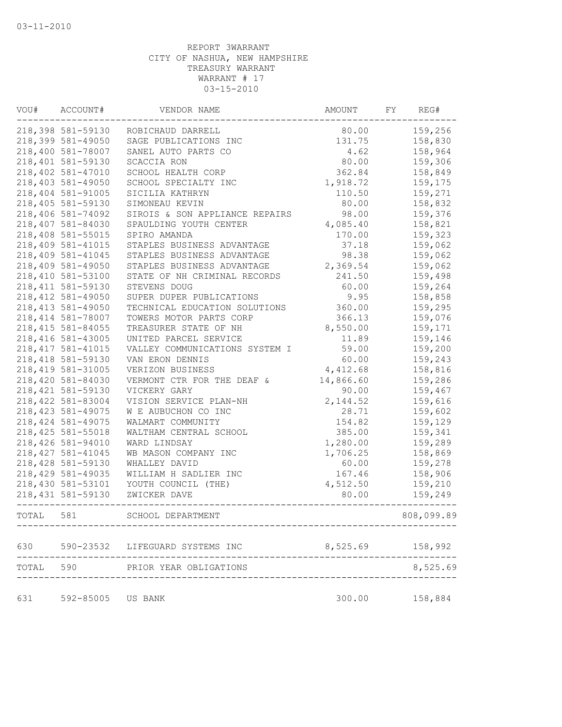03-11-2010

REPORT 3WARRANT
CITY OF NASHUA, NEW HAMPSHIRE
TREASURY WARRANT
WARRANT # 17
03-15-2010

| VOU# | ACCOUNT# | VENDOR NAME | AMOUNT | FY | REG# |
|---|---|---|---|---|---|
| 218,398 | 581-59130 | ROBICHAUD DARRELL | 80.00 | | 159,256 |
| 218,399 | 581-49050 | SAGE PUBLICATIONS INC | 131.75 | | 158,830 |
| 218,400 | 581-78007 | SANEL AUTO PARTS CO | 4.62 | | 158,964 |
| 218,401 | 581-59130 | SCACCIA RON | 80.00 | | 159,306 |
| 218,402 | 581-47010 | SCHOOL HEALTH CORP | 362.84 | | 158,849 |
| 218,403 | 581-49050 | SCHOOL SPECIALTY INC | 1,918.72 | | 159,175 |
| 218,404 | 581-91005 | SICILIA KATHRYN | 110.50 | | 159,271 |
| 218,405 | 581-59130 | SIMONEAU KEVIN | 80.00 | | 158,832 |
| 218,406 | 581-74092 | SIROIS & SON APPLIANCE REPAIRS | 98.00 | | 159,376 |
| 218,407 | 581-84030 | SPAULDING YOUTH CENTER | 4,085.40 | | 158,821 |
| 218,408 | 581-55015 | SPIRO AMANDA | 170.00 | | 159,323 |
| 218,409 | 581-41015 | STAPLES BUSINESS ADVANTAGE | 37.18 | | 159,062 |
| 218,409 | 581-41045 | STAPLES BUSINESS ADVANTAGE | 98.38 | | 159,062 |
| 218,409 | 581-49050 | STAPLES BUSINESS ADVANTAGE | 2,369.54 | | 159,062 |
| 218,410 | 581-53100 | STATE OF NH CRIMINAL RECORDS | 241.50 | | 159,498 |
| 218,411 | 581-59130 | STEVENS DOUG | 60.00 | | 159,264 |
| 218,412 | 581-49050 | SUPER DUPER PUBLICATIONS | 9.95 | | 158,858 |
| 218,413 | 581-49050 | TECHNICAL EDUCATION SOLUTIONS | 360.00 | | 159,295 |
| 218,414 | 581-78007 | TOWERS MOTOR PARTS CORP | 366.13 | | 159,076 |
| 218,415 | 581-84055 | TREASURER STATE OF NH | 8,550.00 | | 159,171 |
| 218,416 | 581-43005 | UNITED PARCEL SERVICE | 11.89 | | 159,146 |
| 218,417 | 581-41015 | VALLEY COMMUNICATIONS SYSTEM I | 59.00 | | 159,200 |
| 218,418 | 581-59130 | VAN ERON DENNIS | 60.00 | | 159,243 |
| 218,419 | 581-31005 | VERIZON BUSINESS | 4,412.68 | | 158,816 |
| 218,420 | 581-84030 | VERMONT CTR FOR THE DEAF & | 14,866.60 | | 159,286 |
| 218,421 | 581-59130 | VICKERY GARY | 90.00 | | 159,467 |
| 218,422 | 581-83004 | VISION SERVICE PLAN-NH | 2,144.52 | | 159,616 |
| 218,423 | 581-49075 | W E AUBUCHON CO INC | 28.71 | | 159,602 |
| 218,424 | 581-49075 | WALMART COMMUNITY | 154.82 | | 159,129 |
| 218,425 | 581-55018 | WALTHAM CENTRAL SCHOOL | 385.00 | | 159,341 |
| 218,426 | 581-94010 | WARD LINDSAY | 1,280.00 | | 159,289 |
| 218,427 | 581-41045 | WB MASON COMPANY INC | 1,706.25 | | 158,869 |
| 218,428 | 581-59130 | WHALLEY DAVID | 60.00 | | 159,278 |
| 218,429 | 581-49035 | WILLIAM H SADLIER INC | 167.46 | | 158,906 |
| 218,430 | 581-53101 | YOUTH COUNCIL (THE) | 4,512.50 | | 159,210 |
| 218,431 | 581-59130 | ZWICKER DAVE | 80.00 | | 159,249 |
| TOTAL | 581 | SCHOOL DEPARTMENT | | | 808,099.89 |
| 630 | 590-23532 | LIFEGUARD SYSTEMS INC | 8,525.69 | | 158,992 |
| TOTAL | 590 | PRIOR YEAR OBLIGATIONS | | | 8,525.69 |
| 631 | 592-85005 | US BANK | 300.00 | | 158,884 |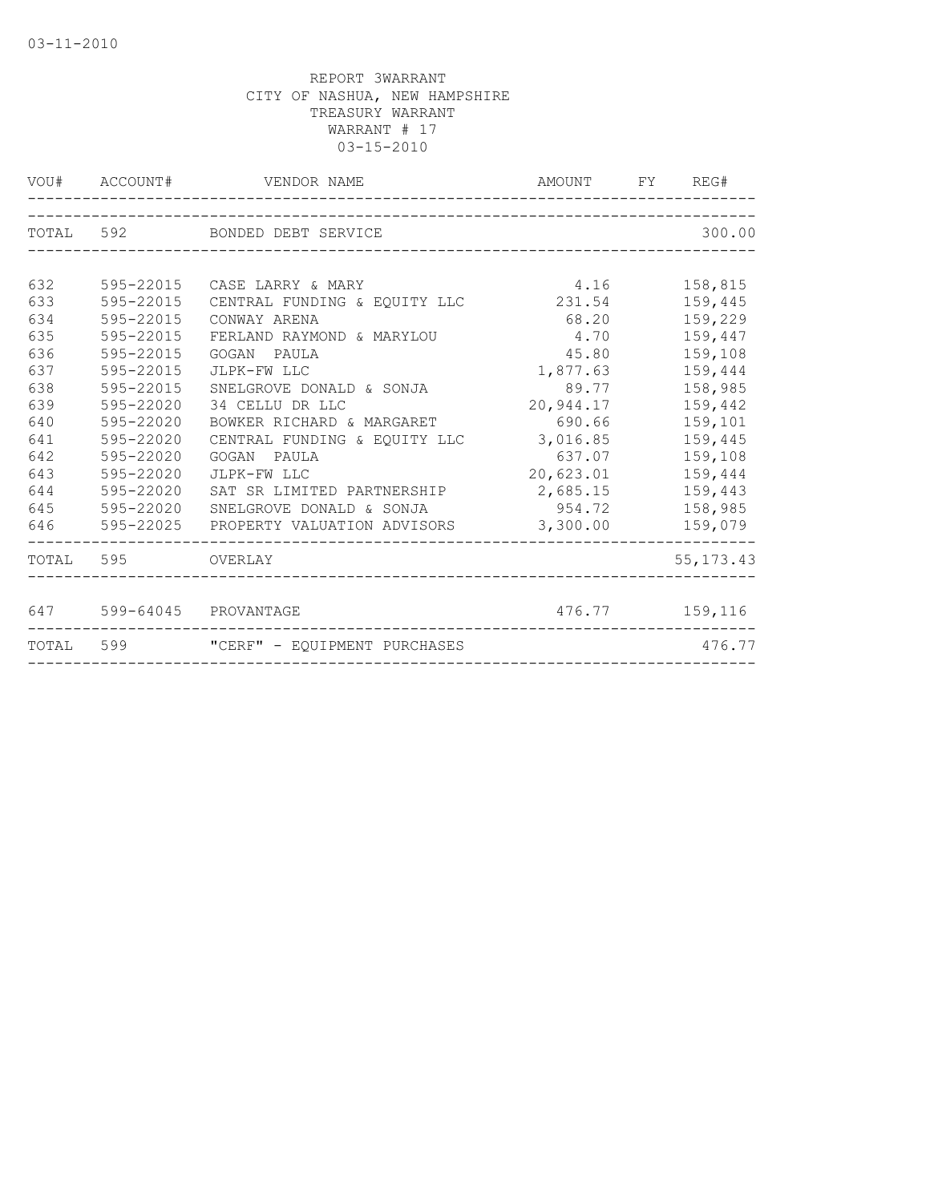03-11-2010

REPORT 3WARRANT
CITY OF NASHUA, NEW HAMPSHIRE
TREASURY WARRANT
WARRANT # 17
03-15-2010

| VOU# | ACCOUNT# | VENDOR NAME | AMOUNT | FY | REG# |
|---|---|---|---|---|---|
| TOTAL | 592 | BONDED DEBT SERVICE | | | 300.00 |
| 632 | 595-22015 | CASE LARRY & MARY | 4.16 | | 158,815 |
| 633 | 595-22015 | CENTRAL FUNDING & EQUITY LLC | 231.54 | | 159,445 |
| 634 | 595-22015 | CONWAY ARENA | 68.20 | | 159,229 |
| 635 | 595-22015 | FERLAND RAYMOND & MARYLOU | 4.70 | | 159,447 |
| 636 | 595-22015 | GOGAN PAULA | 45.80 | | 159,108 |
| 637 | 595-22015 | JLPK-FW LLC | 1,877.63 | | 159,444 |
| 638 | 595-22015 | SNELGROVE DONALD & SONJA | 89.77 | | 158,985 |
| 639 | 595-22020 | 34 CELLU DR LLC | 20,944.17 | | 159,442 |
| 640 | 595-22020 | BOWKER RICHARD & MARGARET | 690.66 | | 159,101 |
| 641 | 595-22020 | CENTRAL FUNDING & EQUITY LLC | 3,016.85 | | 159,445 |
| 642 | 595-22020 | GOGAN PAULA | 637.07 | | 159,108 |
| 643 | 595-22020 | JLPK-FW LLC | 20,623.01 | | 159,444 |
| 644 | 595-22020 | SAT SR LIMITED PARTNERSHIP | 2,685.15 | | 159,443 |
| 645 | 595-22020 | SNELGROVE DONALD & SONJA | 954.72 | | 158,985 |
| 646 | 595-22025 | PROPERTY VALUATION ADVISORS | 3,300.00 | | 159,079 |
| TOTAL | 595 | OVERLAY | | | 55,173.43 |
| 647 | 599-64045 | PROVANTAGE | 476.77 | | 159,116 |
| TOTAL | 599 | "CERF" - EQUIPMENT PURCHASES | | | 476.77 |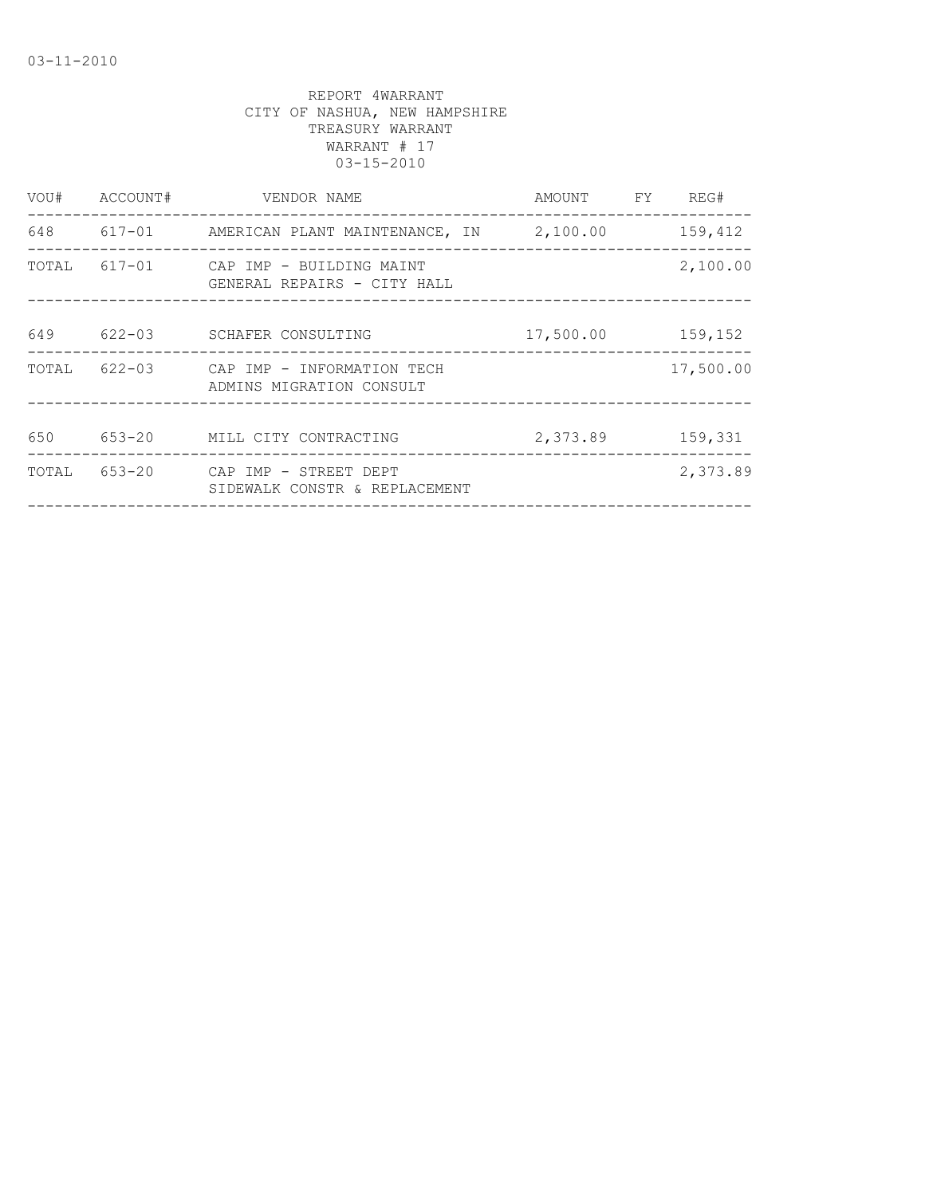03-11-2010

REPORT 4WARRANT
CITY OF NASHUA, NEW HAMPSHIRE
TREASURY WARRANT
WARRANT # 17
03-15-2010

| VOU# | ACCOUNT# | VENDOR NAME | AMOUNT | FY | REG# |
|---|---|---|---|---|---|
| 648 | 617-01 | AMERICAN PLANT MAINTENANCE, IN | 2,100.00 | | 159,412 |
| TOTAL | 617-01 | CAP IMP - BUILDING MAINT GENERAL REPAIRS - CITY HALL | | | 2,100.00 |
| 649 | 622-03 | SCHAFER CONSULTING | 17,500.00 | | 159,152 |
| TOTAL | 622-03 | CAP IMP - INFORMATION TECH ADMINS MIGRATION CONSULT | | | 17,500.00 |
| 650 | 653-20 | MILL CITY CONTRACTING | 2,373.89 | | 159,331 |
| TOTAL | 653-20 | CAP IMP - STREET DEPT SIDEWALK CONSTR & REPLACEMENT | | | 2,373.89 |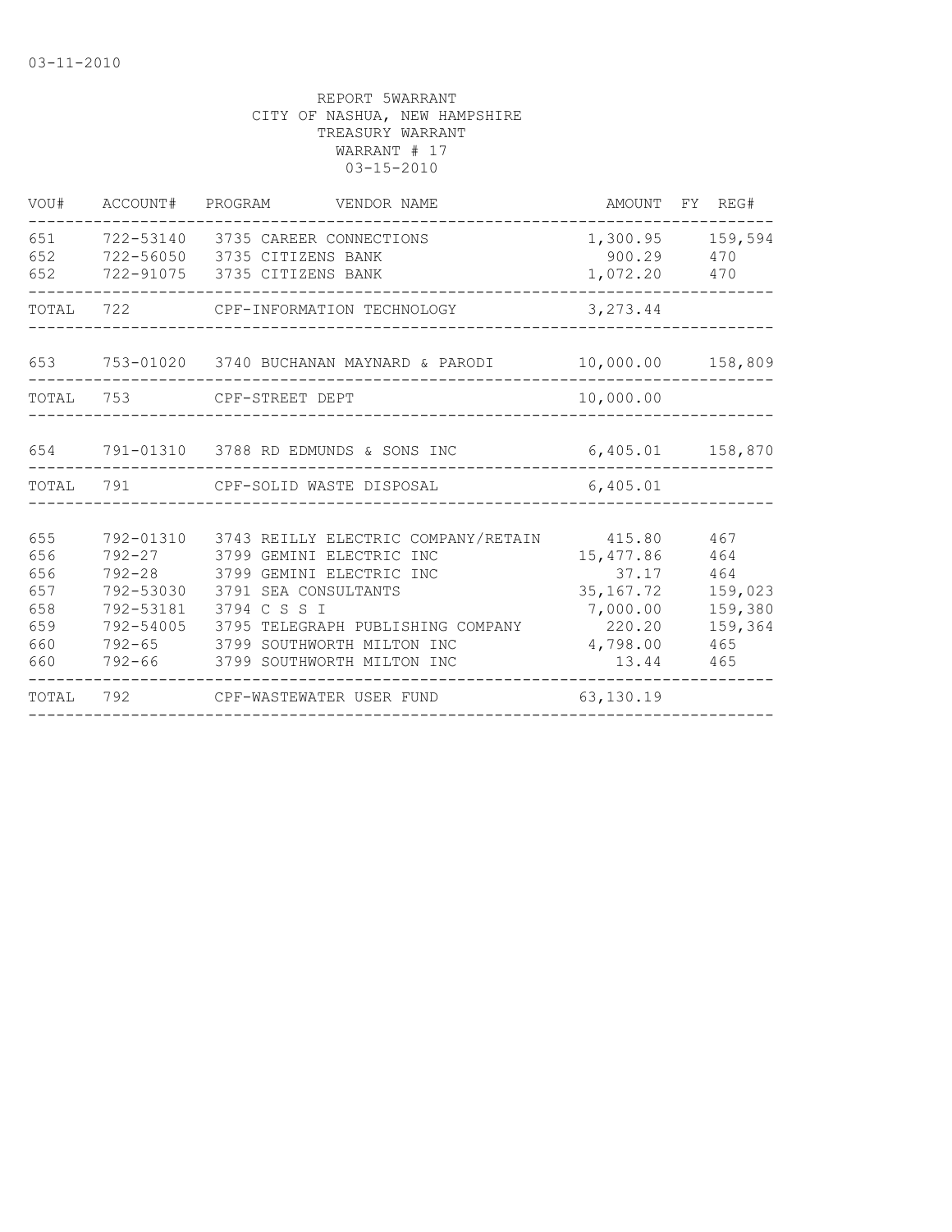03-11-2010

REPORT 5WARRANT
CITY OF NASHUA, NEW HAMPSHIRE
TREASURY WARRANT
WARRANT # 17
03-15-2010

| VOU# | ACCOUNT# | PROGRAM | VENDOR NAME | AMOUNT | FY | REG# |
|---|---|---|---|---|---|---|
| 651 | 722-53140 | 3735 | CAREER CONNECTIONS | 1,300.95 | | 159,594 |
| 652 | 722-56050 | 3735 | CITIZENS BANK | 900.29 | | 470 |
| 652 | 722-91075 | 3735 | CITIZENS BANK | 1,072.20 | | 470 |
| TOTAL | 722 | | CPF-INFORMATION TECHNOLOGY | 3,273.44 | | |
| 653 | 753-01020 | 3740 | BUCHANAN MAYNARD & PARODI | 10,000.00 | | 158,809 |
| TOTAL | 753 | | CPF-STREET DEPT | 10,000.00 | | |
| 654 | 791-01310 | 3788 | RD EDMUNDS & SONS INC | 6,405.01 | | 158,870 |
| TOTAL | 791 | | CPF-SOLID WASTE DISPOSAL | 6,405.01 | | |
| 655 | 792-01310 | 3743 | REILLY ELECTRIC COMPANY/RETAIN | 415.80 | | 467 |
| 656 | 792-27 | 3799 | GEMINI ELECTRIC INC | 15,477.86 | | 464 |
| 656 | 792-28 | 3799 | GEMINI ELECTRIC INC | 37.17 | | 464 |
| 657 | 792-53030 | 3791 | SEA CONSULTANTS | 35,167.72 | | 159,023 |
| 658 | 792-53181 | 3794 | C S S I | 7,000.00 | | 159,380 |
| 659 | 792-54005 | 3795 | TELEGRAPH PUBLISHING COMPANY | 220.20 | | 159,364 |
| 660 | 792-65 | 3799 | SOUTHWORTH MILTON INC | 4,798.00 | | 465 |
| 660 | 792-66 | 3799 | SOUTHWORTH MILTON INC | 13.44 | | 465 |
| TOTAL | 792 | | CPF-WASTEWATER USER FUND | 63,130.19 | | |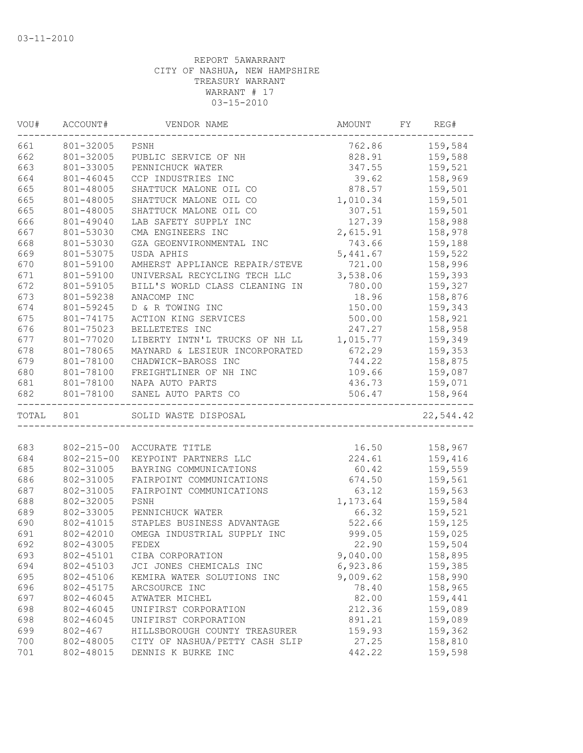03-11-2010

REPORT 5AWARRANT
CITY OF NASHUA, NEW HAMPSHIRE
TREASURY WARRANT
WARRANT # 17
03-15-2010

| VOU# | ACCOUNT# | VENDOR NAME | AMOUNT | FY | REG# |
|---|---|---|---|---|---|
| 661 | 801-32005 | PSNH | 762.86 | | 159,584 |
| 662 | 801-32005 | PUBLIC SERVICE OF NH | 828.91 | | 159,588 |
| 663 | 801-33005 | PENNICHUCK WATER | 347.55 | | 159,521 |
| 664 | 801-46045 | CCP INDUSTRIES INC | 39.62 | | 158,969 |
| 665 | 801-48005 | SHATTUCK MALONE OIL CO | 878.57 | | 159,501 |
| 665 | 801-48005 | SHATTUCK MALONE OIL CO | 1,010.34 | | 159,501 |
| 665 | 801-48005 | SHATTUCK MALONE OIL CO | 307.51 | | 159,501 |
| 666 | 801-49040 | LAB SAFETY SUPPLY INC | 127.39 | | 158,988 |
| 667 | 801-53030 | CMA ENGINEERS INC | 2,615.91 | | 158,978 |
| 668 | 801-53030 | GZA GEOENVIRONMENTAL INC | 743.66 | | 159,188 |
| 669 | 801-53075 | USDA APHIS | 5,441.67 | | 159,522 |
| 670 | 801-59100 | AMHERST APPLIANCE REPAIR/STEVE | 721.00 | | 158,996 |
| 671 | 801-59100 | UNIVERSAL RECYCLING TECH LLC | 3,538.06 | | 159,393 |
| 672 | 801-59105 | BILL'S WORLD CLASS CLEANING IN | 780.00 | | 159,327 |
| 673 | 801-59238 | ANACOMP INC | 18.96 | | 158,876 |
| 674 | 801-59245 | D & R TOWING INC | 150.00 | | 159,343 |
| 675 | 801-74175 | ACTION KING SERVICES | 500.00 | | 158,921 |
| 676 | 801-75023 | BELLETETES INC | 247.27 | | 158,958 |
| 677 | 801-77020 | LIBERTY INTN'L TRUCKS OF NH LL | 1,015.77 | | 159,349 |
| 678 | 801-78065 | MAYNARD & LESIEUR INCORPORATED | 672.29 | | 159,353 |
| 679 | 801-78100 | CHADWICK-BAROSS INC | 744.22 | | 158,875 |
| 680 | 801-78100 | FREIGHTLINER OF NH INC | 109.66 | | 159,087 |
| 681 | 801-78100 | NAPA AUTO PARTS | 436.73 | | 159,071 |
| 682 | 801-78100 | SANEL AUTO PARTS CO | 506.47 | | 158,964 |
| TOTAL | 801 | SOLID WASTE DISPOSAL | | | 22,544.42 |
| 683 | 802-215-00 | ACCURATE TITLE | 16.50 | | 158,967 |
| 684 | 802-215-00 | KEYPOINT PARTNERS LLC | 224.61 | | 159,416 |
| 685 | 802-31005 | BAYRING COMMUNICATIONS | 60.42 | | 159,559 |
| 686 | 802-31005 | FAIRPOINT COMMUNICATIONS | 674.50 | | 159,561 |
| 687 | 802-31005 | FAIRPOINT COMMUNICATIONS | 63.12 | | 159,563 |
| 688 | 802-32005 | PSNH | 1,173.64 | | 159,584 |
| 689 | 802-33005 | PENNICHUCK WATER | 66.32 | | 159,521 |
| 690 | 802-41015 | STAPLES BUSINESS ADVANTAGE | 522.66 | | 159,125 |
| 691 | 802-42010 | OMEGA INDUSTRIAL SUPPLY INC | 999.05 | | 159,025 |
| 692 | 802-43005 | FEDEX | 22.90 | | 159,504 |
| 693 | 802-45101 | CIBA CORPORATION | 9,040.00 | | 158,895 |
| 694 | 802-45103 | JCI JONES CHEMICALS INC | 6,923.86 | | 159,385 |
| 695 | 802-45106 | KEMIRA WATER SOLUTIONS INC | 9,009.62 | | 158,990 |
| 696 | 802-45175 | ARCSOURCE INC | 78.40 | | 158,965 |
| 697 | 802-46045 | ATWATER MICHEL | 82.00 | | 159,441 |
| 698 | 802-46045 | UNIFIRST CORPORATION | 212.36 | | 159,089 |
| 698 | 802-46045 | UNIFIRST CORPORATION | 891.21 | | 159,089 |
| 699 | 802-467 | HILLSBOROUGH COUNTY TREASURER | 159.93 | | 159,362 |
| 700 | 802-48005 | CITY OF NASHUA/PETTY CASH SLIP | 27.25 | | 158,810 |
| 701 | 802-48015 | DENNIS K BURKE INC | 442.22 | | 159,598 |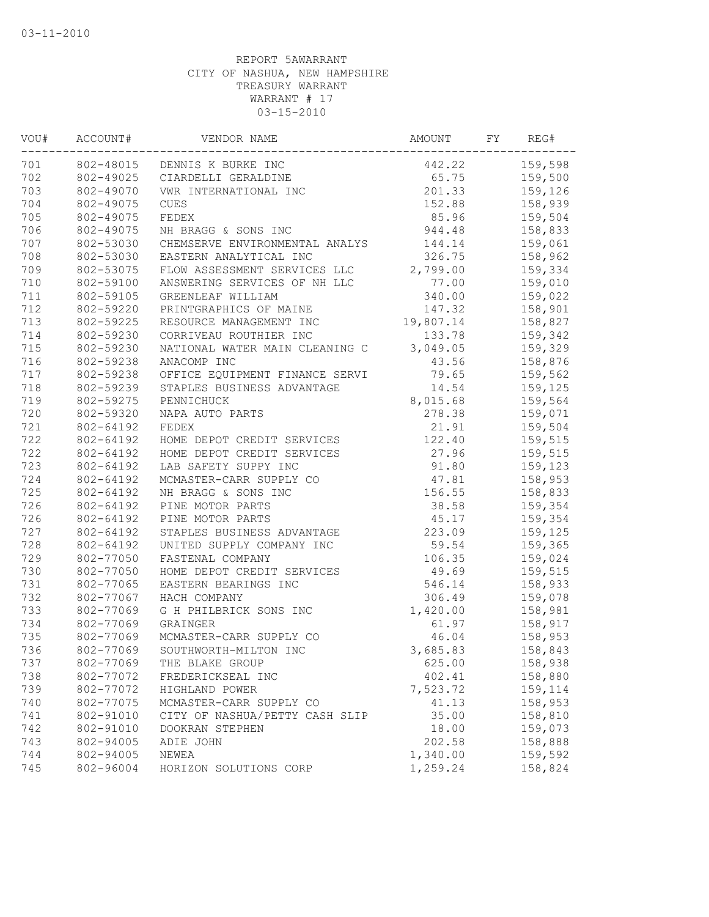03-11-2010

REPORT 5AWARRANT
CITY OF NASHUA, NEW HAMPSHIRE
TREASURY WARRANT
WARRANT # 17
03-15-2010

| VOU# | ACCOUNT# | VENDOR NAME | AMOUNT | FY | REG# |
|---|---|---|---|---|---|
| 701 | 802-48015 | DENNIS K BURKE INC | 442.22 | | 159,598 |
| 702 | 802-49025 | CIARDELLI GERALDINE | 65.75 | | 159,500 |
| 703 | 802-49070 | VWR INTERNATIONAL INC | 201.33 | | 159,126 |
| 704 | 802-49075 | CUES | 152.88 | | 158,939 |
| 705 | 802-49075 | FEDEX | 85.96 | | 159,504 |
| 706 | 802-49075 | NH BRAGG & SONS INC | 944.48 | | 158,833 |
| 707 | 802-53030 | CHEMSERVE ENVIRONMENTAL ANALYS | 144.14 | | 159,061 |
| 708 | 802-53030 | EASTERN ANALYTICAL INC | 326.75 | | 158,962 |
| 709 | 802-53075 | FLOW ASSESSMENT SERVICES LLC | 2,799.00 | | 159,334 |
| 710 | 802-59100 | ANSWERING SERVICES OF NH LLC | 77.00 | | 159,010 |
| 711 | 802-59105 | GREENLEAF WILLIAM | 340.00 | | 159,022 |
| 712 | 802-59220 | PRINTGRAPHICS OF MAINE | 147.32 | | 158,901 |
| 713 | 802-59225 | RESOURCE MANAGEMENT INC | 19,807.14 | | 158,827 |
| 714 | 802-59230 | CORRIVEAU ROUTHIER INC | 133.78 | | 159,342 |
| 715 | 802-59230 | NATIONAL WATER MAIN CLEANING C | 3,049.05 | | 159,329 |
| 716 | 802-59238 | ANACOMP INC | 43.56 | | 158,876 |
| 717 | 802-59238 | OFFICE EQUIPMENT FINANCE SERVI | 79.65 | | 159,562 |
| 718 | 802-59239 | STAPLES BUSINESS ADVANTAGE | 14.54 | | 159,125 |
| 719 | 802-59275 | PENNICHUCK | 8,015.68 | | 159,564 |
| 720 | 802-59320 | NAPA AUTO PARTS | 278.38 | | 159,071 |
| 721 | 802-64192 | FEDEX | 21.91 | | 159,504 |
| 722 | 802-64192 | HOME DEPOT CREDIT SERVICES | 122.40 | | 159,515 |
| 722 | 802-64192 | HOME DEPOT CREDIT SERVICES | 27.96 | | 159,515 |
| 723 | 802-64192 | LAB SAFETY SUPPY INC | 91.80 | | 159,123 |
| 724 | 802-64192 | MCMASTER-CARR SUPPLY CO | 47.81 | | 158,953 |
| 725 | 802-64192 | NH BRAGG & SONS INC | 156.55 | | 158,833 |
| 726 | 802-64192 | PINE MOTOR PARTS | 38.58 | | 159,354 |
| 726 | 802-64192 | PINE MOTOR PARTS | 45.17 | | 159,354 |
| 727 | 802-64192 | STAPLES BUSINESS ADVANTAGE | 223.09 | | 159,125 |
| 728 | 802-64192 | UNITED SUPPLY COMPANY INC | 59.54 | | 159,365 |
| 729 | 802-77050 | FASTENAL COMPANY | 106.35 | | 159,024 |
| 730 | 802-77050 | HOME DEPOT CREDIT SERVICES | 49.69 | | 159,515 |
| 731 | 802-77065 | EASTERN BEARINGS INC | 546.14 | | 158,933 |
| 732 | 802-77067 | HACH COMPANY | 306.49 | | 159,078 |
| 733 | 802-77069 | G H PHILBRICK SONS INC | 1,420.00 | | 158,981 |
| 734 | 802-77069 | GRAINGER | 61.97 | | 158,917 |
| 735 | 802-77069 | MCMASTER-CARR SUPPLY CO | 46.04 | | 158,953 |
| 736 | 802-77069 | SOUTHWORTH-MILTON INC | 3,685.83 | | 158,843 |
| 737 | 802-77069 | THE BLAKE GROUP | 625.00 | | 158,938 |
| 738 | 802-77072 | FREDERICKSEAL INC | 402.41 | | 158,880 |
| 739 | 802-77072 | HIGHLAND POWER | 7,523.72 | | 159,114 |
| 740 | 802-77075 | MCMASTER-CARR SUPPLY CO | 41.13 | | 158,953 |
| 741 | 802-91010 | CITY OF NASHUA/PETTY CASH SLIP | 35.00 | | 158,810 |
| 742 | 802-91010 | DOOKRAN STEPHEN | 18.00 | | 159,073 |
| 743 | 802-94005 | ADIE JOHN | 202.58 | | 158,888 |
| 744 | 802-94005 | NEWEA | 1,340.00 | | 159,592 |
| 745 | 802-96004 | HORIZON SOLUTIONS CORP | 1,259.24 | | 158,824 |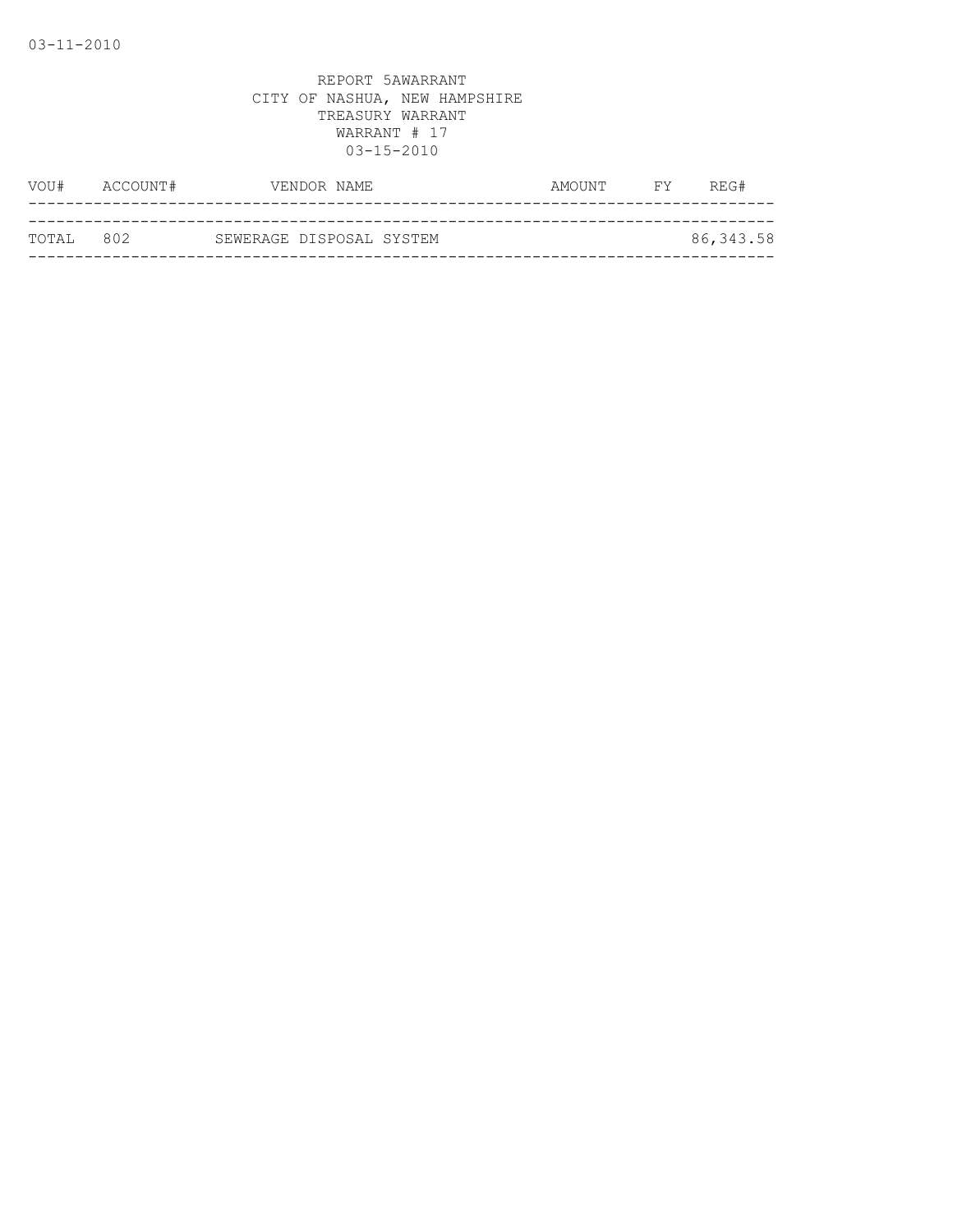REPORT 5AWARRANT
CITY OF NASHUA, NEW HAMPSHIRE
TREASURY WARRANT
WARRANT # 17
03-15-2010

| VOU# | ACCOUNT# | VENDOR NAME | AMOUNT | FY | REG# |
|---|---|---|---|---|---|
| TOTAL | 802 | SEWERAGE DISPOSAL SYSTEM | | | 86,343.58 |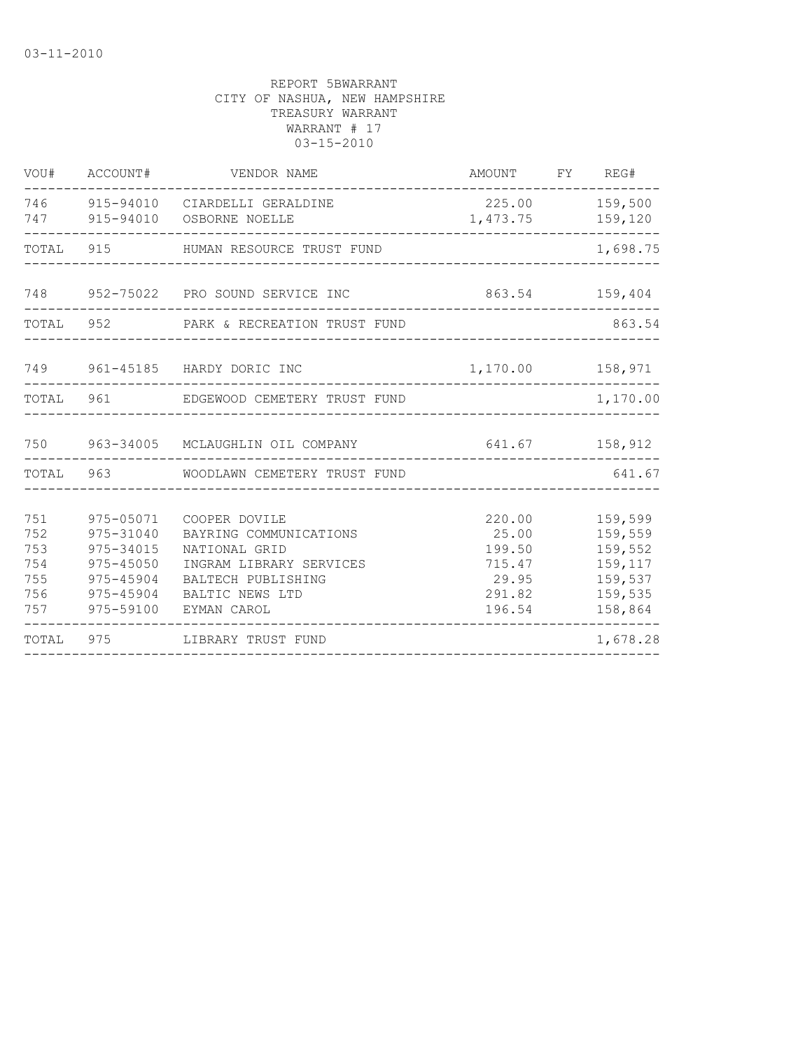03-11-2010

REPORT 5BWARRANT
CITY OF NASHUA, NEW HAMPSHIRE
TREASURY WARRANT
WARRANT # 17
03-15-2010

| VOU# | ACCOUNT# | VENDOR NAME | AMOUNT | FY | REG# |
|---|---|---|---|---|---|
| 746 | 915-94010 | CIARDELLI GERALDINE | 225.00 | | 159,500 |
| 747 | 915-94010 | OSBORNE NOELLE | 1,473.75 | | 159,120 |
| TOTAL | 915 | HUMAN RESOURCE TRUST FUND | | | 1,698.75 |
| 748 | 952-75022 | PRO SOUND SERVICE INC | 863.54 | | 159,404 |
| TOTAL | 952 | PARK & RECREATION TRUST FUND | | | 863.54 |
| 749 | 961-45185 | HARDY DORIC INC | 1,170.00 | | 158,971 |
| TOTAL | 961 | EDGEWOOD CEMETERY TRUST FUND | | | 1,170.00 |
| 750 | 963-34005 | MCLAUGHLIN OIL COMPANY | 641.67 | | 158,912 |
| TOTAL | 963 | WOODLAWN CEMETERY TRUST FUND | | | 641.67 |
| 751 | 975-05071 | COOPER DOVILE | 220.00 | | 159,599 |
| 752 | 975-31040 | BAYRING COMMUNICATIONS | 25.00 | | 159,559 |
| 753 | 975-34015 | NATIONAL GRID | 199.50 | | 159,552 |
| 754 | 975-45050 | INGRAM LIBRARY SERVICES | 715.47 | | 159,117 |
| 755 | 975-45904 | BALTECH PUBLISHING | 29.95 | | 159,537 |
| 756 | 975-45904 | BALTIC NEWS LTD | 291.82 | | 159,535 |
| 757 | 975-59100 | EYMAN CAROL | 196.54 | | 158,864 |
| TOTAL | 975 | LIBRARY TRUST FUND | | | 1,678.28 |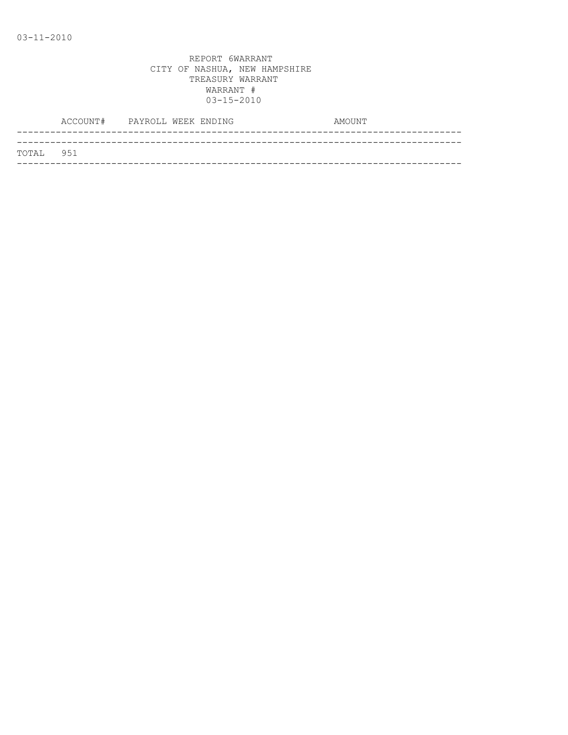REPORT 6WARRANT
CITY OF NASHUA, NEW HAMPSHIRE
TREASURY WARRANT
WARRANT #
03-15-2010

| ACCOUNT# | PAYROLL WEEK ENDING | AMOUNT |
|---|---|---|
| TOTAL 951 | | |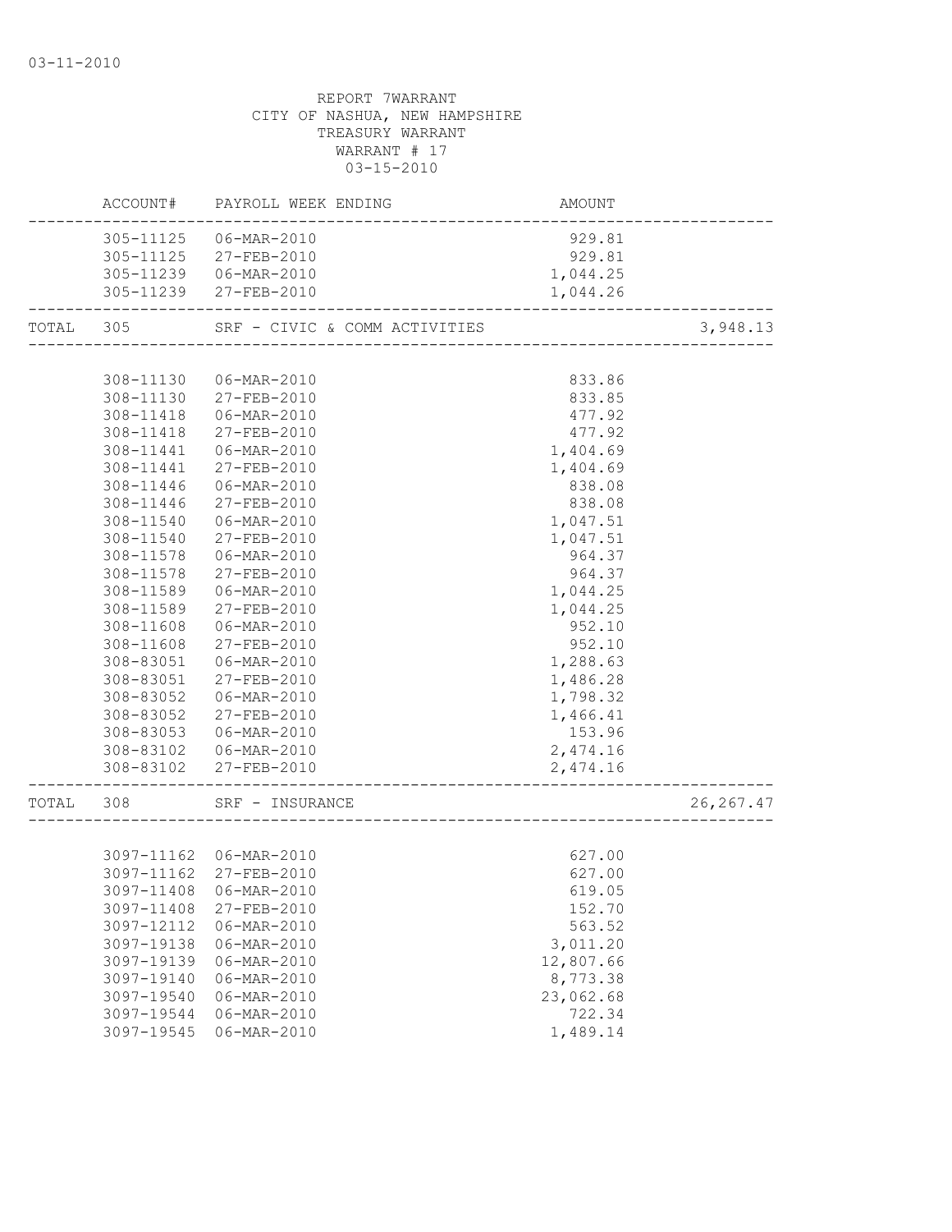03-11-2010

REPORT 7WARRANT
CITY OF NASHUA, NEW HAMPSHIRE
TREASURY WARRANT
WARRANT # 17
03-15-2010

| | ACCOUNT# | PAYROLL WEEK ENDING | AMOUNT | |
|---|---|---|---|---|
| | 305-11125 | 06-MAR-2010 | 929.81 | |
| | 305-11125 | 27-FEB-2010 | 929.81 | |
| | 305-11239 | 06-MAR-2010 | 1,044.25 | |
| | 305-11239 | 27-FEB-2010 | 1,044.26 | |
| TOTAL | 305 | SRF - CIVIC & COMM ACTIVITIES | | 3,948.13 |
| | 308-11130 | 06-MAR-2010 | 833.86 | |
| | 308-11130 | 27-FEB-2010 | 833.85 | |
| | 308-11418 | 06-MAR-2010 | 477.92 | |
| | 308-11418 | 27-FEB-2010 | 477.92 | |
| | 308-11441 | 06-MAR-2010 | 1,404.69 | |
| | 308-11441 | 27-FEB-2010 | 1,404.69 | |
| | 308-11446 | 06-MAR-2010 | 838.08 | |
| | 308-11446 | 27-FEB-2010 | 838.08 | |
| | 308-11540 | 06-MAR-2010 | 1,047.51 | |
| | 308-11540 | 27-FEB-2010 | 1,047.51 | |
| | 308-11578 | 06-MAR-2010 | 964.37 | |
| | 308-11578 | 27-FEB-2010 | 964.37 | |
| | 308-11589 | 06-MAR-2010 | 1,044.25 | |
| | 308-11589 | 27-FEB-2010 | 1,044.25 | |
| | 308-11608 | 06-MAR-2010 | 952.10 | |
| | 308-11608 | 27-FEB-2010 | 952.10 | |
| | 308-83051 | 06-MAR-2010 | 1,288.63 | |
| | 308-83051 | 27-FEB-2010 | 1,486.28 | |
| | 308-83052 | 06-MAR-2010 | 1,798.32 | |
| | 308-83052 | 27-FEB-2010 | 1,466.41 | |
| | 308-83053 | 06-MAR-2010 | 153.96 | |
| | 308-83102 | 06-MAR-2010 | 2,474.16 | |
| | 308-83102 | 27-FEB-2010 | 2,474.16 | |
| TOTAL | 308 | SRF - INSURANCE | | 26,267.47 |
| | 3097-11162 | 06-MAR-2010 | 627.00 | |
| | 3097-11162 | 27-FEB-2010 | 627.00 | |
| | 3097-11408 | 06-MAR-2010 | 619.05 | |
| | 3097-11408 | 27-FEB-2010 | 152.70 | |
| | 3097-12112 | 06-MAR-2010 | 563.52 | |
| | 3097-19138 | 06-MAR-2010 | 3,011.20 | |
| | 3097-19139 | 06-MAR-2010 | 12,807.66 | |
| | 3097-19140 | 06-MAR-2010 | 8,773.38 | |
| | 3097-19540 | 06-MAR-2010 | 23,062.68 | |
| | 3097-19544 | 06-MAR-2010 | 722.34 | |
| | 3097-19545 | 06-MAR-2010 | 1,489.14 | |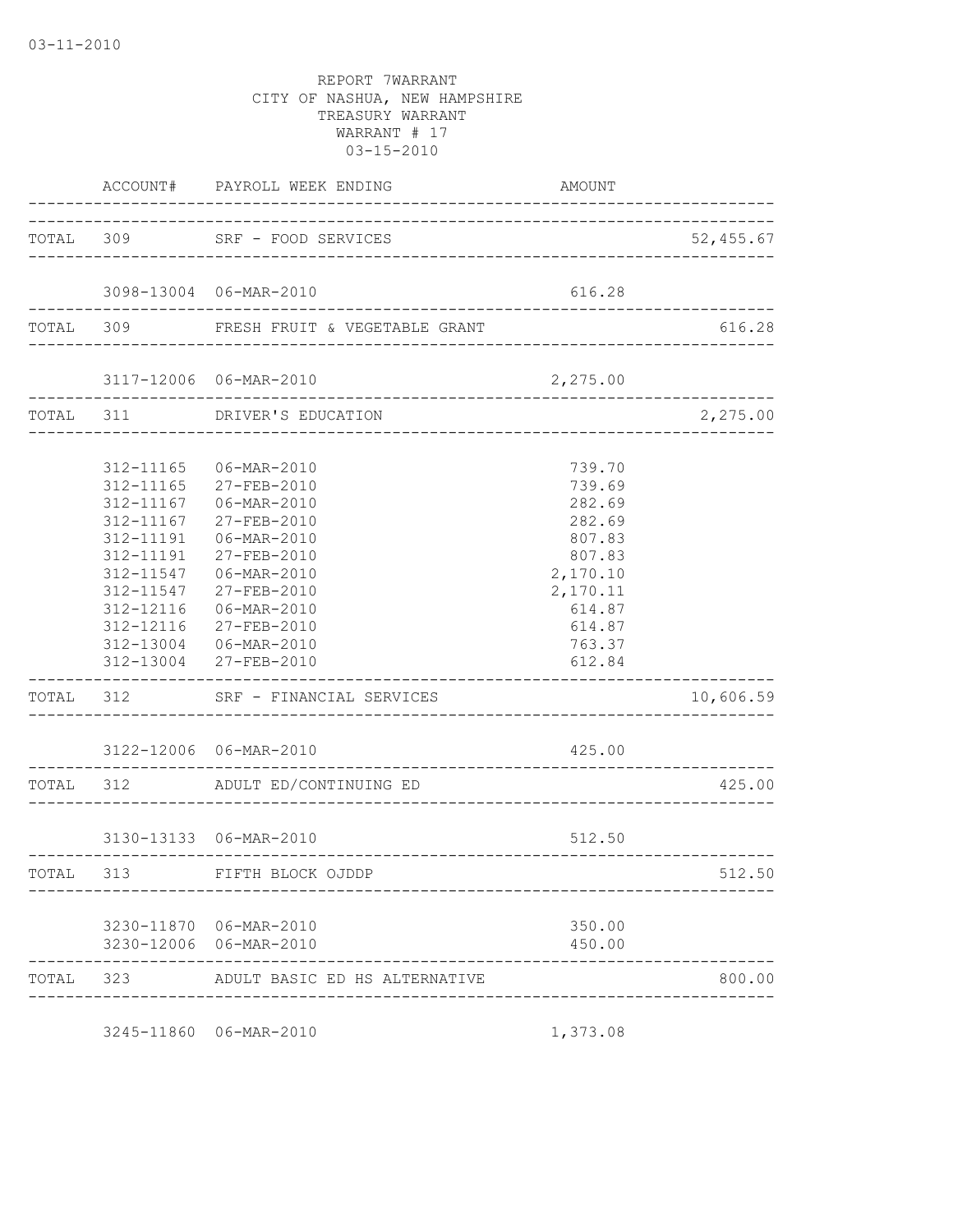REPORT 7WARRANT
CITY OF NASHUA, NEW HAMPSHIRE
TREASURY WARRANT
WARRANT # 17
03-15-2010

| | ACCOUNT# | PAYROLL WEEK ENDING | AMOUNT | |
|---|---|---|---|---|
| TOTAL | 309 | SRF - FOOD SERVICES | | 52,455.67 |
| | 3098-13004 | 06-MAR-2010 | 616.28 | |
| TOTAL | 309 | FRESH FRUIT & VEGETABLE GRANT | | 616.28 |
| | 3117-12006 | 06-MAR-2010 | 2,275.00 | |
| TOTAL | 311 | DRIVER'S EDUCATION | | 2,275.00 |
| | 312-11165 | 06-MAR-2010 | 739.70 | |
| | 312-11165 | 27-FEB-2010 | 739.69 | |
| | 312-11167 | 06-MAR-2010 | 282.69 | |
| | 312-11167 | 27-FEB-2010 | 282.69 | |
| | 312-11191 | 06-MAR-2010 | 807.83 | |
| | 312-11191 | 27-FEB-2010 | 807.83 | |
| | 312-11547 | 06-MAR-2010 | 2,170.10 | |
| | 312-11547 | 27-FEB-2010 | 2,170.11 | |
| | 312-12116 | 06-MAR-2010 | 614.87 | |
| | 312-12116 | 27-FEB-2010 | 614.87 | |
| | 312-13004 | 06-MAR-2010 | 763.37 | |
| | 312-13004 | 27-FEB-2010 | 612.84 | |
| TOTAL | 312 | SRF - FINANCIAL SERVICES | | 10,606.59 |
| | 3122-12006 | 06-MAR-2010 | 425.00 | |
| TOTAL | 312 | ADULT ED/CONTINUING ED | | 425.00 |
| | 3130-13133 | 06-MAR-2010 | 512.50 | |
| TOTAL | 313 | FIFTH BLOCK OJDDP | | 512.50 |
| | 3230-11870 | 06-MAR-2010 | 350.00 | |
| | 3230-12006 | 06-MAR-2010 | 450.00 | |
| TOTAL | 323 | ADULT BASIC ED HS ALTERNATIVE | | 800.00 |
| | 3245-11860 | 06-MAR-2010 | 1,373.08 | |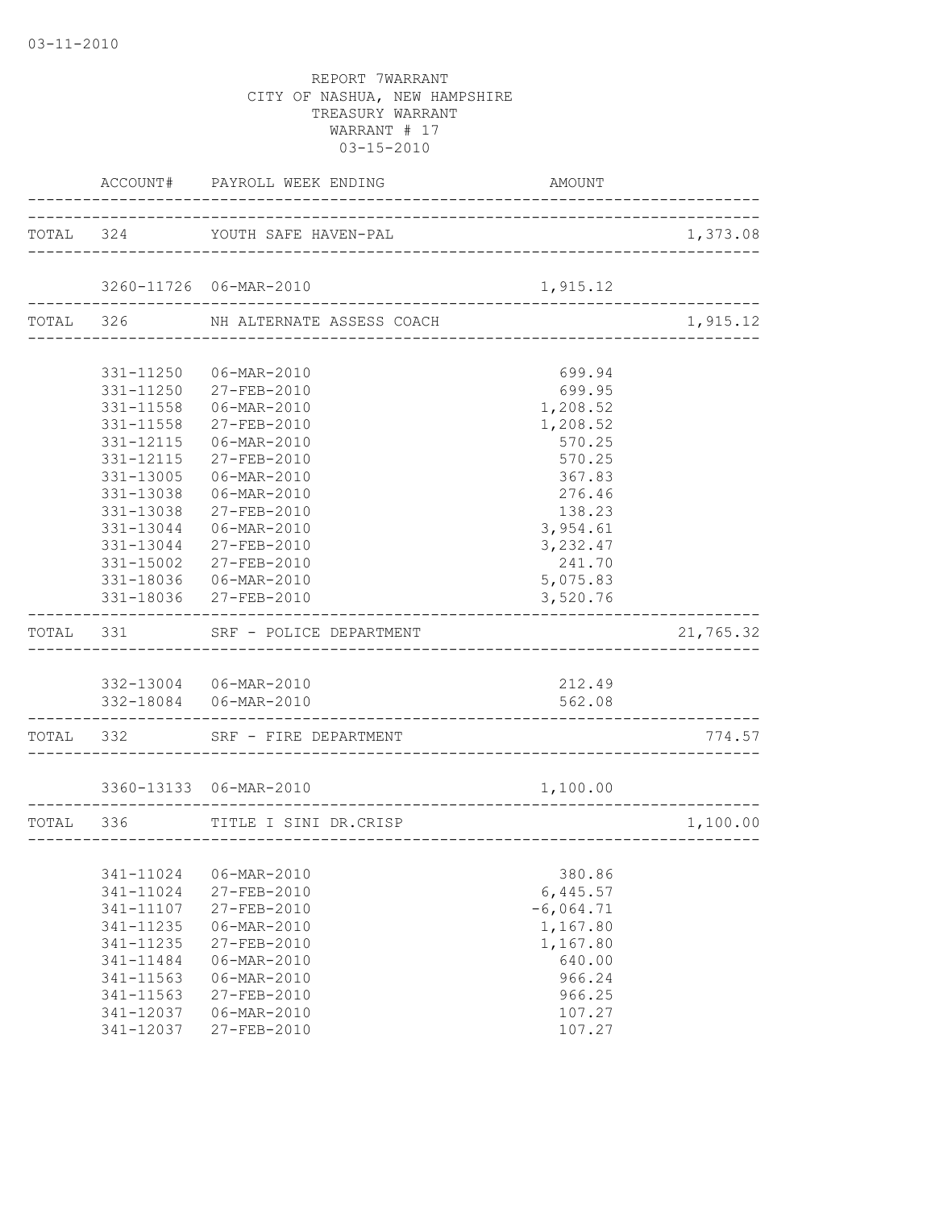03-11-2010

REPORT 7WARRANT
CITY OF NASHUA, NEW HAMPSHIRE
TREASURY WARRANT
WARRANT # 17
03-15-2010

| | ACCOUNT# | PAYROLL WEEK ENDING | AMOUNT | |
|---|---|---|---|---|
| TOTAL | 324 | YOUTH SAFE HAVEN-PAL | | 1,373.08 |
| | 3260-11726 | 06-MAR-2010 | 1,915.12 | |
| TOTAL | 326 | NH ALTERNATE ASSESS COACH | | 1,915.12 |
| | 331-11250 | 06-MAR-2010 | 699.94 | |
| | 331-11250 | 27-FEB-2010 | 699.95 | |
| | 331-11558 | 06-MAR-2010 | 1,208.52 | |
| | 331-11558 | 27-FEB-2010 | 1,208.52 | |
| | 331-12115 | 06-MAR-2010 | 570.25 | |
| | 331-12115 | 27-FEB-2010 | 570.25 | |
| | 331-13005 | 06-MAR-2010 | 367.83 | |
| | 331-13038 | 06-MAR-2010 | 276.46 | |
| | 331-13038 | 27-FEB-2010 | 138.23 | |
| | 331-13044 | 06-MAR-2010 | 3,954.61 | |
| | 331-13044 | 27-FEB-2010 | 3,232.47 | |
| | 331-15002 | 27-FEB-2010 | 241.70 | |
| | 331-18036 | 06-MAR-2010 | 5,075.83 | |
| | 331-18036 | 27-FEB-2010 | 3,520.76 | |
| TOTAL | 331 | SRF - POLICE DEPARTMENT | | 21,765.32 |
| | 332-13004 | 06-MAR-2010 | 212.49 | |
| | 332-18084 | 06-MAR-2010 | 562.08 | |
| TOTAL | 332 | SRF - FIRE DEPARTMENT | | 774.57 |
| | 3360-13133 | 06-MAR-2010 | 1,100.00 | |
| TOTAL | 336 | TITLE I SINI DR.CRISP | | 1,100.00 |
| | 341-11024 | 06-MAR-2010 | 380.86 | |
| | 341-11024 | 27-FEB-2010 | 6,445.57 | |
| | 341-11107 | 27-FEB-2010 | -6,064.71 | |
| | 341-11235 | 06-MAR-2010 | 1,167.80 | |
| | 341-11235 | 27-FEB-2010 | 1,167.80 | |
| | 341-11484 | 06-MAR-2010 | 640.00 | |
| | 341-11563 | 06-MAR-2010 | 966.24 | |
| | 341-11563 | 27-FEB-2010 | 966.25 | |
| | 341-12037 | 06-MAR-2010 | 107.27 | |
| | 341-12037 | 27-FEB-2010 | 107.27 | |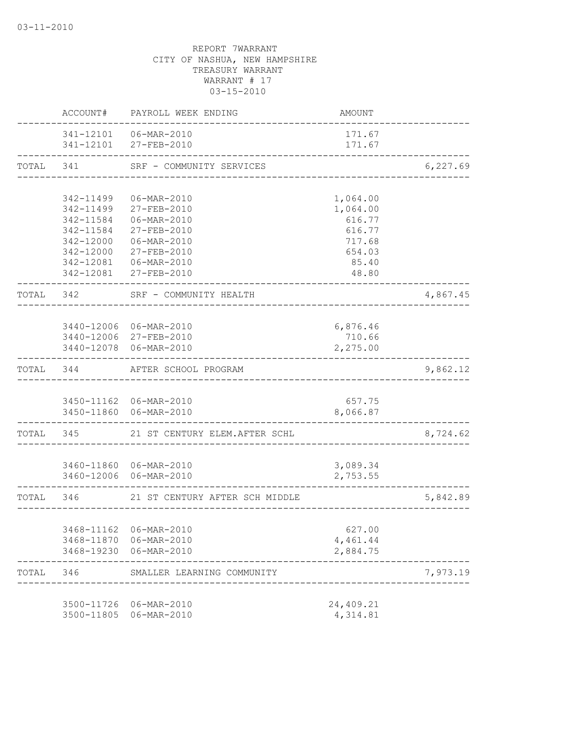03-11-2010

REPORT 7WARRANT
CITY OF NASHUA, NEW HAMPSHIRE
TREASURY WARRANT
WARRANT # 17
03-15-2010

| | ACCOUNT# | PAYROLL WEEK ENDING | AMOUNT | |
|---|---|---|---|---|
| | 341-12101 | 06-MAR-2010 | 171.67 | |
| | 341-12101 | 27-FEB-2010 | 171.67 | |
| TOTAL | 341 | SRF - COMMUNITY SERVICES | | 6,227.69 |
| | 342-11499 | 06-MAR-2010 | 1,064.00 | |
| | 342-11499 | 27-FEB-2010 | 1,064.00 | |
| | 342-11584 | 06-MAR-2010 | 616.77 | |
| | 342-11584 | 27-FEB-2010 | 616.77 | |
| | 342-12000 | 06-MAR-2010 | 717.68 | |
| | 342-12000 | 27-FEB-2010 | 654.03 | |
| | 342-12081 | 06-MAR-2010 | 85.40 | |
| | 342-12081 | 27-FEB-2010 | 48.80 | |
| TOTAL | 342 | SRF - COMMUNITY HEALTH | | 4,867.45 |
| | 3440-12006 | 06-MAR-2010 | 6,876.46 | |
| | 3440-12006 | 27-FEB-2010 | 710.66 | |
| | 3440-12078 | 06-MAR-2010 | 2,275.00 | |
| TOTAL | 344 | AFTER SCHOOL PROGRAM | | 9,862.12 |
| | 3450-11162 | 06-MAR-2010 | 657.75 | |
| | 3450-11860 | 06-MAR-2010 | 8,066.87 | |
| TOTAL | 345 | 21 ST CENTURY ELEM.AFTER SCHL | | 8,724.62 |
| | 3460-11860 | 06-MAR-2010 | 3,089.34 | |
| | 3460-12006 | 06-MAR-2010 | 2,753.55 | |
| TOTAL | 346 | 21 ST CENTURY AFTER SCH MIDDLE | | 5,842.89 |
| | 3468-11162 | 06-MAR-2010 | 627.00 | |
| | 3468-11870 | 06-MAR-2010 | 4,461.44 | |
| | 3468-19230 | 06-MAR-2010 | 2,884.75 | |
| TOTAL | 346 | SMALLER LEARNING COMMUNITY | | 7,973.19 |
| | 3500-11726 | 06-MAR-2010 | 24,409.21 | |
| | 3500-11805 | 06-MAR-2010 | 4,314.81 | |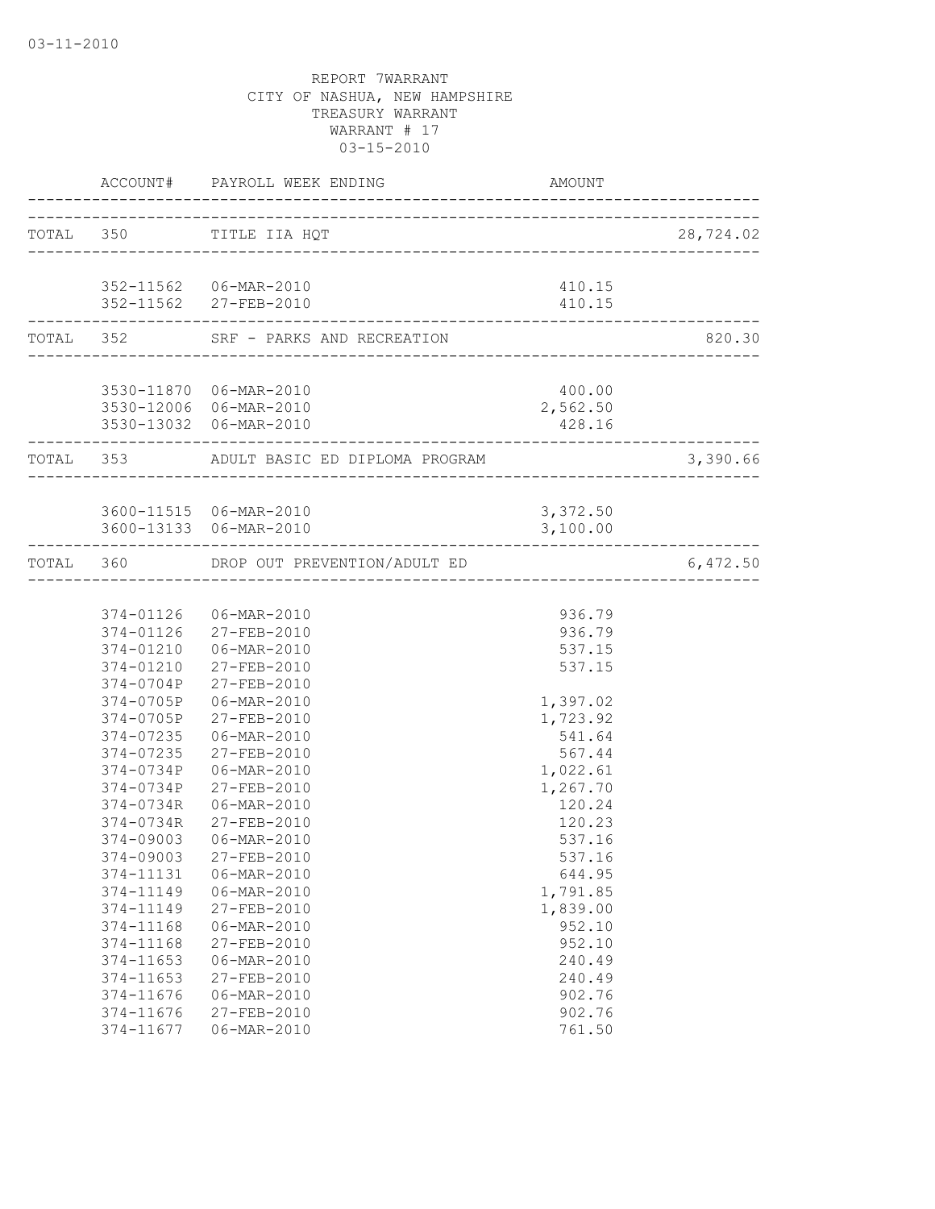03-11-2010

REPORT 7WARRANT
CITY OF NASHUA, NEW HAMPSHIRE
TREASURY WARRANT
WARRANT # 17
03-15-2010

| | ACCOUNT# | PAYROLL WEEK ENDING | AMOUNT | |
|---|---|---|---|---|
| TOTAL | 350 | TITLE IIA HQT | | 28,724.02 |
| | 352-11562 | 06-MAR-2010 | 410.15 | |
| | 352-11562 | 27-FEB-2010 | 410.15 | |
| TOTAL | 352 | SRF - PARKS AND RECREATION | | 820.30 |
| | 3530-11870 | 06-MAR-2010 | 400.00 | |
| | 3530-12006 | 06-MAR-2010 | 2,562.50 | |
| | 3530-13032 | 06-MAR-2010 | 428.16 | |
| TOTAL | 353 | ADULT BASIC ED DIPLOMA PROGRAM | | 3,390.66 |
| | 3600-11515 | 06-MAR-2010 | 3,372.50 | |
| | 3600-13133 | 06-MAR-2010 | 3,100.00 | |
| TOTAL | 360 | DROP OUT PREVENTION/ADULT ED | | 6,472.50 |
| | 374-01126 | 06-MAR-2010 | 936.79 | |
| | 374-01126 | 27-FEB-2010 | 936.79 | |
| | 374-01210 | 06-MAR-2010 | 537.15 | |
| | 374-01210 | 27-FEB-2010 | 537.15 | |
| | 374-0704P | 27-FEB-2010 | | |
| | 374-0705P | 06-MAR-2010 | 1,397.02 | |
| | 374-0705P | 27-FEB-2010 | 1,723.92 | |
| | 374-07235 | 06-MAR-2010 | 541.64 | |
| | 374-07235 | 27-FEB-2010 | 567.44 | |
| | 374-0734P | 06-MAR-2010 | 1,022.61 | |
| | 374-0734P | 27-FEB-2010 | 1,267.70 | |
| | 374-0734R | 06-MAR-2010 | 120.24 | |
| | 374-0734R | 27-FEB-2010 | 120.23 | |
| | 374-09003 | 06-MAR-2010 | 537.16 | |
| | 374-09003 | 27-FEB-2010 | 537.16 | |
| | 374-11131 | 06-MAR-2010 | 644.95 | |
| | 374-11149 | 06-MAR-2010 | 1,791.85 | |
| | 374-11149 | 27-FEB-2010 | 1,839.00 | |
| | 374-11168 | 06-MAR-2010 | 952.10 | |
| | 374-11168 | 27-FEB-2010 | 952.10 | |
| | 374-11653 | 06-MAR-2010 | 240.49 | |
| | 374-11653 | 27-FEB-2010 | 240.49 | |
| | 374-11676 | 06-MAR-2010 | 902.76 | |
| | 374-11676 | 27-FEB-2010 | 902.76 | |
| | 374-11677 | 06-MAR-2010 | 761.50 | |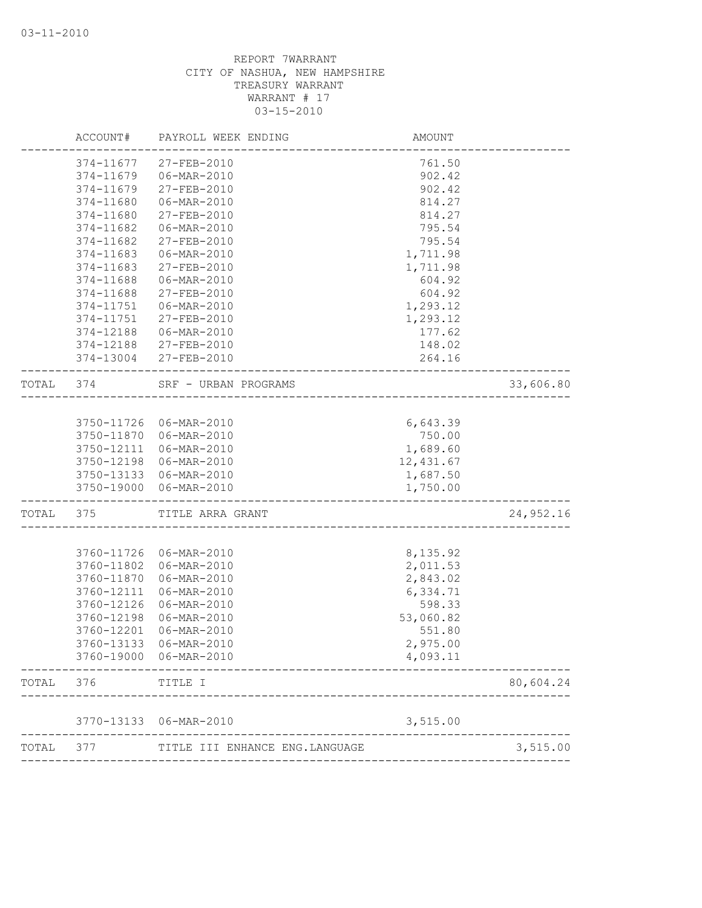03-11-2010

REPORT 7WARRANT
CITY OF NASHUA, NEW HAMPSHIRE
TREASURY WARRANT
WARRANT # 17
03-15-2010

| | ACCOUNT# | PAYROLL WEEK ENDING | AMOUNT | |
|---|---|---|---|---|
| | 374-11677 | 27-FEB-2010 | 761.50 | |
| | 374-11679 | 06-MAR-2010 | 902.42 | |
| | 374-11679 | 27-FEB-2010 | 902.42 | |
| | 374-11680 | 06-MAR-2010 | 814.27 | |
| | 374-11680 | 27-FEB-2010 | 814.27 | |
| | 374-11682 | 06-MAR-2010 | 795.54 | |
| | 374-11682 | 27-FEB-2010 | 795.54 | |
| | 374-11683 | 06-MAR-2010 | 1,711.98 | |
| | 374-11683 | 27-FEB-2010 | 1,711.98 | |
| | 374-11688 | 06-MAR-2010 | 604.92 | |
| | 374-11688 | 27-FEB-2010 | 604.92 | |
| | 374-11751 | 06-MAR-2010 | 1,293.12 | |
| | 374-11751 | 27-FEB-2010 | 1,293.12 | |
| | 374-12188 | 06-MAR-2010 | 177.62 | |
| | 374-12188 | 27-FEB-2010 | 148.02 | |
| | 374-13004 | 27-FEB-2010 | 264.16 | |
| TOTAL | 374 | SRF - URBAN PROGRAMS | | 33,606.80 |
| | 3750-11726 | 06-MAR-2010 | 6,643.39 | |
| | 3750-11870 | 06-MAR-2010 | 750.00 | |
| | 3750-12111 | 06-MAR-2010 | 1,689.60 | |
| | 3750-12198 | 06-MAR-2010 | 12,431.67 | |
| | 3750-13133 | 06-MAR-2010 | 1,687.50 | |
| | 3750-19000 | 06-MAR-2010 | 1,750.00 | |
| TOTAL | 375 | TITLE ARRA GRANT | | 24,952.16 |
| | 3760-11726 | 06-MAR-2010 | 8,135.92 | |
| | 3760-11802 | 06-MAR-2010 | 2,011.53 | |
| | 3760-11870 | 06-MAR-2010 | 2,843.02 | |
| | 3760-12111 | 06-MAR-2010 | 6,334.71 | |
| | 3760-12126 | 06-MAR-2010 | 598.33 | |
| | 3760-12198 | 06-MAR-2010 | 53,060.82 | |
| | 3760-12201 | 06-MAR-2010 | 551.80 | |
| | 3760-13133 | 06-MAR-2010 | 2,975.00 | |
| | 3760-19000 | 06-MAR-2010 | 4,093.11 | |
| TOTAL | 376 | TITLE I | | 80,604.24 |
| | 3770-13133 | 06-MAR-2010 | 3,515.00 | |
| TOTAL | 377 | TITLE III ENHANCE ENG.LANGUAGE | | 3,515.00 |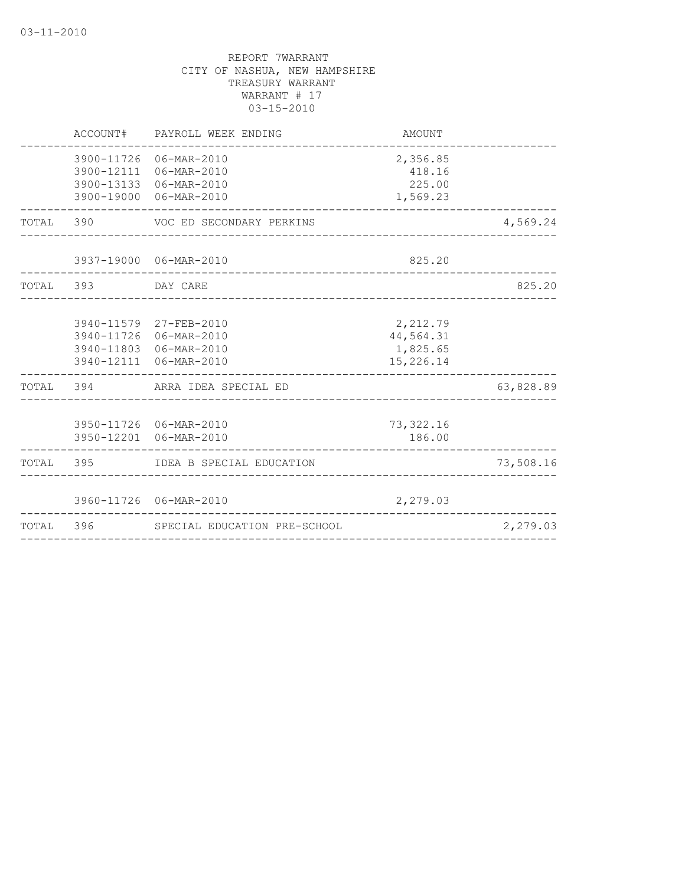03-11-2010

REPORT 7WARRANT
CITY OF NASHUA, NEW HAMPSHIRE
TREASURY WARRANT
WARRANT # 17
03-15-2010

| | ACCOUNT# | PAYROLL WEEK ENDING | AMOUNT | |
|---|---|---|---|---|
| | 3900-11726 | 06-MAR-2010 | 2,356.85 | |
| | 3900-12111 | 06-MAR-2010 | 418.16 | |
| | 3900-13133 | 06-MAR-2010 | 225.00 | |
| | 3900-19000 | 06-MAR-2010 | 1,569.23 | |
| TOTAL | 390 | VOC ED SECONDARY PERKINS | | 4,569.24 |
| | 3937-19000 | 06-MAR-2010 | 825.20 | |
| TOTAL | 393 | DAY CARE | | 825.20 |
| | 3940-11579 | 27-FEB-2010 | 2,212.79 | |
| | 3940-11726 | 06-MAR-2010 | 44,564.31 | |
| | 3940-11803 | 06-MAR-2010 | 1,825.65 | |
| | 3940-12111 | 06-MAR-2010 | 15,226.14 | |
| TOTAL | 394 | ARRA IDEA SPECIAL ED | | 63,828.89 |
| | 3950-11726 | 06-MAR-2010 | 73,322.16 | |
| | 3950-12201 | 06-MAR-2010 | 186.00 | |
| TOTAL | 395 | IDEA B SPECIAL EDUCATION | | 73,508.16 |
| | 3960-11726 | 06-MAR-2010 | 2,279.03 | |
| TOTAL | 396 | SPECIAL EDUCATION PRE-SCHOOL | | 2,279.03 |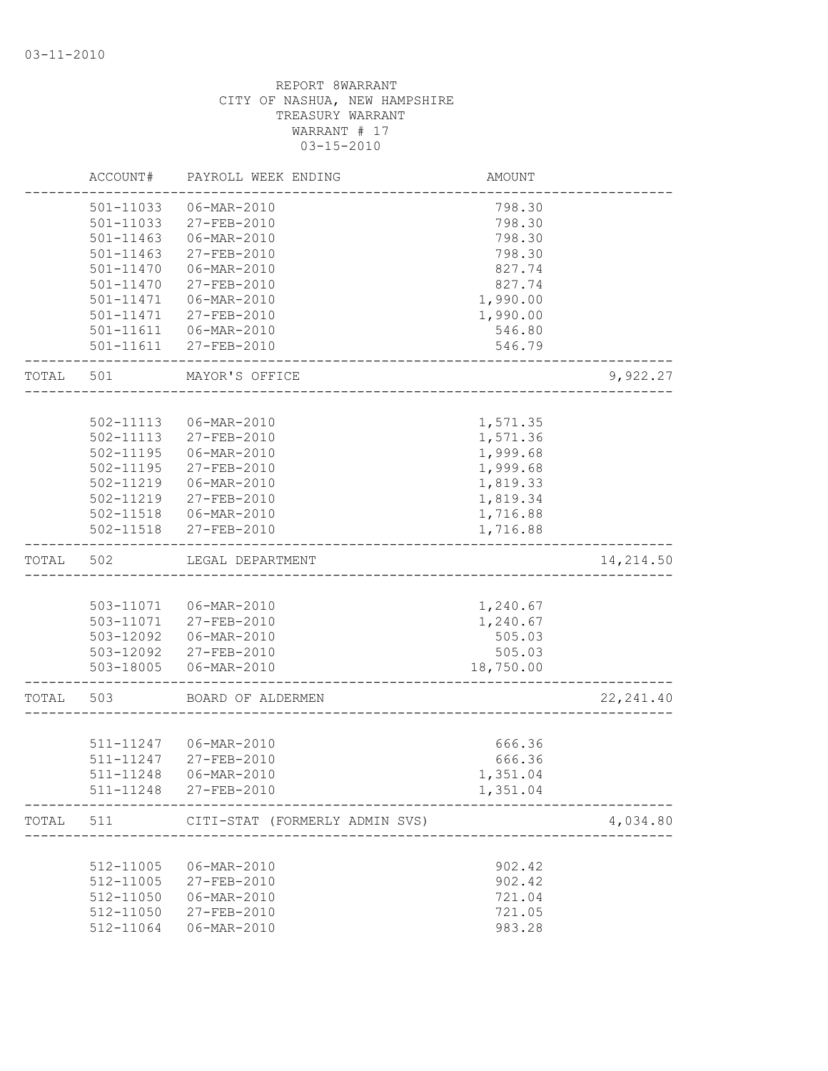03-11-2010

REPORT 8WARRANT
CITY OF NASHUA, NEW HAMPSHIRE
TREASURY WARRANT
WARRANT # 17
03-15-2010

| | ACCOUNT# | PAYROLL WEEK ENDING | AMOUNT | |
|---|---|---|---|---|
| | 501-11033 | 06-MAR-2010 | 798.30 | |
| | 501-11033 | 27-FEB-2010 | 798.30 | |
| | 501-11463 | 06-MAR-2010 | 798.30 | |
| | 501-11463 | 27-FEB-2010 | 798.30 | |
| | 501-11470 | 06-MAR-2010 | 827.74 | |
| | 501-11470 | 27-FEB-2010 | 827.74 | |
| | 501-11471 | 06-MAR-2010 | 1,990.00 | |
| | 501-11471 | 27-FEB-2010 | 1,990.00 | |
| | 501-11611 | 06-MAR-2010 | 546.80 | |
| | 501-11611 | 27-FEB-2010 | 546.79 | |
| TOTAL | 501 | MAYOR'S OFFICE | | 9,922.27 |
| | 502-11113 | 06-MAR-2010 | 1,571.35 | |
| | 502-11113 | 27-FEB-2010 | 1,571.36 | |
| | 502-11195 | 06-MAR-2010 | 1,999.68 | |
| | 502-11195 | 27-FEB-2010 | 1,999.68 | |
| | 502-11219 | 06-MAR-2010 | 1,819.33 | |
| | 502-11219 | 27-FEB-2010 | 1,819.34 | |
| | 502-11518 | 06-MAR-2010 | 1,716.88 | |
| | 502-11518 | 27-FEB-2010 | 1,716.88 | |
| TOTAL | 502 | LEGAL DEPARTMENT | | 14,214.50 |
| | 503-11071 | 06-MAR-2010 | 1,240.67 | |
| | 503-11071 | 27-FEB-2010 | 1,240.67 | |
| | 503-12092 | 06-MAR-2010 | 505.03 | |
| | 503-12092 | 27-FEB-2010 | 505.03 | |
| | 503-18005 | 06-MAR-2010 | 18,750.00 | |
| TOTAL | 503 | BOARD OF ALDERMEN | | 22,241.40 |
| | 511-11247 | 06-MAR-2010 | 666.36 | |
| | 511-11247 | 27-FEB-2010 | 666.36 | |
| | 511-11248 | 06-MAR-2010 | 1,351.04 | |
| | 511-11248 | 27-FEB-2010 | 1,351.04 | |
| TOTAL | 511 | CITI-STAT (FORMERLY ADMIN SVS) | | 4,034.80 |
| | 512-11005 | 06-MAR-2010 | 902.42 | |
| | 512-11005 | 27-FEB-2010 | 902.42 | |
| | 512-11050 | 06-MAR-2010 | 721.04 | |
| | 512-11050 | 27-FEB-2010 | 721.05 | |
| | 512-11064 | 06-MAR-2010 | 983.28 | |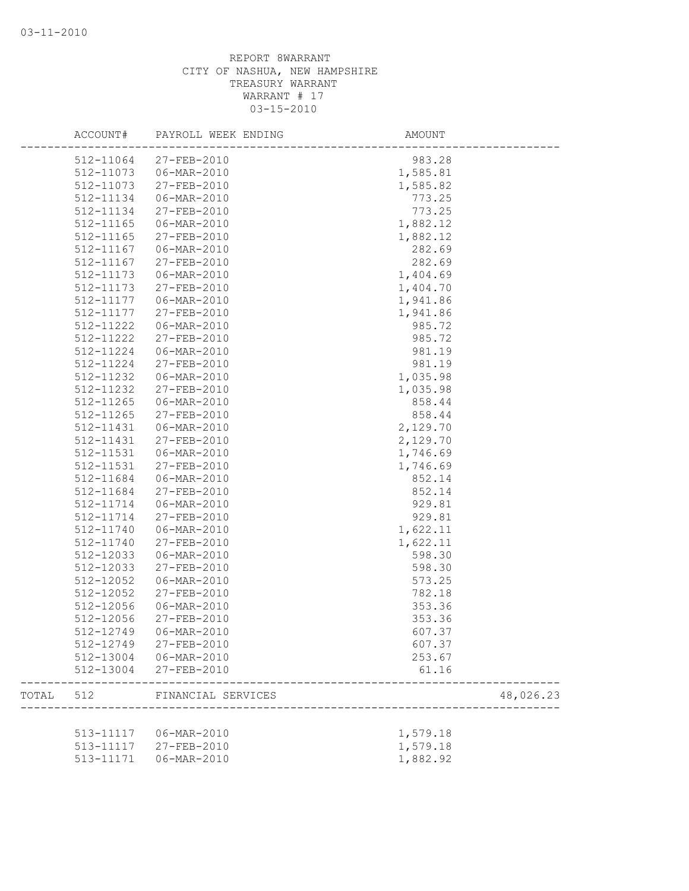03-11-2010

REPORT 8WARRANT
CITY OF NASHUA, NEW HAMPSHIRE
TREASURY WARRANT
WARRANT # 17
03-15-2010

| ACCOUNT# | PAYROLL WEEK ENDING | AMOUNT | |
|---|---|---|---|
| 512-11064 | 27-FEB-2010 | 983.28 | |
| 512-11073 | 06-MAR-2010 | 1,585.81 | |
| 512-11073 | 27-FEB-2010 | 1,585.82 | |
| 512-11134 | 06-MAR-2010 | 773.25 | |
| 512-11134 | 27-FEB-2010 | 773.25 | |
| 512-11165 | 06-MAR-2010 | 1,882.12 | |
| 512-11165 | 27-FEB-2010 | 1,882.12 | |
| 512-11167 | 06-MAR-2010 | 282.69 | |
| 512-11167 | 27-FEB-2010 | 282.69 | |
| 512-11173 | 06-MAR-2010 | 1,404.69 | |
| 512-11173 | 27-FEB-2010 | 1,404.70 | |
| 512-11177 | 06-MAR-2010 | 1,941.86 | |
| 512-11177 | 27-FEB-2010 | 1,941.86 | |
| 512-11222 | 06-MAR-2010 | 985.72 | |
| 512-11222 | 27-FEB-2010 | 985.72 | |
| 512-11224 | 06-MAR-2010 | 981.19 | |
| 512-11224 | 27-FEB-2010 | 981.19 | |
| 512-11232 | 06-MAR-2010 | 1,035.98 | |
| 512-11232 | 27-FEB-2010 | 1,035.98 | |
| 512-11265 | 06-MAR-2010 | 858.44 | |
| 512-11265 | 27-FEB-2010 | 858.44 | |
| 512-11431 | 06-MAR-2010 | 2,129.70 | |
| 512-11431 | 27-FEB-2010 | 2,129.70 | |
| 512-11531 | 06-MAR-2010 | 1,746.69 | |
| 512-11531 | 27-FEB-2010 | 1,746.69 | |
| 512-11684 | 06-MAR-2010 | 852.14 | |
| 512-11684 | 27-FEB-2010 | 852.14 | |
| 512-11714 | 06-MAR-2010 | 929.81 | |
| 512-11714 | 27-FEB-2010 | 929.81 | |
| 512-11740 | 06-MAR-2010 | 1,622.11 | |
| 512-11740 | 27-FEB-2010 | 1,622.11 | |
| 512-12033 | 06-MAR-2010 | 598.30 | |
| 512-12033 | 27-FEB-2010 | 598.30 | |
| 512-12052 | 06-MAR-2010 | 573.25 | |
| 512-12052 | 27-FEB-2010 | 782.18 | |
| 512-12056 | 06-MAR-2010 | 353.36 | |
| 512-12056 | 27-FEB-2010 | 353.36 | |
| 512-12749 | 06-MAR-2010 | 607.37 | |
| 512-12749 | 27-FEB-2010 | 607.37 | |
| 512-13004 | 06-MAR-2010 | 253.67 | |
| 512-13004 | 27-FEB-2010 | 61.16 | |
| TOTAL 512 | FINANCIAL SERVICES | | 48,026.23 |
| 513-11117 | 06-MAR-2010 | 1,579.18 | |
| 513-11117 | 27-FEB-2010 | 1,579.18 | |
| 513-11171 | 06-MAR-2010 | 1,882.92 | |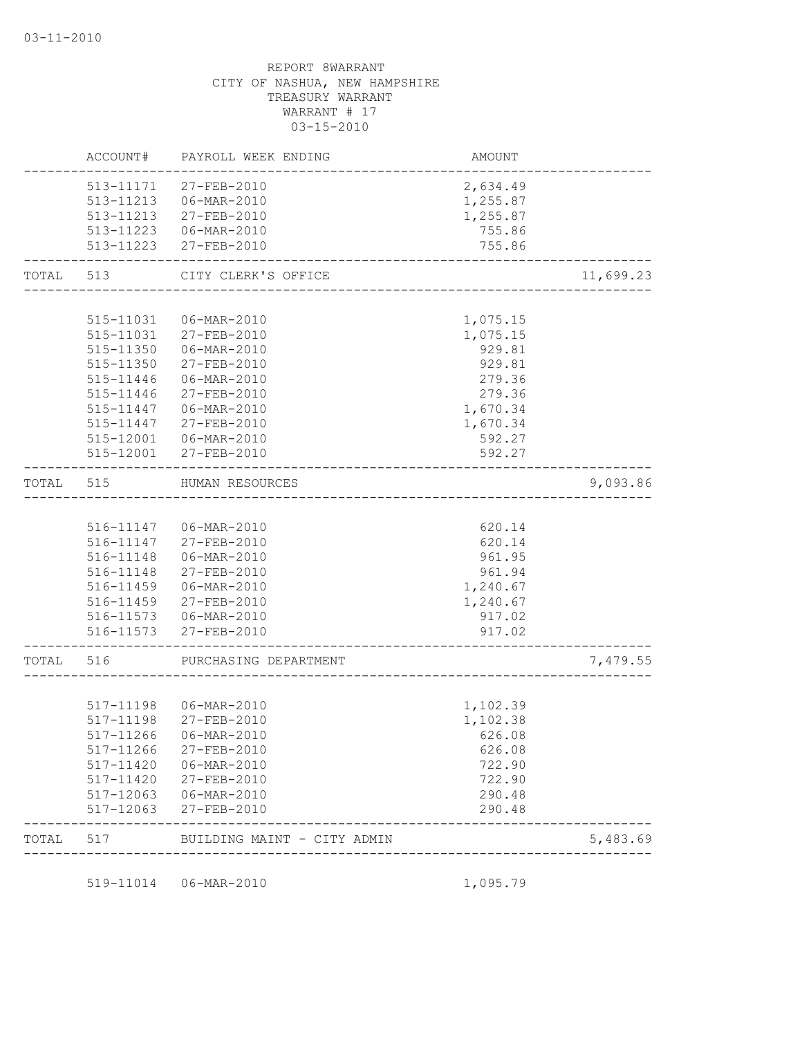REPORT 8WARRANT
CITY OF NASHUA, NEW HAMPSHIRE
TREASURY WARRANT
WARRANT # 17
03-15-2010

| | ACCOUNT# | PAYROLL WEEK ENDING | AMOUNT | |
|---|---|---|---|---|
| | 513-11171 | 27-FEB-2010 | 2,634.49 | |
| | 513-11213 | 06-MAR-2010 | 1,255.87 | |
| | 513-11213 | 27-FEB-2010 | 1,255.87 | |
| | 513-11223 | 06-MAR-2010 | 755.86 | |
| | 513-11223 | 27-FEB-2010 | 755.86 | |
| TOTAL | 513 | CITY CLERK'S OFFICE | | 11,699.23 |
| | 515-11031 | 06-MAR-2010 | 1,075.15 | |
| | 515-11031 | 27-FEB-2010 | 1,075.15 | |
| | 515-11350 | 06-MAR-2010 | 929.81 | |
| | 515-11350 | 27-FEB-2010 | 929.81 | |
| | 515-11446 | 06-MAR-2010 | 279.36 | |
| | 515-11446 | 27-FEB-2010 | 279.36 | |
| | 515-11447 | 06-MAR-2010 | 1,670.34 | |
| | 515-11447 | 27-FEB-2010 | 1,670.34 | |
| | 515-12001 | 06-MAR-2010 | 592.27 | |
| | 515-12001 | 27-FEB-2010 | 592.27 | |
| TOTAL | 515 | HUMAN RESOURCES | | 9,093.86 |
| | 516-11147 | 06-MAR-2010 | 620.14 | |
| | 516-11147 | 27-FEB-2010 | 620.14 | |
| | 516-11148 | 06-MAR-2010 | 961.95 | |
| | 516-11148 | 27-FEB-2010 | 961.94 | |
| | 516-11459 | 06-MAR-2010 | 1,240.67 | |
| | 516-11459 | 27-FEB-2010 | 1,240.67 | |
| | 516-11573 | 06-MAR-2010 | 917.02 | |
| | 516-11573 | 27-FEB-2010 | 917.02 | |
| TOTAL | 516 | PURCHASING DEPARTMENT | | 7,479.55 |
| | 517-11198 | 06-MAR-2010 | 1,102.39 | |
| | 517-11198 | 27-FEB-2010 | 1,102.38 | |
| | 517-11266 | 06-MAR-2010 | 626.08 | |
| | 517-11266 | 27-FEB-2010 | 626.08 | |
| | 517-11420 | 06-MAR-2010 | 722.90 | |
| | 517-11420 | 27-FEB-2010 | 722.90 | |
| | 517-12063 | 06-MAR-2010 | 290.48 | |
| | 517-12063 | 27-FEB-2010 | 290.48 | |
| TOTAL | 517 | BUILDING MAINT - CITY ADMIN | | 5,483.69 |
| | 519-11014 | 06-MAR-2010 | 1,095.79 | |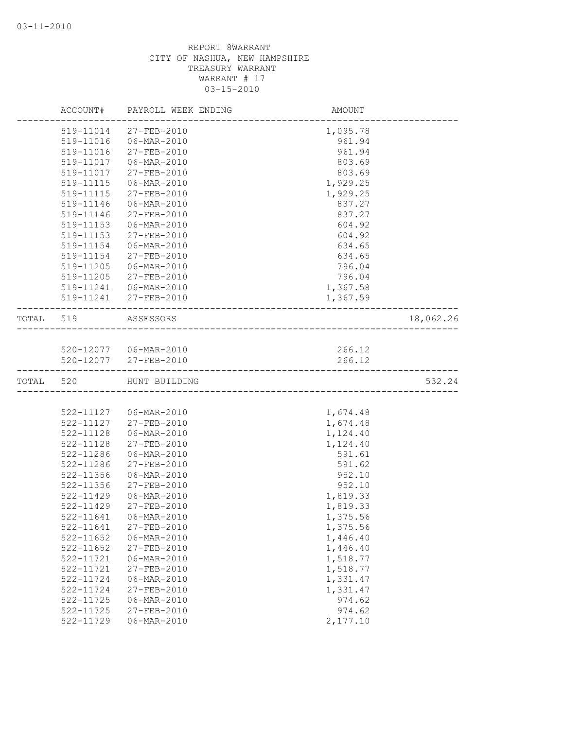03-11-2010

REPORT 8WARRANT
CITY OF NASHUA, NEW HAMPSHIRE
TREASURY WARRANT
WARRANT # 17
03-15-2010

| | ACCOUNT# | PAYROLL WEEK ENDING | AMOUNT | |
|---|---|---|---|---|
| | 519-11014 | 27-FEB-2010 | 1,095.78 | |
| | 519-11016 | 06-MAR-2010 | 961.94 | |
| | 519-11016 | 27-FEB-2010 | 961.94 | |
| | 519-11017 | 06-MAR-2010 | 803.69 | |
| | 519-11017 | 27-FEB-2010 | 803.69 | |
| | 519-11115 | 06-MAR-2010 | 1,929.25 | |
| | 519-11115 | 27-FEB-2010 | 1,929.25 | |
| | 519-11146 | 06-MAR-2010 | 837.27 | |
| | 519-11146 | 27-FEB-2010 | 837.27 | |
| | 519-11153 | 06-MAR-2010 | 604.92 | |
| | 519-11153 | 27-FEB-2010 | 604.92 | |
| | 519-11154 | 06-MAR-2010 | 634.65 | |
| | 519-11154 | 27-FEB-2010 | 634.65 | |
| | 519-11205 | 06-MAR-2010 | 796.04 | |
| | 519-11205 | 27-FEB-2010 | 796.04 | |
| | 519-11241 | 06-MAR-2010 | 1,367.58 | |
| | 519-11241 | 27-FEB-2010 | 1,367.59 | |
| TOTAL | 519 | ASSESSORS | | 18,062.26 |
| | 520-12077 | 06-MAR-2010 | 266.12 | |
| | 520-12077 | 27-FEB-2010 | 266.12 | |
| TOTAL | 520 | HUNT BUILDING | | 532.24 |
| | 522-11127 | 06-MAR-2010 | 1,674.48 | |
| | 522-11127 | 27-FEB-2010 | 1,674.48 | |
| | 522-11128 | 06-MAR-2010 | 1,124.40 | |
| | 522-11128 | 27-FEB-2010 | 1,124.40 | |
| | 522-11286 | 06-MAR-2010 | 591.61 | |
| | 522-11286 | 27-FEB-2010 | 591.62 | |
| | 522-11356 | 06-MAR-2010 | 952.10 | |
| | 522-11356 | 27-FEB-2010 | 952.10 | |
| | 522-11429 | 06-MAR-2010 | 1,819.33 | |
| | 522-11429 | 27-FEB-2010 | 1,819.33 | |
| | 522-11641 | 06-MAR-2010 | 1,375.56 | |
| | 522-11641 | 27-FEB-2010 | 1,375.56 | |
| | 522-11652 | 06-MAR-2010 | 1,446.40 | |
| | 522-11652 | 27-FEB-2010 | 1,446.40 | |
| | 522-11721 | 06-MAR-2010 | 1,518.77 | |
| | 522-11721 | 27-FEB-2010 | 1,518.77 | |
| | 522-11724 | 06-MAR-2010 | 1,331.47 | |
| | 522-11724 | 27-FEB-2010 | 1,331.47 | |
| | 522-11725 | 06-MAR-2010 | 974.62 | |
| | 522-11725 | 27-FEB-2010 | 974.62 | |
| | 522-11729 | 06-MAR-2010 | 2,177.10 | |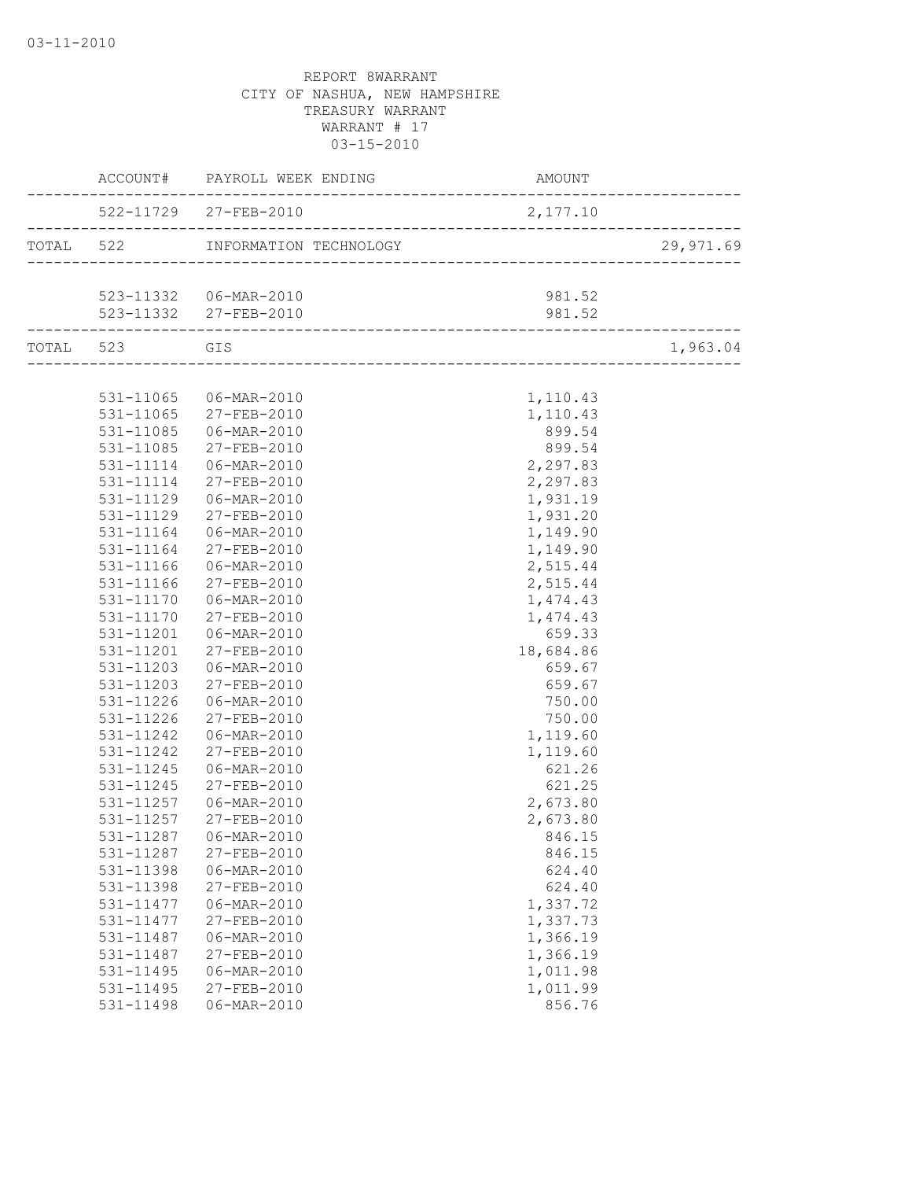03-11-2010

REPORT 8WARRANT
CITY OF NASHUA, NEW HAMPSHIRE
TREASURY WARRANT
WARRANT # 17
03-15-2010

| | ACCOUNT# | PAYROLL WEEK ENDING | AMOUNT | |
|---|---|---|---|---|
| | 522-11729 | 27-FEB-2010 | 2,177.10 | |
| TOTAL | 522 | INFORMATION TECHNOLOGY | | 29,971.69 |
| | 523-11332 | 06-MAR-2010 | 981.52 | |
| | 523-11332 | 27-FEB-2010 | 981.52 | |
| TOTAL | 523 | GIS | | 1,963.04 |
| | 531-11065 | 06-MAR-2010 | 1,110.43 | |
| | 531-11065 | 27-FEB-2010 | 1,110.43 | |
| | 531-11085 | 06-MAR-2010 | 899.54 | |
| | 531-11085 | 27-FEB-2010 | 899.54 | |
| | 531-11114 | 06-MAR-2010 | 2,297.83 | |
| | 531-11114 | 27-FEB-2010 | 2,297.83 | |
| | 531-11129 | 06-MAR-2010 | 1,931.19 | |
| | 531-11129 | 27-FEB-2010 | 1,931.20 | |
| | 531-11164 | 06-MAR-2010 | 1,149.90 | |
| | 531-11164 | 27-FEB-2010 | 1,149.90 | |
| | 531-11166 | 06-MAR-2010 | 2,515.44 | |
| | 531-11166 | 27-FEB-2010 | 2,515.44 | |
| | 531-11170 | 06-MAR-2010 | 1,474.43 | |
| | 531-11170 | 27-FEB-2010 | 1,474.43 | |
| | 531-11201 | 06-MAR-2010 | 659.33 | |
| | 531-11201 | 27-FEB-2010 | 18,684.86 | |
| | 531-11203 | 06-MAR-2010 | 659.67 | |
| | 531-11203 | 27-FEB-2010 | 659.67 | |
| | 531-11226 | 06-MAR-2010 | 750.00 | |
| | 531-11226 | 27-FEB-2010 | 750.00 | |
| | 531-11242 | 06-MAR-2010 | 1,119.60 | |
| | 531-11242 | 27-FEB-2010 | 1,119.60 | |
| | 531-11245 | 06-MAR-2010 | 621.26 | |
| | 531-11245 | 27-FEB-2010 | 621.25 | |
| | 531-11257 | 06-MAR-2010 | 2,673.80 | |
| | 531-11257 | 27-FEB-2010 | 2,673.80 | |
| | 531-11287 | 06-MAR-2010 | 846.15 | |
| | 531-11287 | 27-FEB-2010 | 846.15 | |
| | 531-11398 | 06-MAR-2010 | 624.40 | |
| | 531-11398 | 27-FEB-2010 | 624.40 | |
| | 531-11477 | 06-MAR-2010 | 1,337.72 | |
| | 531-11477 | 27-FEB-2010 | 1,337.73 | |
| | 531-11487 | 06-MAR-2010 | 1,366.19 | |
| | 531-11487 | 27-FEB-2010 | 1,366.19 | |
| | 531-11495 | 06-MAR-2010 | 1,011.98 | |
| | 531-11495 | 27-FEB-2010 | 1,011.99 | |
| | 531-11498 | 06-MAR-2010 | 856.76 | |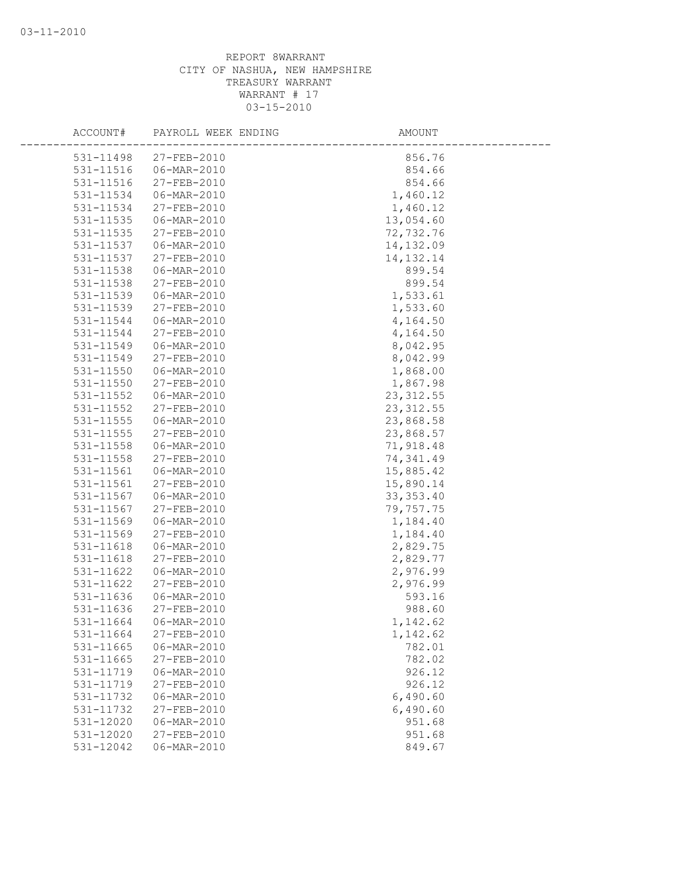REPORT 8WARRANT
CITY OF NASHUA, NEW HAMPSHIRE
TREASURY WARRANT
WARRANT # 17
03-15-2010

| ACCOUNT# | PAYROLL WEEK ENDING | AMOUNT |
|---|---|---|
| 531-11498 | 27-FEB-2010 | 856.76 |
| 531-11516 | 06-MAR-2010 | 854.66 |
| 531-11516 | 27-FEB-2010 | 854.66 |
| 531-11534 | 06-MAR-2010 | 1,460.12 |
| 531-11534 | 27-FEB-2010 | 1,460.12 |
| 531-11535 | 06-MAR-2010 | 13,054.60 |
| 531-11535 | 27-FEB-2010 | 72,732.76 |
| 531-11537 | 06-MAR-2010 | 14,132.09 |
| 531-11537 | 27-FEB-2010 | 14,132.14 |
| 531-11538 | 06-MAR-2010 | 899.54 |
| 531-11538 | 27-FEB-2010 | 899.54 |
| 531-11539 | 06-MAR-2010 | 1,533.61 |
| 531-11539 | 27-FEB-2010 | 1,533.60 |
| 531-11544 | 06-MAR-2010 | 4,164.50 |
| 531-11544 | 27-FEB-2010 | 4,164.50 |
| 531-11549 | 06-MAR-2010 | 8,042.95 |
| 531-11549 | 27-FEB-2010 | 8,042.99 |
| 531-11550 | 06-MAR-2010 | 1,868.00 |
| 531-11550 | 27-FEB-2010 | 1,867.98 |
| 531-11552 | 06-MAR-2010 | 23,312.55 |
| 531-11552 | 27-FEB-2010 | 23,312.55 |
| 531-11555 | 06-MAR-2010 | 23,868.58 |
| 531-11555 | 27-FEB-2010 | 23,868.57 |
| 531-11558 | 06-MAR-2010 | 71,918.48 |
| 531-11558 | 27-FEB-2010 | 74,341.49 |
| 531-11561 | 06-MAR-2010 | 15,885.42 |
| 531-11561 | 27-FEB-2010 | 15,890.14 |
| 531-11567 | 06-MAR-2010 | 33,353.40 |
| 531-11567 | 27-FEB-2010 | 79,757.75 |
| 531-11569 | 06-MAR-2010 | 1,184.40 |
| 531-11569 | 27-FEB-2010 | 1,184.40 |
| 531-11618 | 06-MAR-2010 | 2,829.75 |
| 531-11618 | 27-FEB-2010 | 2,829.77 |
| 531-11622 | 06-MAR-2010 | 2,976.99 |
| 531-11622 | 27-FEB-2010 | 2,976.99 |
| 531-11636 | 06-MAR-2010 | 593.16 |
| 531-11636 | 27-FEB-2010 | 988.60 |
| 531-11664 | 06-MAR-2010 | 1,142.62 |
| 531-11664 | 27-FEB-2010 | 1,142.62 |
| 531-11665 | 06-MAR-2010 | 782.01 |
| 531-11665 | 27-FEB-2010 | 782.02 |
| 531-11719 | 06-MAR-2010 | 926.12 |
| 531-11719 | 27-FEB-2010 | 926.12 |
| 531-11732 | 06-MAR-2010 | 6,490.60 |
| 531-11732 | 27-FEB-2010 | 6,490.60 |
| 531-12020 | 06-MAR-2010 | 951.68 |
| 531-12020 | 27-FEB-2010 | 951.68 |
| 531-12042 | 06-MAR-2010 | 849.67 |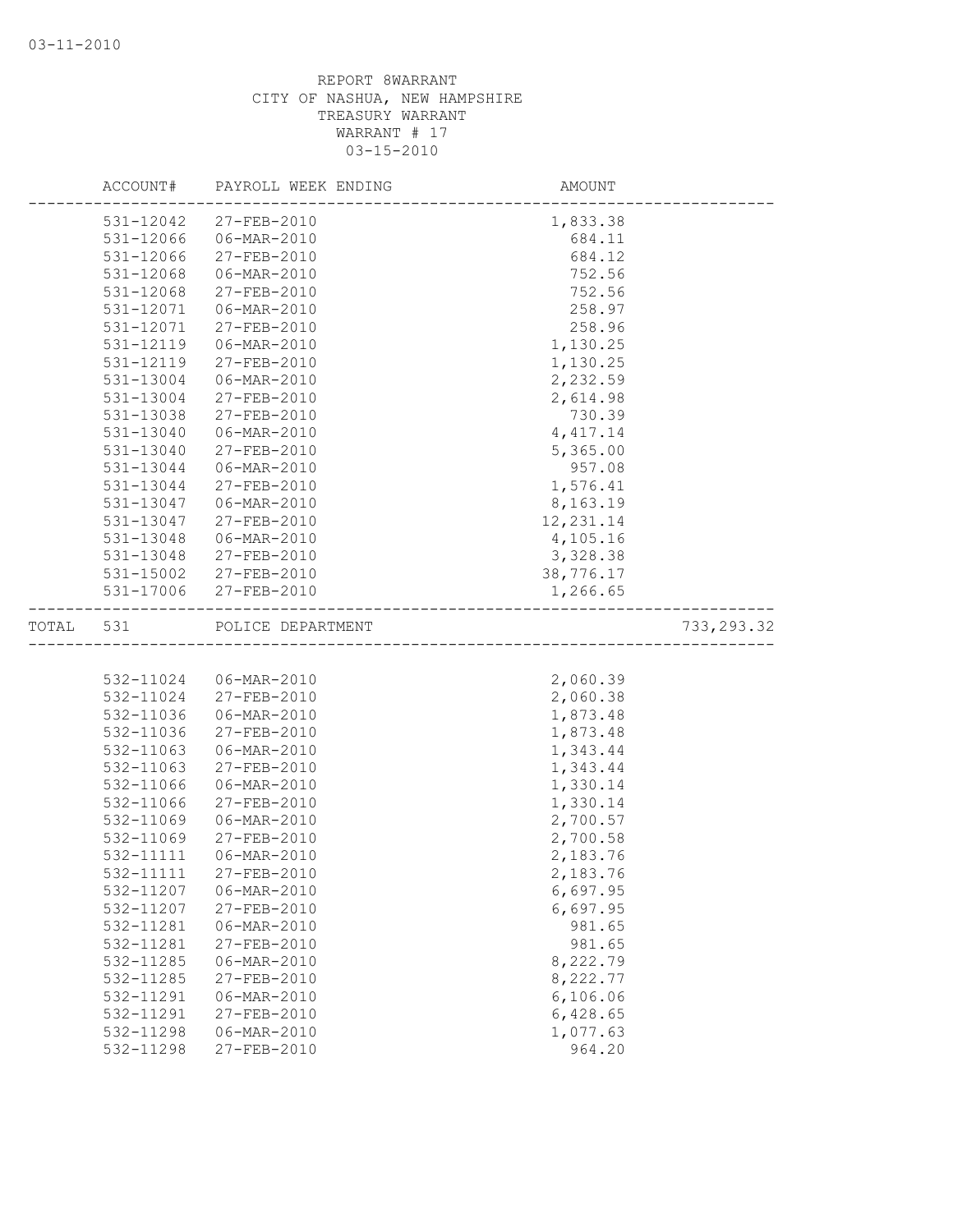03-11-2010

REPORT 8WARRANT
CITY OF NASHUA, NEW HAMPSHIRE
TREASURY WARRANT
WARRANT # 17
03-15-2010

| ACCOUNT# | PAYROLL WEEK ENDING | AMOUNT | |
|---|---|---|---|
| 531-12042 | 27-FEB-2010 | 1,833.38 | |
| 531-12066 | 06-MAR-2010 | 684.11 | |
| 531-12066 | 27-FEB-2010 | 684.12 | |
| 531-12068 | 06-MAR-2010 | 752.56 | |
| 531-12068 | 27-FEB-2010 | 752.56 | |
| 531-12071 | 06-MAR-2010 | 258.97 | |
| 531-12071 | 27-FEB-2010 | 258.96 | |
| 531-12119 | 06-MAR-2010 | 1,130.25 | |
| 531-12119 | 27-FEB-2010 | 1,130.25 | |
| 531-13004 | 06-MAR-2010 | 2,232.59 | |
| 531-13004 | 27-FEB-2010 | 2,614.98 | |
| 531-13038 | 27-FEB-2010 | 730.39 | |
| 531-13040 | 06-MAR-2010 | 4,417.14 | |
| 531-13040 | 27-FEB-2010 | 5,365.00 | |
| 531-13044 | 06-MAR-2010 | 957.08 | |
| 531-13044 | 27-FEB-2010 | 1,576.41 | |
| 531-13047 | 06-MAR-2010 | 8,163.19 | |
| 531-13047 | 27-FEB-2010 | 12,231.14 | |
| 531-13048 | 06-MAR-2010 | 4,105.16 | |
| 531-13048 | 27-FEB-2010 | 3,328.38 | |
| 531-15002 | 27-FEB-2010 | 38,776.17 | |
| 531-17006 | 27-FEB-2010 | 1,266.65 | |
| TOTAL 531 | POLICE DEPARTMENT | | 733,293.32 |
| 532-11024 | 06-MAR-2010 | 2,060.39 | |
| 532-11024 | 27-FEB-2010 | 2,060.38 | |
| 532-11036 | 06-MAR-2010 | 1,873.48 | |
| 532-11036 | 27-FEB-2010 | 1,873.48 | |
| 532-11063 | 06-MAR-2010 | 1,343.44 | |
| 532-11063 | 27-FEB-2010 | 1,343.44 | |
| 532-11066 | 06-MAR-2010 | 1,330.14 | |
| 532-11066 | 27-FEB-2010 | 1,330.14 | |
| 532-11069 | 06-MAR-2010 | 2,700.57 | |
| 532-11069 | 27-FEB-2010 | 2,700.58 | |
| 532-11111 | 06-MAR-2010 | 2,183.76 | |
| 532-11111 | 27-FEB-2010 | 2,183.76 | |
| 532-11207 | 06-MAR-2010 | 6,697.95 | |
| 532-11207 | 27-FEB-2010 | 6,697.95 | |
| 532-11281 | 06-MAR-2010 | 981.65 | |
| 532-11281 | 27-FEB-2010 | 981.65 | |
| 532-11285 | 06-MAR-2010 | 8,222.79 | |
| 532-11285 | 27-FEB-2010 | 8,222.77 | |
| 532-11291 | 06-MAR-2010 | 6,106.06 | |
| 532-11291 | 27-FEB-2010 | 6,428.65 | |
| 532-11298 | 06-MAR-2010 | 1,077.63 | |
| 532-11298 | 27-FEB-2010 | 964.20 | |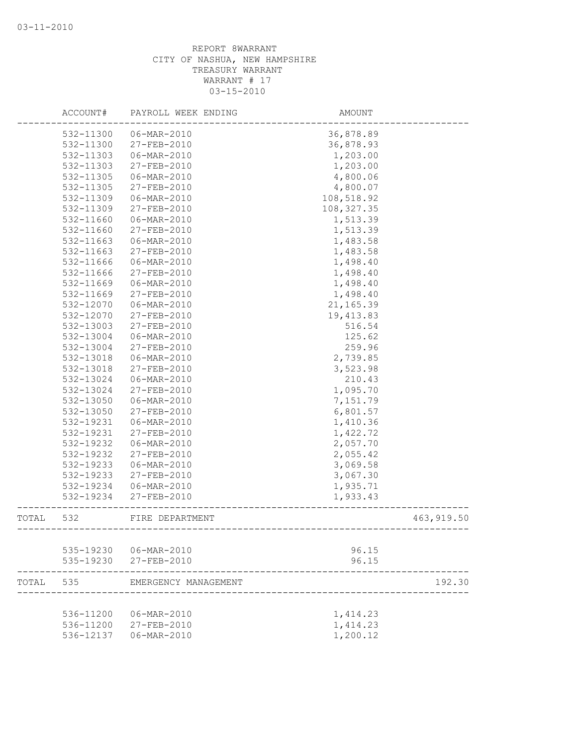REPORT 8WARRANT
CITY OF NASHUA, NEW HAMPSHIRE
TREASURY WARRANT
WARRANT # 17
03-15-2010

| | ACCOUNT# | PAYROLL WEEK ENDING | AMOUNT | |
|---|---|---|---|---|
| | 532-11300 | 06-MAR-2010 | 36,878.89 | |
| | 532-11300 | 27-FEB-2010 | 36,878.93 | |
| | 532-11303 | 06-MAR-2010 | 1,203.00 | |
| | 532-11303 | 27-FEB-2010 | 1,203.00 | |
| | 532-11305 | 06-MAR-2010 | 4,800.06 | |
| | 532-11305 | 27-FEB-2010 | 4,800.07 | |
| | 532-11309 | 06-MAR-2010 | 108,518.92 | |
| | 532-11309 | 27-FEB-2010 | 108,327.35 | |
| | 532-11660 | 06-MAR-2010 | 1,513.39 | |
| | 532-11660 | 27-FEB-2010 | 1,513.39 | |
| | 532-11663 | 06-MAR-2010 | 1,483.58 | |
| | 532-11663 | 27-FEB-2010 | 1,483.58 | |
| | 532-11666 | 06-MAR-2010 | 1,498.40 | |
| | 532-11666 | 27-FEB-2010 | 1,498.40 | |
| | 532-11669 | 06-MAR-2010 | 1,498.40 | |
| | 532-11669 | 27-FEB-2010 | 1,498.40 | |
| | 532-12070 | 06-MAR-2010 | 21,165.39 | |
| | 532-12070 | 27-FEB-2010 | 19,413.83 | |
| | 532-13003 | 27-FEB-2010 | 516.54 | |
| | 532-13004 | 06-MAR-2010 | 125.62 | |
| | 532-13004 | 27-FEB-2010 | 259.96 | |
| | 532-13018 | 06-MAR-2010 | 2,739.85 | |
| | 532-13018 | 27-FEB-2010 | 3,523.98 | |
| | 532-13024 | 06-MAR-2010 | 210.43 | |
| | 532-13024 | 27-FEB-2010 | 1,095.70 | |
| | 532-13050 | 06-MAR-2010 | 7,151.79 | |
| | 532-13050 | 27-FEB-2010 | 6,801.57 | |
| | 532-19231 | 06-MAR-2010 | 1,410.36 | |
| | 532-19231 | 27-FEB-2010 | 1,422.72 | |
| | 532-19232 | 06-MAR-2010 | 2,057.70 | |
| | 532-19232 | 27-FEB-2010 | 2,055.42 | |
| | 532-19233 | 06-MAR-2010 | 3,069.58 | |
| | 532-19233 | 27-FEB-2010 | 3,067.30 | |
| | 532-19234 | 06-MAR-2010 | 1,935.71 | |
| | 532-19234 | 27-FEB-2010 | 1,933.43 | |
| TOTAL | 532 | FIRE DEPARTMENT | | 463,919.50 |
| | 535-19230 | 06-MAR-2010 | 96.15 | |
| | 535-19230 | 27-FEB-2010 | 96.15 | |
| TOTAL | 535 | EMERGENCY MANAGEMENT | | 192.30 |
| | 536-11200 | 06-MAR-2010 | 1,414.23 | |
| | 536-11200 | 27-FEB-2010 | 1,414.23 | |
| | 536-12137 | 06-MAR-2010 | 1,200.12 | |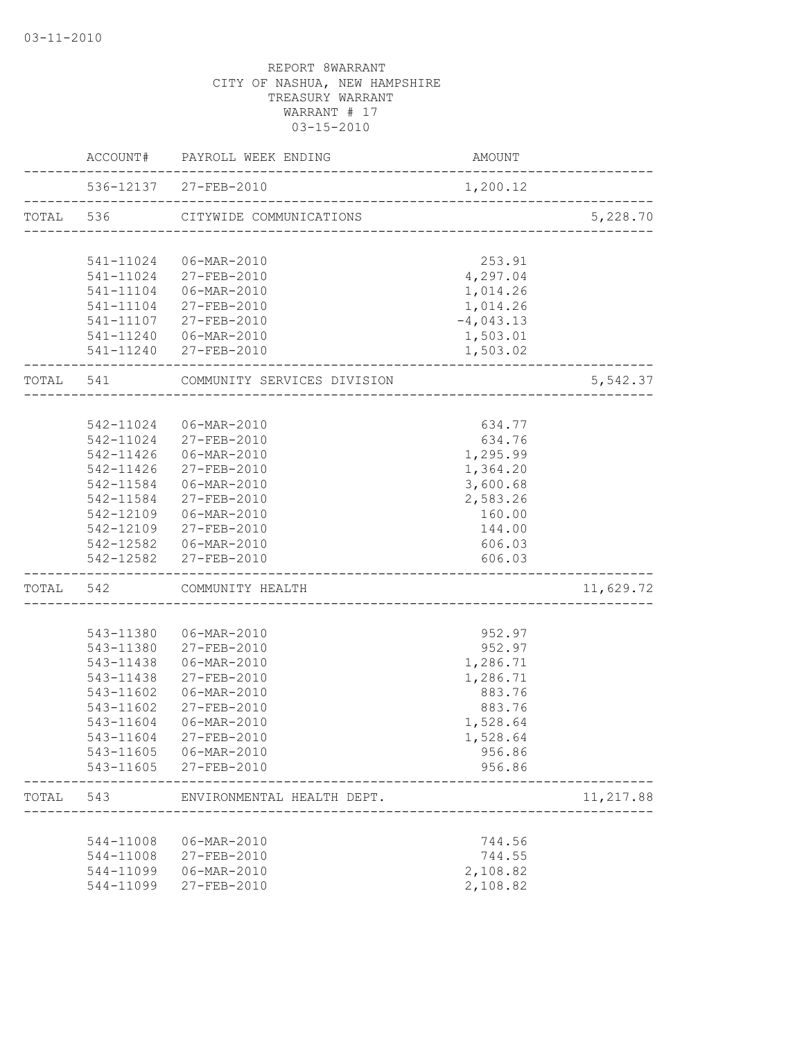03-11-2010

REPORT 8WARRANT
CITY OF NASHUA, NEW HAMPSHIRE
TREASURY WARRANT
WARRANT # 17
03-15-2010

| | ACCOUNT# | PAYROLL WEEK ENDING | AMOUNT | |
|---|---|---|---|---|
| | 536-12137 | 27-FEB-2010 | 1,200.12 | |
| TOTAL | 536 | CITYWIDE COMMUNICATIONS | | 5,228.70 |
| | 541-11024 | 06-MAR-2010 | 253.91 | |
| | 541-11024 | 27-FEB-2010 | 4,297.04 | |
| | 541-11104 | 06-MAR-2010 | 1,014.26 | |
| | 541-11104 | 27-FEB-2010 | 1,014.26 | |
| | 541-11107 | 27-FEB-2010 | -4,043.13 | |
| | 541-11240 | 06-MAR-2010 | 1,503.01 | |
| | 541-11240 | 27-FEB-2010 | 1,503.02 | |
| TOTAL | 541 | COMMUNITY SERVICES DIVISION | | 5,542.37 |
| | 542-11024 | 06-MAR-2010 | 634.77 | |
| | 542-11024 | 27-FEB-2010 | 634.76 | |
| | 542-11426 | 06-MAR-2010 | 1,295.99 | |
| | 542-11426 | 27-FEB-2010 | 1,364.20 | |
| | 542-11584 | 06-MAR-2010 | 3,600.68 | |
| | 542-11584 | 27-FEB-2010 | 2,583.26 | |
| | 542-12109 | 06-MAR-2010 | 160.00 | |
| | 542-12109 | 27-FEB-2010 | 144.00 | |
| | 542-12582 | 06-MAR-2010 | 606.03 | |
| | 542-12582 | 27-FEB-2010 | 606.03 | |
| TOTAL | 542 | COMMUNITY HEALTH | | 11,629.72 |
| | 543-11380 | 06-MAR-2010 | 952.97 | |
| | 543-11380 | 27-FEB-2010 | 952.97 | |
| | 543-11438 | 06-MAR-2010 | 1,286.71 | |
| | 543-11438 | 27-FEB-2010 | 1,286.71 | |
| | 543-11602 | 06-MAR-2010 | 883.76 | |
| | 543-11602 | 27-FEB-2010 | 883.76 | |
| | 543-11604 | 06-MAR-2010 | 1,528.64 | |
| | 543-11604 | 27-FEB-2010 | 1,528.64 | |
| | 543-11605 | 06-MAR-2010 | 956.86 | |
| | 543-11605 | 27-FEB-2010 | 956.86 | |
| TOTAL | 543 | ENVIRONMENTAL HEALTH DEPT. | | 11,217.88 |
| | 544-11008 | 06-MAR-2010 | 744.56 | |
| | 544-11008 | 27-FEB-2010 | 744.55 | |
| | 544-11099 | 06-MAR-2010 | 2,108.82 | |
| | 544-11099 | 27-FEB-2010 | 2,108.82 | |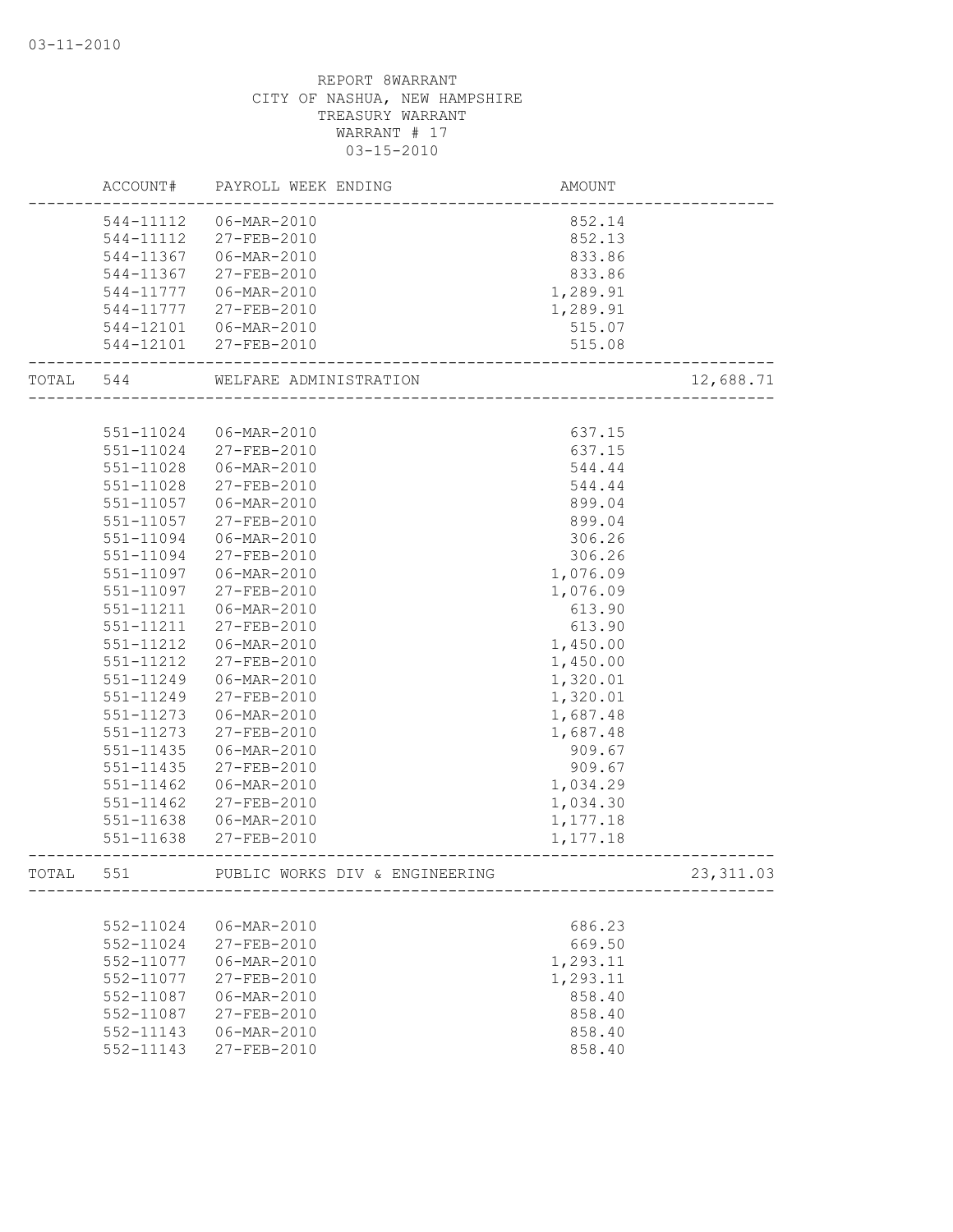03-11-2010

REPORT 8WARRANT
CITY OF NASHUA, NEW HAMPSHIRE
TREASURY WARRANT
WARRANT # 17
03-15-2010

| | ACCOUNT# | PAYROLL WEEK ENDING | AMOUNT | |
|---|---|---|---|---|
| | 544-11112 | 06-MAR-2010 | 852.14 | |
| | 544-11112 | 27-FEB-2010 | 852.13 | |
| | 544-11367 | 06-MAR-2010 | 833.86 | |
| | 544-11367 | 27-FEB-2010 | 833.86 | |
| | 544-11777 | 06-MAR-2010 | 1,289.91 | |
| | 544-11777 | 27-FEB-2010 | 1,289.91 | |
| | 544-12101 | 06-MAR-2010 | 515.07 | |
| | 544-12101 | 27-FEB-2010 | 515.08 | |
| TOTAL | 544 | WELFARE ADMINISTRATION | | 12,688.71 |
| | 551-11024 | 06-MAR-2010 | 637.15 | |
| | 551-11024 | 27-FEB-2010 | 637.15 | |
| | 551-11028 | 06-MAR-2010 | 544.44 | |
| | 551-11028 | 27-FEB-2010 | 544.44 | |
| | 551-11057 | 06-MAR-2010 | 899.04 | |
| | 551-11057 | 27-FEB-2010 | 899.04 | |
| | 551-11094 | 06-MAR-2010 | 306.26 | |
| | 551-11094 | 27-FEB-2010 | 306.26 | |
| | 551-11097 | 06-MAR-2010 | 1,076.09 | |
| | 551-11097 | 27-FEB-2010 | 1,076.09 | |
| | 551-11211 | 06-MAR-2010 | 613.90 | |
| | 551-11211 | 27-FEB-2010 | 613.90 | |
| | 551-11212 | 06-MAR-2010 | 1,450.00 | |
| | 551-11212 | 27-FEB-2010 | 1,450.00 | |
| | 551-11249 | 06-MAR-2010 | 1,320.01 | |
| | 551-11249 | 27-FEB-2010 | 1,320.01 | |
| | 551-11273 | 06-MAR-2010 | 1,687.48 | |
| | 551-11273 | 27-FEB-2010 | 1,687.48 | |
| | 551-11435 | 06-MAR-2010 | 909.67 | |
| | 551-11435 | 27-FEB-2010 | 909.67 | |
| | 551-11462 | 06-MAR-2010 | 1,034.29 | |
| | 551-11462 | 27-FEB-2010 | 1,034.30 | |
| | 551-11638 | 06-MAR-2010 | 1,177.18 | |
| | 551-11638 | 27-FEB-2010 | 1,177.18 | |
| TOTAL | 551 | PUBLIC WORKS DIV & ENGINEERING | | 23,311.03 |
| | 552-11024 | 06-MAR-2010 | 686.23 | |
| | 552-11024 | 27-FEB-2010 | 669.50 | |
| | 552-11077 | 06-MAR-2010 | 1,293.11 | |
| | 552-11077 | 27-FEB-2010 | 1,293.11 | |
| | 552-11087 | 06-MAR-2010 | 858.40 | |
| | 552-11087 | 27-FEB-2010 | 858.40 | |
| | 552-11143 | 06-MAR-2010 | 858.40 | |
| | 552-11143 | 27-FEB-2010 | 858.40 | |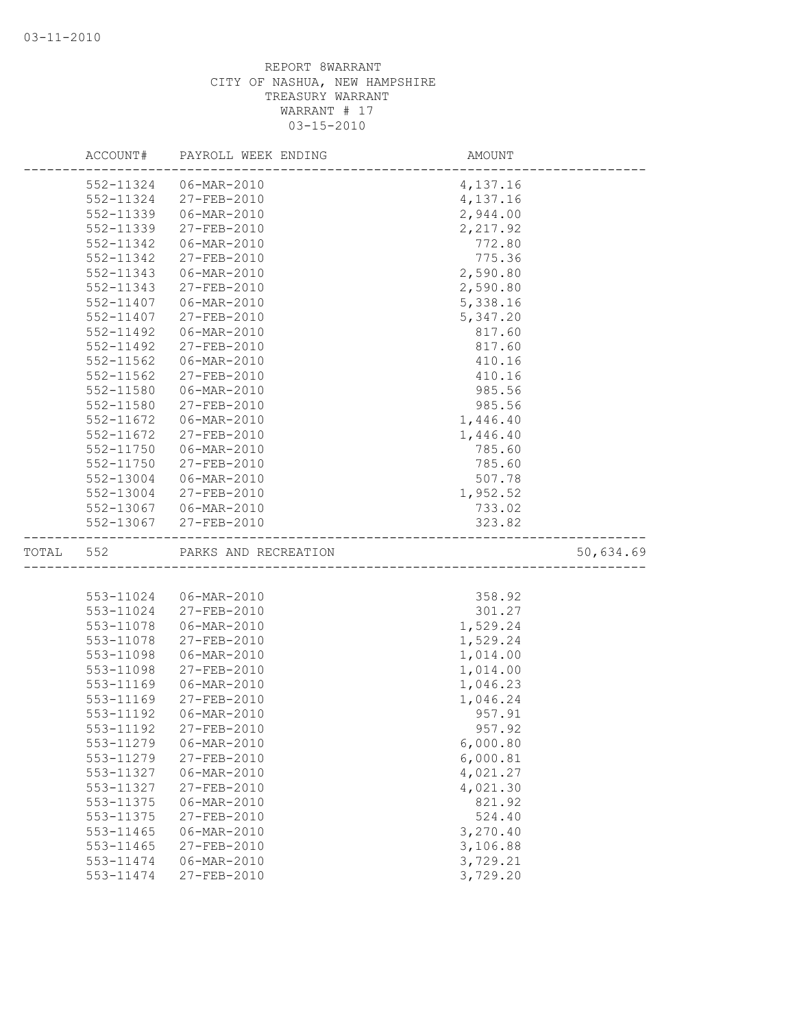REPORT 8WARRANT
CITY OF NASHUA, NEW HAMPSHIRE
TREASURY WARRANT
WARRANT # 17
03-15-2010

| ACCOUNT# | PAYROLL WEEK ENDING | AMOUNT | |
|---|---|---|---|
| 552-11324 | 06-MAR-2010 | 4,137.16 | |
| 552-11324 | 27-FEB-2010 | 4,137.16 | |
| 552-11339 | 06-MAR-2010 | 2,944.00 | |
| 552-11339 | 27-FEB-2010 | 2,217.92 | |
| 552-11342 | 06-MAR-2010 | 772.80 | |
| 552-11342 | 27-FEB-2010 | 775.36 | |
| 552-11343 | 06-MAR-2010 | 2,590.80 | |
| 552-11343 | 27-FEB-2010 | 2,590.80 | |
| 552-11407 | 06-MAR-2010 | 5,338.16 | |
| 552-11407 | 27-FEB-2010 | 5,347.20 | |
| 552-11492 | 06-MAR-2010 | 817.60 | |
| 552-11492 | 27-FEB-2010 | 817.60 | |
| 552-11562 | 06-MAR-2010 | 410.16 | |
| 552-11562 | 27-FEB-2010 | 410.16 | |
| 552-11580 | 06-MAR-2010 | 985.56 | |
| 552-11580 | 27-FEB-2010 | 985.56 | |
| 552-11672 | 06-MAR-2010 | 1,446.40 | |
| 552-11672 | 27-FEB-2010 | 1,446.40 | |
| 552-11750 | 06-MAR-2010 | 785.60 | |
| 552-11750 | 27-FEB-2010 | 785.60 | |
| 552-13004 | 06-MAR-2010 | 507.78 | |
| 552-13004 | 27-FEB-2010 | 1,952.52 | |
| 552-13067 | 06-MAR-2010 | 733.02 | |
| 552-13067 | 27-FEB-2010 | 323.82 | |
| TOTAL 552 | PARKS AND RECREATION | | 50,634.69 |
| 553-11024 | 06-MAR-2010 | 358.92 | |
| 553-11024 | 27-FEB-2010 | 301.27 | |
| 553-11078 | 06-MAR-2010 | 1,529.24 | |
| 553-11078 | 27-FEB-2010 | 1,529.24 | |
| 553-11098 | 06-MAR-2010 | 1,014.00 | |
| 553-11098 | 27-FEB-2010 | 1,014.00 | |
| 553-11169 | 06-MAR-2010 | 1,046.23 | |
| 553-11169 | 27-FEB-2010 | 1,046.24 | |
| 553-11192 | 06-MAR-2010 | 957.91 | |
| 553-11192 | 27-FEB-2010 | 957.92 | |
| 553-11279 | 06-MAR-2010 | 6,000.80 | |
| 553-11279 | 27-FEB-2010 | 6,000.81 | |
| 553-11327 | 06-MAR-2010 | 4,021.27 | |
| 553-11327 | 27-FEB-2010 | 4,021.30 | |
| 553-11375 | 06-MAR-2010 | 821.92 | |
| 553-11375 | 27-FEB-2010 | 524.40 | |
| 553-11465 | 06-MAR-2010 | 3,270.40 | |
| 553-11465 | 27-FEB-2010 | 3,106.88 | |
| 553-11474 | 06-MAR-2010 | 3,729.21 | |
| 553-11474 | 27-FEB-2010 | 3,729.20 | |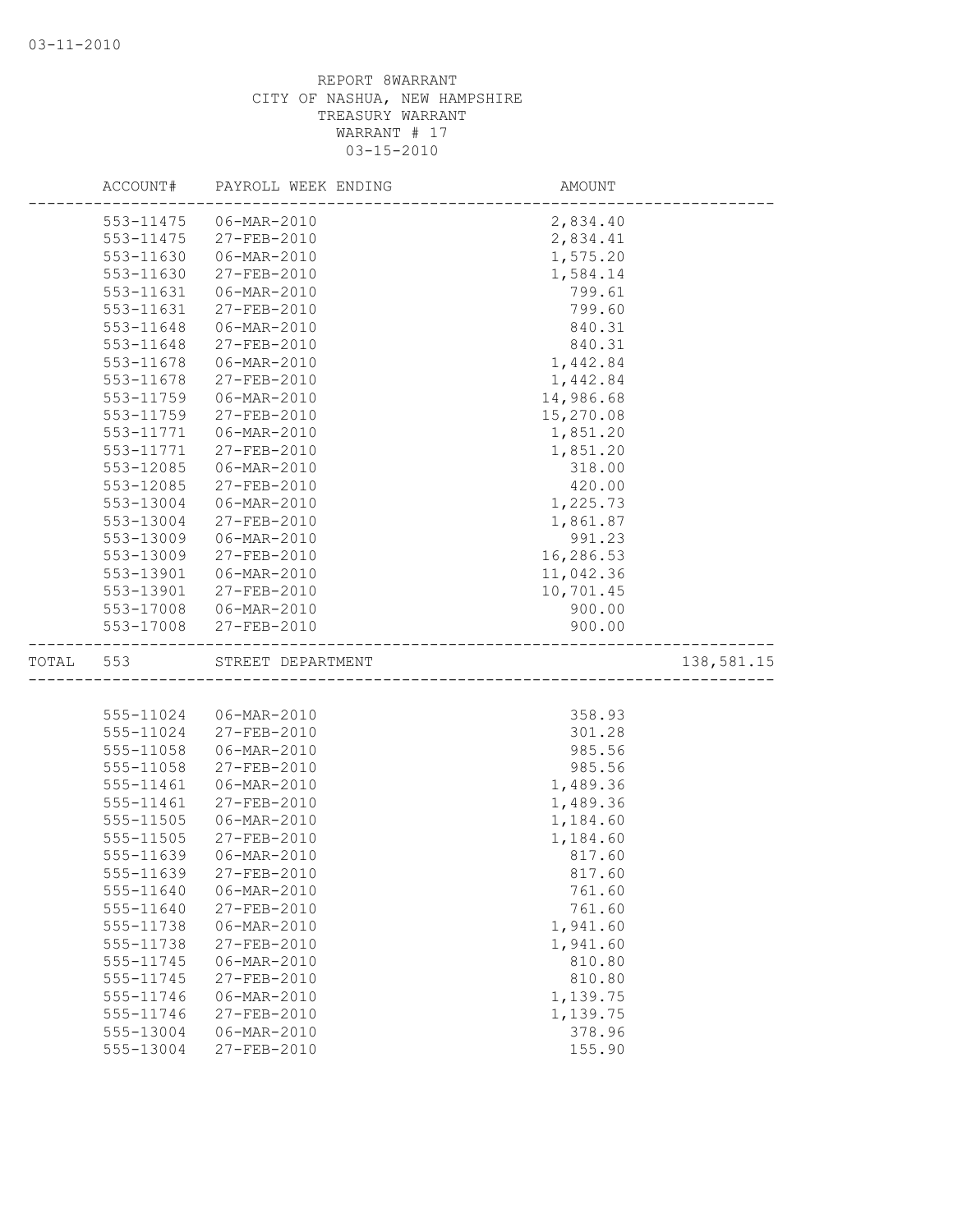REPORT 8WARRANT
CITY OF NASHUA, NEW HAMPSHIRE
TREASURY WARRANT
WARRANT # 17
03-15-2010

| | ACCOUNT# | PAYROLL WEEK ENDING | AMOUNT | |
|---|---|---|---|---|
| | 553-11475 | 06-MAR-2010 | 2,834.40 | |
| | 553-11475 | 27-FEB-2010 | 2,834.41 | |
| | 553-11630 | 06-MAR-2010 | 1,575.20 | |
| | 553-11630 | 27-FEB-2010 | 1,584.14 | |
| | 553-11631 | 06-MAR-2010 | 799.61 | |
| | 553-11631 | 27-FEB-2010 | 799.60 | |
| | 553-11648 | 06-MAR-2010 | 840.31 | |
| | 553-11648 | 27-FEB-2010 | 840.31 | |
| | 553-11678 | 06-MAR-2010 | 1,442.84 | |
| | 553-11678 | 27-FEB-2010 | 1,442.84 | |
| | 553-11759 | 06-MAR-2010 | 14,986.68 | |
| | 553-11759 | 27-FEB-2010 | 15,270.08 | |
| | 553-11771 | 06-MAR-2010 | 1,851.20 | |
| | 553-11771 | 27-FEB-2010 | 1,851.20 | |
| | 553-12085 | 06-MAR-2010 | 318.00 | |
| | 553-12085 | 27-FEB-2010 | 420.00 | |
| | 553-13004 | 06-MAR-2010 | 1,225.73 | |
| | 553-13004 | 27-FEB-2010 | 1,861.87 | |
| | 553-13009 | 06-MAR-2010 | 991.23 | |
| | 553-13009 | 27-FEB-2010 | 16,286.53 | |
| | 553-13901 | 06-MAR-2010 | 11,042.36 | |
| | 553-13901 | 27-FEB-2010 | 10,701.45 | |
| | 553-17008 | 06-MAR-2010 | 900.00 | |
| | 553-17008 | 27-FEB-2010 | 900.00 | |
| TOTAL | 553 | STREET DEPARTMENT | | 138,581.15 |
| | 555-11024 | 06-MAR-2010 | 358.93 | |
| | 555-11024 | 27-FEB-2010 | 301.28 | |
| | 555-11058 | 06-MAR-2010 | 985.56 | |
| | 555-11058 | 27-FEB-2010 | 985.56 | |
| | 555-11461 | 06-MAR-2010 | 1,489.36 | |
| | 555-11461 | 27-FEB-2010 | 1,489.36 | |
| | 555-11505 | 06-MAR-2010 | 1,184.60 | |
| | 555-11505 | 27-FEB-2010 | 1,184.60 | |
| | 555-11639 | 06-MAR-2010 | 817.60 | |
| | 555-11639 | 27-FEB-2010 | 817.60 | |
| | 555-11640 | 06-MAR-2010 | 761.60 | |
| | 555-11640 | 27-FEB-2010 | 761.60 | |
| | 555-11738 | 06-MAR-2010 | 1,941.60 | |
| | 555-11738 | 27-FEB-2010 | 1,941.60 | |
| | 555-11745 | 06-MAR-2010 | 810.80 | |
| | 555-11745 | 27-FEB-2010 | 810.80 | |
| | 555-11746 | 06-MAR-2010 | 1,139.75 | |
| | 555-11746 | 27-FEB-2010 | 1,139.75 | |
| | 555-13004 | 06-MAR-2010 | 378.96 | |
| | 555-13004 | 27-FEB-2010 | 155.90 | |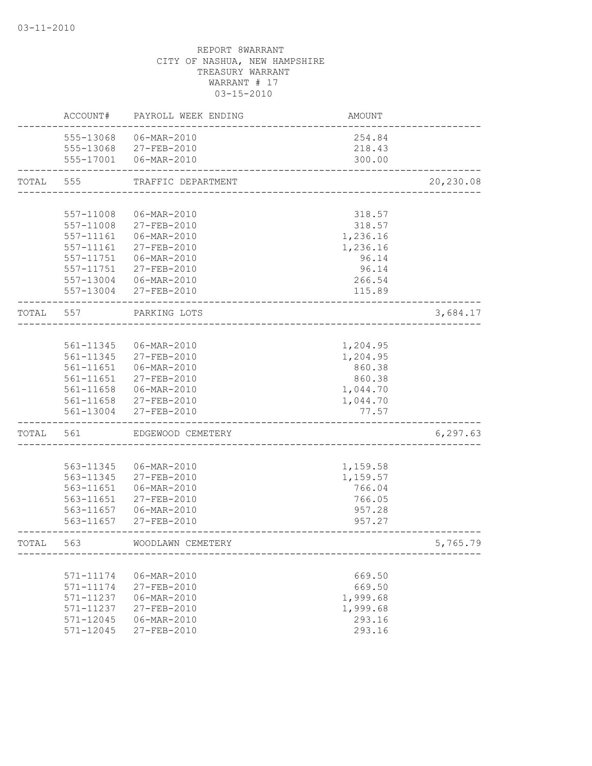REPORT 8WARRANT
CITY OF NASHUA, NEW HAMPSHIRE
TREASURY WARRANT
WARRANT # 17
03-15-2010

| | ACCOUNT# | PAYROLL WEEK ENDING | AMOUNT | |
|---|---|---|---|---|
| | 555-13068 | 06-MAR-2010 | 254.84 | |
| | 555-13068 | 27-FEB-2010 | 218.43 | |
| | 555-17001 | 06-MAR-2010 | 300.00 | |
| TOTAL | 555 | TRAFFIC DEPARTMENT | | 20,230.08 |
| | 557-11008 | 06-MAR-2010 | 318.57 | |
| | 557-11008 | 27-FEB-2010 | 318.57 | |
| | 557-11161 | 06-MAR-2010 | 1,236.16 | |
| | 557-11161 | 27-FEB-2010 | 1,236.16 | |
| | 557-11751 | 06-MAR-2010 | 96.14 | |
| | 557-11751 | 27-FEB-2010 | 96.14 | |
| | 557-13004 | 06-MAR-2010 | 266.54 | |
| | 557-13004 | 27-FEB-2010 | 115.89 | |
| TOTAL | 557 | PARKING LOTS | | 3,684.17 |
| | 561-11345 | 06-MAR-2010 | 1,204.95 | |
| | 561-11345 | 27-FEB-2010 | 1,204.95 | |
| | 561-11651 | 06-MAR-2010 | 860.38 | |
| | 561-11651 | 27-FEB-2010 | 860.38 | |
| | 561-11658 | 06-MAR-2010 | 1,044.70 | |
| | 561-11658 | 27-FEB-2010 | 1,044.70 | |
| | 561-13004 | 27-FEB-2010 | 77.57 | |
| TOTAL | 561 | EDGEWOOD CEMETERY | | 6,297.63 |
| | 563-11345 | 06-MAR-2010 | 1,159.58 | |
| | 563-11345 | 27-FEB-2010 | 1,159.57 | |
| | 563-11651 | 06-MAR-2010 | 766.04 | |
| | 563-11651 | 27-FEB-2010 | 766.05 | |
| | 563-11657 | 06-MAR-2010 | 957.28 | |
| | 563-11657 | 27-FEB-2010 | 957.27 | |
| TOTAL | 563 | WOODLAWN CEMETERY | | 5,765.79 |
| | 571-11174 | 06-MAR-2010 | 669.50 | |
| | 571-11174 | 27-FEB-2010 | 669.50 | |
| | 571-11237 | 06-MAR-2010 | 1,999.68 | |
| | 571-11237 | 27-FEB-2010 | 1,999.68 | |
| | 571-12045 | 06-MAR-2010 | 293.16 | |
| | 571-12045 | 27-FEB-2010 | 293.16 | |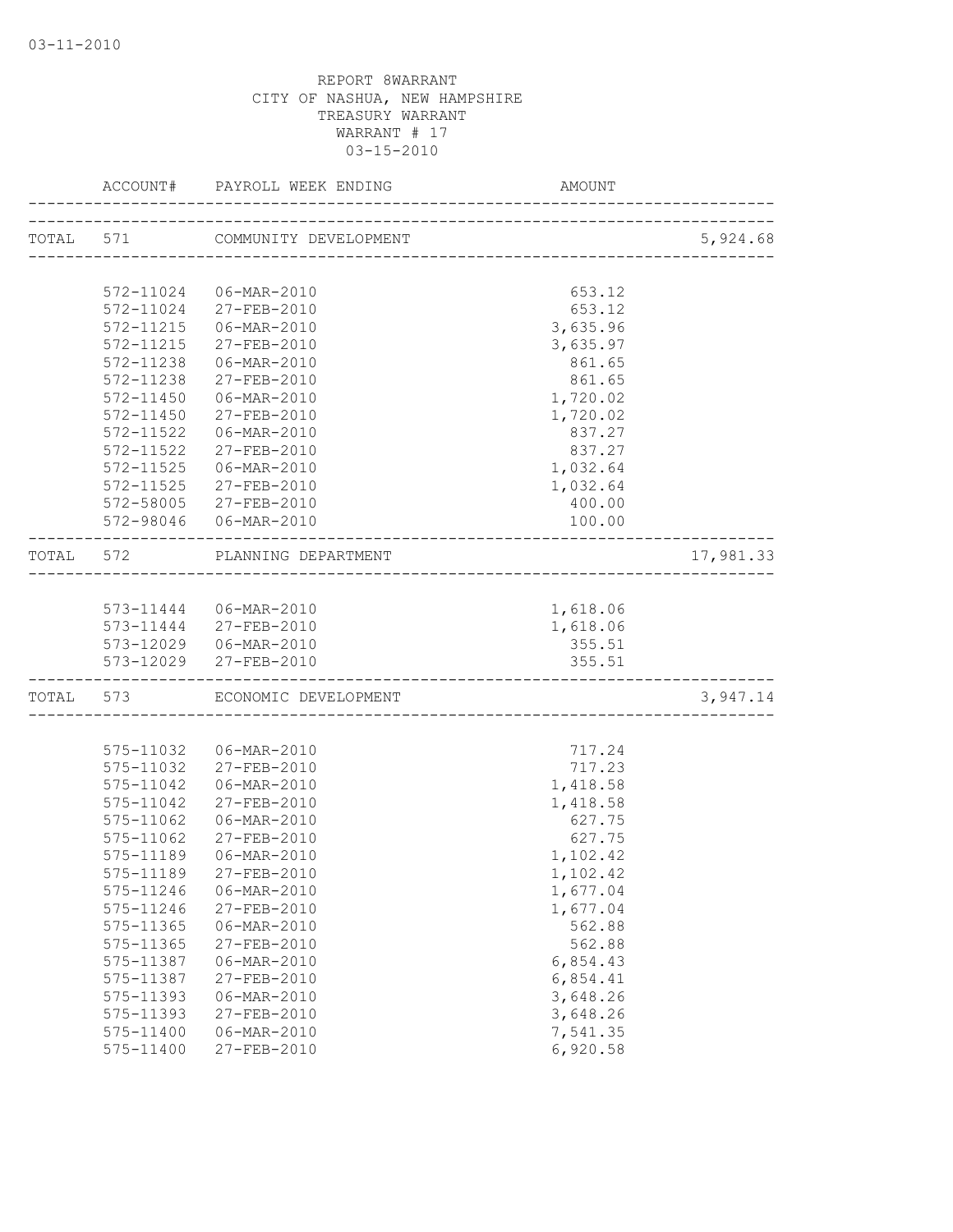03-11-2010

REPORT 8WARRANT
CITY OF NASHUA, NEW HAMPSHIRE
TREASURY WARRANT
WARRANT # 17
03-15-2010

| | ACCOUNT# | PAYROLL WEEK ENDING | AMOUNT | |
|---|---|---|---|---|
| TOTAL | 571 | COMMUNITY DEVELOPMENT | | 5,924.68 |
| | 572-11024 | 06-MAR-2010 | 653.12 | |
| | 572-11024 | 27-FEB-2010 | 653.12 | |
| | 572-11215 | 06-MAR-2010 | 3,635.96 | |
| | 572-11215 | 27-FEB-2010 | 3,635.97 | |
| | 572-11238 | 06-MAR-2010 | 861.65 | |
| | 572-11238 | 27-FEB-2010 | 861.65 | |
| | 572-11450 | 06-MAR-2010 | 1,720.02 | |
| | 572-11450 | 27-FEB-2010 | 1,720.02 | |
| | 572-11522 | 06-MAR-2010 | 837.27 | |
| | 572-11522 | 27-FEB-2010 | 837.27 | |
| | 572-11525 | 06-MAR-2010 | 1,032.64 | |
| | 572-11525 | 27-FEB-2010 | 1,032.64 | |
| | 572-58005 | 27-FEB-2010 | 400.00 | |
| | 572-98046 | 06-MAR-2010 | 100.00 | |
| TOTAL | 572 | PLANNING DEPARTMENT | | 17,981.33 |
| | 573-11444 | 06-MAR-2010 | 1,618.06 | |
| | 573-11444 | 27-FEB-2010 | 1,618.06 | |
| | 573-12029 | 06-MAR-2010 | 355.51 | |
| | 573-12029 | 27-FEB-2010 | 355.51 | |
| TOTAL | 573 | ECONOMIC DEVELOPMENT | | 3,947.14 |
| | 575-11032 | 06-MAR-2010 | 717.24 | |
| | 575-11032 | 27-FEB-2010 | 717.23 | |
| | 575-11042 | 06-MAR-2010 | 1,418.58 | |
| | 575-11042 | 27-FEB-2010 | 1,418.58 | |
| | 575-11062 | 06-MAR-2010 | 627.75 | |
| | 575-11062 | 27-FEB-2010 | 627.75 | |
| | 575-11189 | 06-MAR-2010 | 1,102.42 | |
| | 575-11189 | 27-FEB-2010 | 1,102.42 | |
| | 575-11246 | 06-MAR-2010 | 1,677.04 | |
| | 575-11246 | 27-FEB-2010 | 1,677.04 | |
| | 575-11365 | 06-MAR-2010 | 562.88 | |
| | 575-11365 | 27-FEB-2010 | 562.88 | |
| | 575-11387 | 06-MAR-2010 | 6,854.43 | |
| | 575-11387 | 27-FEB-2010 | 6,854.41 | |
| | 575-11393 | 06-MAR-2010 | 3,648.26 | |
| | 575-11393 | 27-FEB-2010 | 3,648.26 | |
| | 575-11400 | 06-MAR-2010 | 7,541.35 | |
| | 575-11400 | 27-FEB-2010 | 6,920.58 | |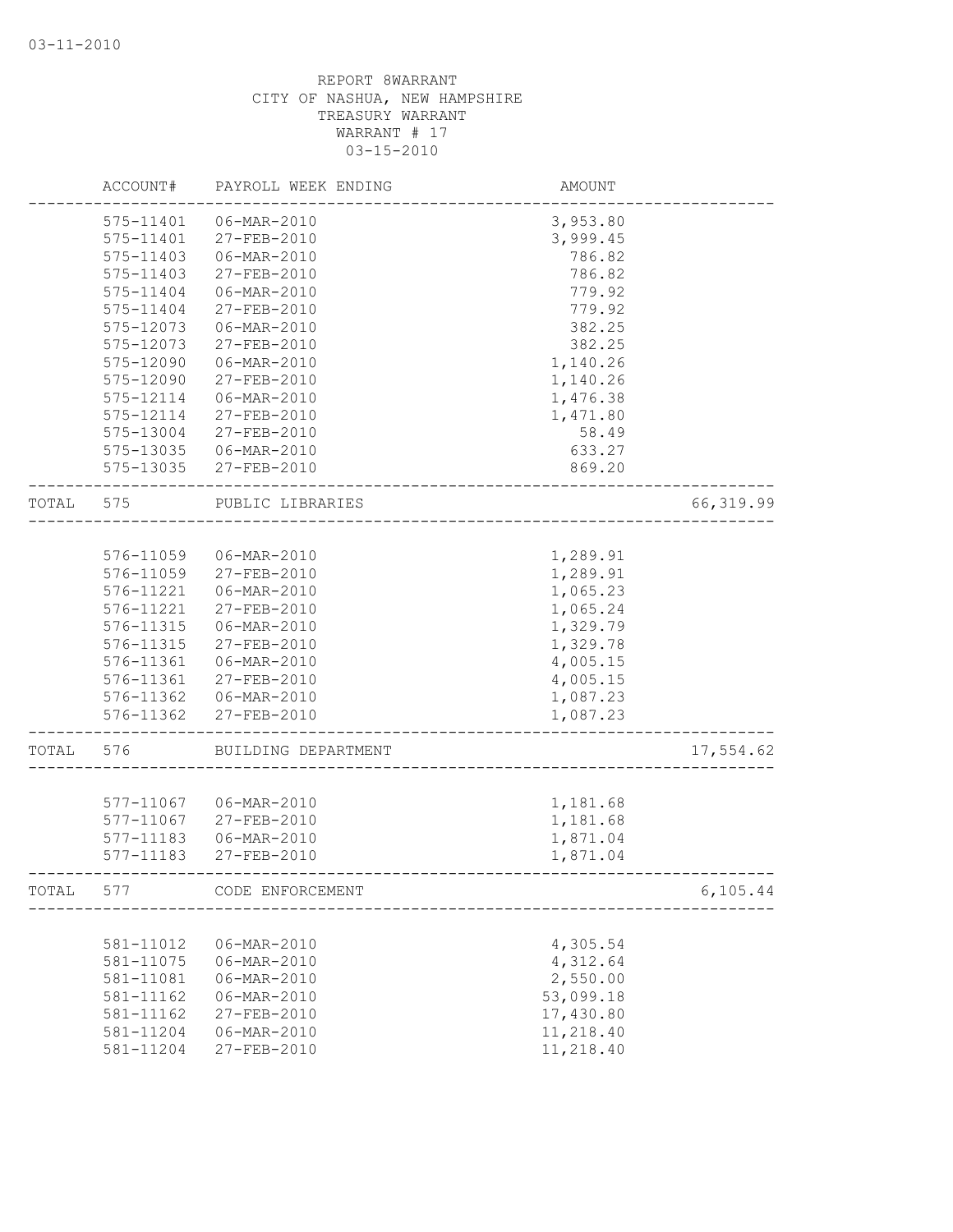03-11-2010

REPORT 8WARRANT
CITY OF NASHUA, NEW HAMPSHIRE
TREASURY WARRANT
WARRANT # 17
03-15-2010

| | ACCOUNT# | PAYROLL WEEK ENDING | AMOUNT | |
|---|---|---|---|---|
| | 575-11401 | 06-MAR-2010 | 3,953.80 | |
| | 575-11401 | 27-FEB-2010 | 3,999.45 | |
| | 575-11403 | 06-MAR-2010 | 786.82 | |
| | 575-11403 | 27-FEB-2010 | 786.82 | |
| | 575-11404 | 06-MAR-2010 | 779.92 | |
| | 575-11404 | 27-FEB-2010 | 779.92 | |
| | 575-12073 | 06-MAR-2010 | 382.25 | |
| | 575-12073 | 27-FEB-2010 | 382.25 | |
| | 575-12090 | 06-MAR-2010 | 1,140.26 | |
| | 575-12090 | 27-FEB-2010 | 1,140.26 | |
| | 575-12114 | 06-MAR-2010 | 1,476.38 | |
| | 575-12114 | 27-FEB-2010 | 1,471.80 | |
| | 575-13004 | 27-FEB-2010 | 58.49 | |
| | 575-13035 | 06-MAR-2010 | 633.27 | |
| | 575-13035 | 27-FEB-2010 | 869.20 | |
| TOTAL | 575 | PUBLIC LIBRARIES | | 66,319.99 |
| | 576-11059 | 06-MAR-2010 | 1,289.91 | |
| | 576-11059 | 27-FEB-2010 | 1,289.91 | |
| | 576-11221 | 06-MAR-2010 | 1,065.23 | |
| | 576-11221 | 27-FEB-2010 | 1,065.24 | |
| | 576-11315 | 06-MAR-2010 | 1,329.79 | |
| | 576-11315 | 27-FEB-2010 | 1,329.78 | |
| | 576-11361 | 06-MAR-2010 | 4,005.15 | |
| | 576-11361 | 27-FEB-2010 | 4,005.15 | |
| | 576-11362 | 06-MAR-2010 | 1,087.23 | |
| | 576-11362 | 27-FEB-2010 | 1,087.23 | |
| TOTAL | 576 | BUILDING DEPARTMENT | | 17,554.62 |
| | 577-11067 | 06-MAR-2010 | 1,181.68 | |
| | 577-11067 | 27-FEB-2010 | 1,181.68 | |
| | 577-11183 | 06-MAR-2010 | 1,871.04 | |
| | 577-11183 | 27-FEB-2010 | 1,871.04 | |
| TOTAL | 577 | CODE ENFORCEMENT | | 6,105.44 |
| | 581-11012 | 06-MAR-2010 | 4,305.54 | |
| | 581-11075 | 06-MAR-2010 | 4,312.64 | |
| | 581-11081 | 06-MAR-2010 | 2,550.00 | |
| | 581-11162 | 06-MAR-2010 | 53,099.18 | |
| | 581-11162 | 27-FEB-2010 | 17,430.80 | |
| | 581-11204 | 06-MAR-2010 | 11,218.40 | |
| | 581-11204 | 27-FEB-2010 | 11,218.40 | |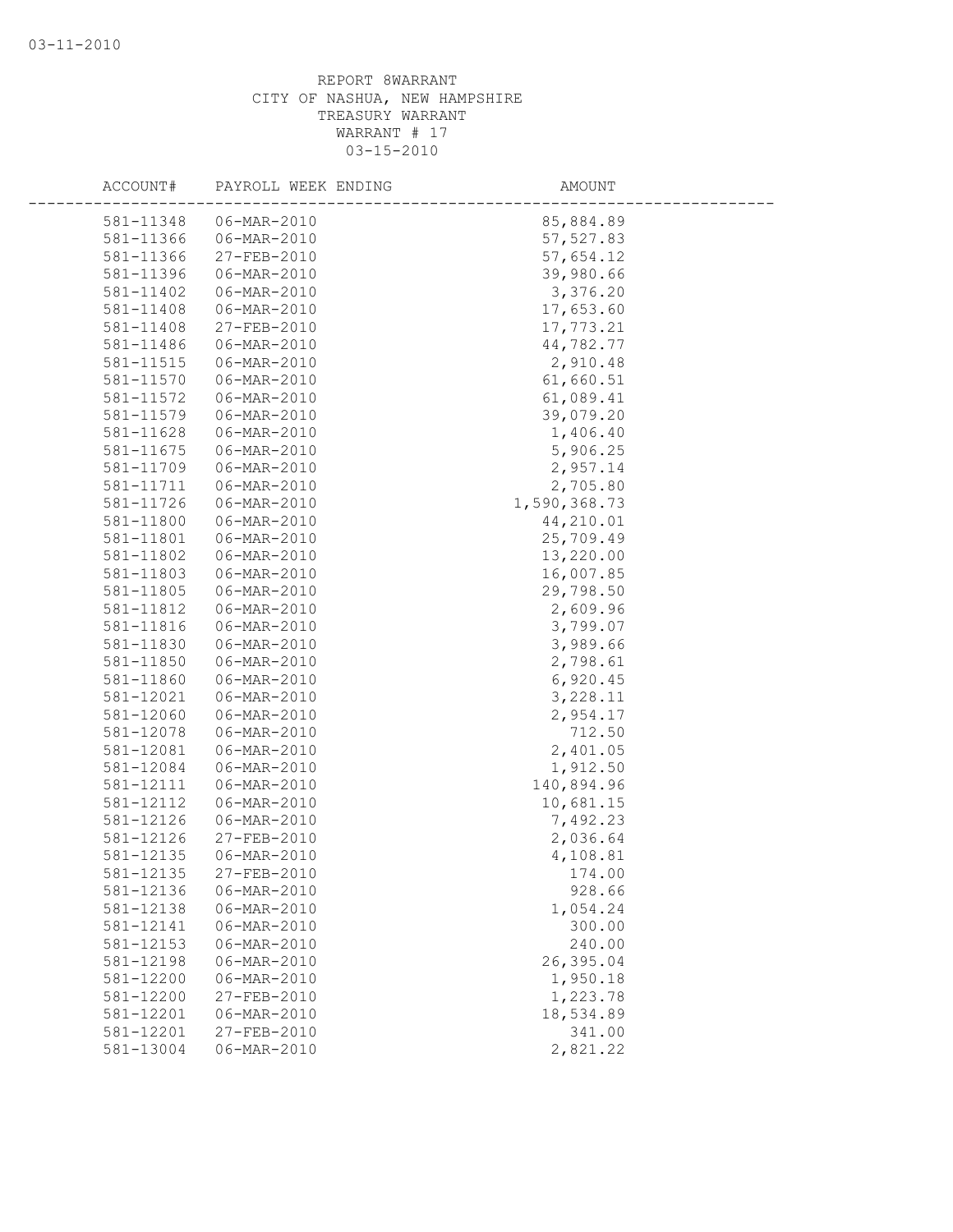REPORT 8WARRANT
CITY OF NASHUA, NEW HAMPSHIRE
TREASURY WARRANT
WARRANT # 17
03-15-2010

| ACCOUNT# | PAYROLL WEEK ENDING | AMOUNT |
|---|---|---|
| 581-11348 | 06-MAR-2010 | 85,884.89 |
| 581-11366 | 06-MAR-2010 | 57,527.83 |
| 581-11366 | 27-FEB-2010 | 57,654.12 |
| 581-11396 | 06-MAR-2010 | 39,980.66 |
| 581-11402 | 06-MAR-2010 | 3,376.20 |
| 581-11408 | 06-MAR-2010 | 17,653.60 |
| 581-11408 | 27-FEB-2010 | 17,773.21 |
| 581-11486 | 06-MAR-2010 | 44,782.77 |
| 581-11515 | 06-MAR-2010 | 2,910.48 |
| 581-11570 | 06-MAR-2010 | 61,660.51 |
| 581-11572 | 06-MAR-2010 | 61,089.41 |
| 581-11579 | 06-MAR-2010 | 39,079.20 |
| 581-11628 | 06-MAR-2010 | 1,406.40 |
| 581-11675 | 06-MAR-2010 | 5,906.25 |
| 581-11709 | 06-MAR-2010 | 2,957.14 |
| 581-11711 | 06-MAR-2010 | 2,705.80 |
| 581-11726 | 06-MAR-2010 | 1,590,368.73 |
| 581-11800 | 06-MAR-2010 | 44,210.01 |
| 581-11801 | 06-MAR-2010 | 25,709.49 |
| 581-11802 | 06-MAR-2010 | 13,220.00 |
| 581-11803 | 06-MAR-2010 | 16,007.85 |
| 581-11805 | 06-MAR-2010 | 29,798.50 |
| 581-11812 | 06-MAR-2010 | 2,609.96 |
| 581-11816 | 06-MAR-2010 | 3,799.07 |
| 581-11830 | 06-MAR-2010 | 3,989.66 |
| 581-11850 | 06-MAR-2010 | 2,798.61 |
| 581-11860 | 06-MAR-2010 | 6,920.45 |
| 581-12021 | 06-MAR-2010 | 3,228.11 |
| 581-12060 | 06-MAR-2010 | 2,954.17 |
| 581-12078 | 06-MAR-2010 | 712.50 |
| 581-12081 | 06-MAR-2010 | 2,401.05 |
| 581-12084 | 06-MAR-2010 | 1,912.50 |
| 581-12111 | 06-MAR-2010 | 140,894.96 |
| 581-12112 | 06-MAR-2010 | 10,681.15 |
| 581-12126 | 06-MAR-2010 | 7,492.23 |
| 581-12126 | 27-FEB-2010 | 2,036.64 |
| 581-12135 | 06-MAR-2010 | 4,108.81 |
| 581-12135 | 27-FEB-2010 | 174.00 |
| 581-12136 | 06-MAR-2010 | 928.66 |
| 581-12138 | 06-MAR-2010 | 1,054.24 |
| 581-12141 | 06-MAR-2010 | 300.00 |
| 581-12153 | 06-MAR-2010 | 240.00 |
| 581-12198 | 06-MAR-2010 | 26,395.04 |
| 581-12200 | 06-MAR-2010 | 1,950.18 |
| 581-12200 | 27-FEB-2010 | 1,223.78 |
| 581-12201 | 06-MAR-2010 | 18,534.89 |
| 581-12201 | 27-FEB-2010 | 341.00 |
| 581-13004 | 06-MAR-2010 | 2,821.22 |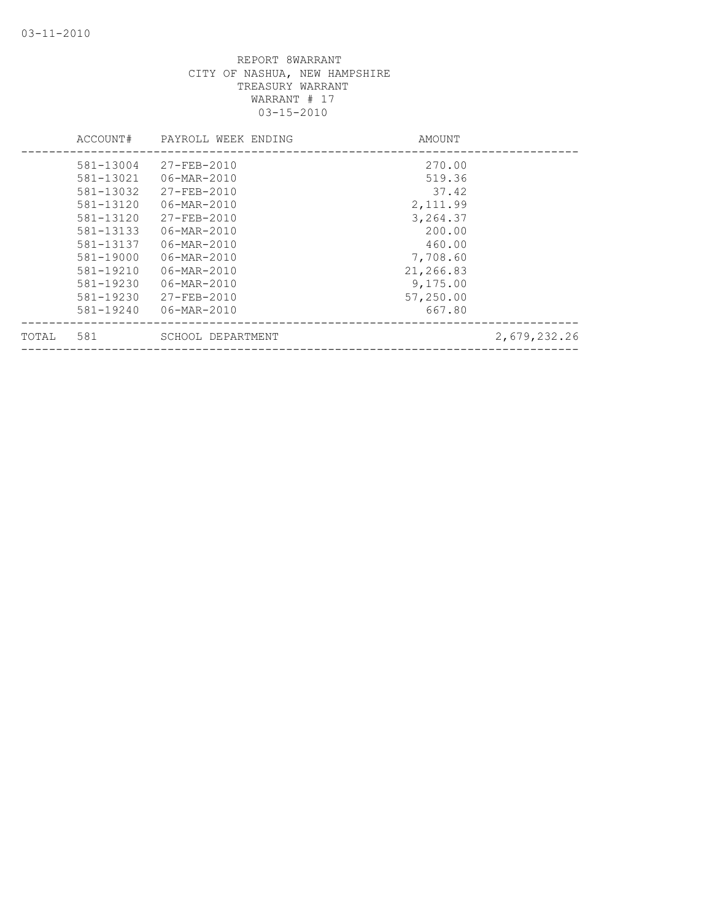REPORT 8WARRANT
CITY OF NASHUA, NEW HAMPSHIRE
TREASURY WARRANT
WARRANT # 17
03-15-2010

| ACCOUNT# | PAYROLL WEEK ENDING | AMOUNT | |
|---|---|---|---|
| 581-13004 | 27-FEB-2010 | 270.00 | |
| 581-13021 | 06-MAR-2010 | 519.36 | |
| 581-13032 | 27-FEB-2010 | 37.42 | |
| 581-13120 | 06-MAR-2010 | 2,111.99 | |
| 581-13120 | 27-FEB-2010 | 3,264.37 | |
| 581-13133 | 06-MAR-2010 | 200.00 | |
| 581-13137 | 06-MAR-2010 | 460.00 | |
| 581-19000 | 06-MAR-2010 | 7,708.60 | |
| 581-19210 | 06-MAR-2010 | 21,266.83 | |
| 581-19230 | 06-MAR-2010 | 9,175.00 | |
| 581-19230 | 27-FEB-2010 | 57,250.00 | |
| 581-19240 | 06-MAR-2010 | 667.80 | |
| TOTAL 581 | SCHOOL DEPARTMENT | | 2,679,232.26 |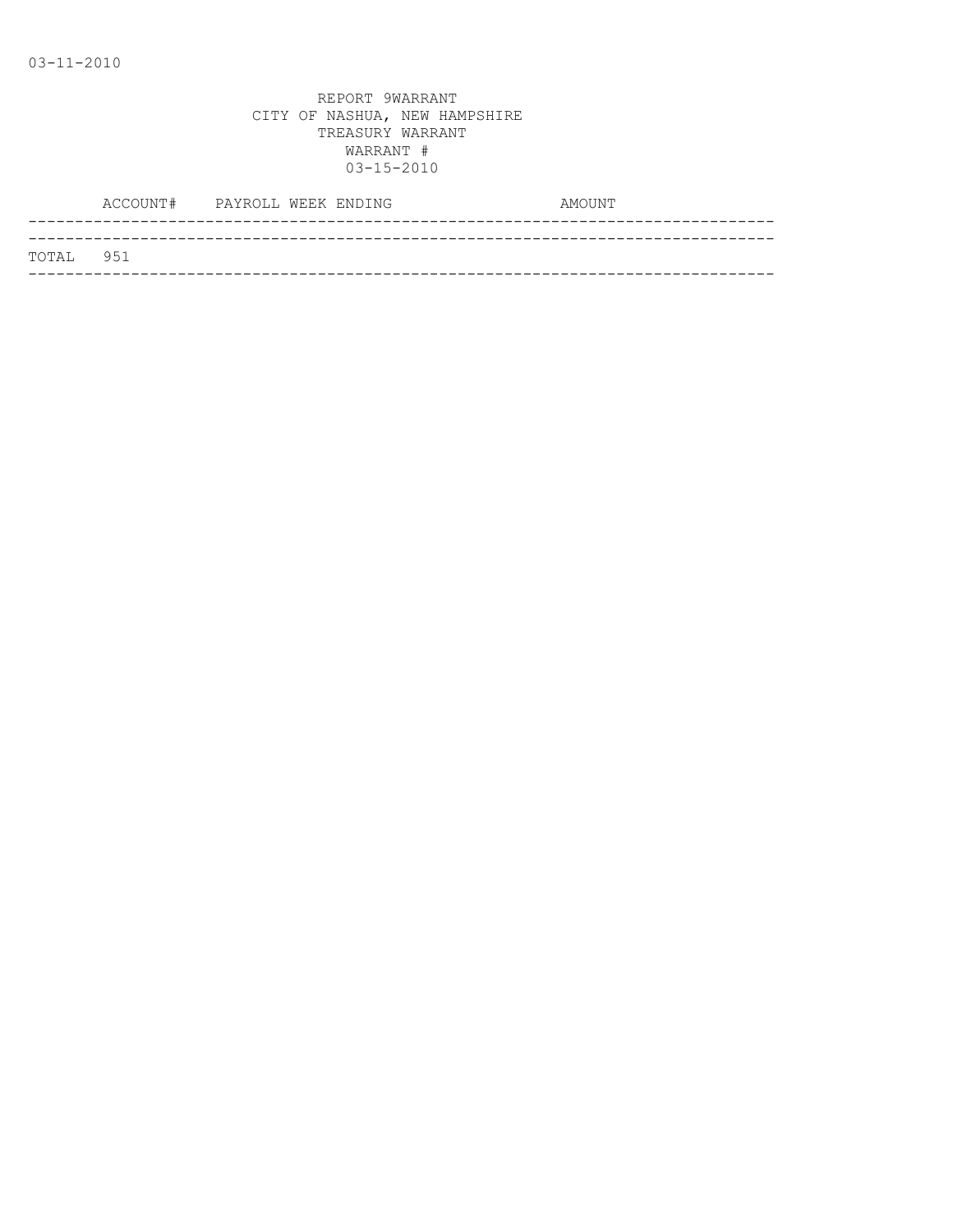03-11-2010

REPORT 9WARRANT
CITY OF NASHUA, NEW HAMPSHIRE
TREASURY WARRANT
WARRANT #
03-15-2010

| ACCOUNT# | PAYROLL WEEK ENDING | AMOUNT |
|---|---|---|
| TOTAL 951 | | |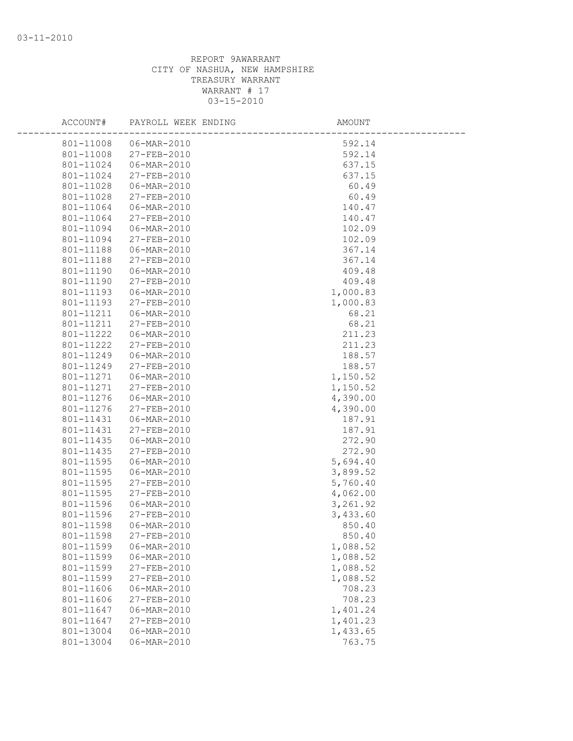REPORT 9AWARRANT
CITY OF NASHUA, NEW HAMPSHIRE
TREASURY WARRANT
WARRANT # 17
03-15-2010

| ACCOUNT# | PAYROLL WEEK ENDING | AMOUNT |
|---|---|---|
| 801-11008 | 06-MAR-2010 | 592.14 |
| 801-11008 | 27-FEB-2010 | 592.14 |
| 801-11024 | 06-MAR-2010 | 637.15 |
| 801-11024 | 27-FEB-2010 | 637.15 |
| 801-11028 | 06-MAR-2010 | 60.49 |
| 801-11028 | 27-FEB-2010 | 60.49 |
| 801-11064 | 06-MAR-2010 | 140.47 |
| 801-11064 | 27-FEB-2010 | 140.47 |
| 801-11094 | 06-MAR-2010 | 102.09 |
| 801-11094 | 27-FEB-2010 | 102.09 |
| 801-11188 | 06-MAR-2010 | 367.14 |
| 801-11188 | 27-FEB-2010 | 367.14 |
| 801-11190 | 06-MAR-2010 | 409.48 |
| 801-11190 | 27-FEB-2010 | 409.48 |
| 801-11193 | 06-MAR-2010 | 1,000.83 |
| 801-11193 | 27-FEB-2010 | 1,000.83 |
| 801-11211 | 06-MAR-2010 | 68.21 |
| 801-11211 | 27-FEB-2010 | 68.21 |
| 801-11222 | 06-MAR-2010 | 211.23 |
| 801-11222 | 27-FEB-2010 | 211.23 |
| 801-11249 | 06-MAR-2010 | 188.57 |
| 801-11249 | 27-FEB-2010 | 188.57 |
| 801-11271 | 06-MAR-2010 | 1,150.52 |
| 801-11271 | 27-FEB-2010 | 1,150.52 |
| 801-11276 | 06-MAR-2010 | 4,390.00 |
| 801-11276 | 27-FEB-2010 | 4,390.00 |
| 801-11431 | 06-MAR-2010 | 187.91 |
| 801-11431 | 27-FEB-2010 | 187.91 |
| 801-11435 | 06-MAR-2010 | 272.90 |
| 801-11435 | 27-FEB-2010 | 272.90 |
| 801-11595 | 06-MAR-2010 | 5,694.40 |
| 801-11595 | 06-MAR-2010 | 3,899.52 |
| 801-11595 | 27-FEB-2010 | 5,760.40 |
| 801-11595 | 27-FEB-2010 | 4,062.00 |
| 801-11596 | 06-MAR-2010 | 3,261.92 |
| 801-11596 | 27-FEB-2010 | 3,433.60 |
| 801-11598 | 06-MAR-2010 | 850.40 |
| 801-11598 | 27-FEB-2010 | 850.40 |
| 801-11599 | 06-MAR-2010 | 1,088.52 |
| 801-11599 | 06-MAR-2010 | 1,088.52 |
| 801-11599 | 27-FEB-2010 | 1,088.52 |
| 801-11599 | 27-FEB-2010 | 1,088.52 |
| 801-11606 | 06-MAR-2010 | 708.23 |
| 801-11606 | 27-FEB-2010 | 708.23 |
| 801-11647 | 06-MAR-2010 | 1,401.24 |
| 801-11647 | 27-FEB-2010 | 1,401.23 |
| 801-13004 | 06-MAR-2010 | 1,433.65 |
| 801-13004 | 06-MAR-2010 | 763.75 |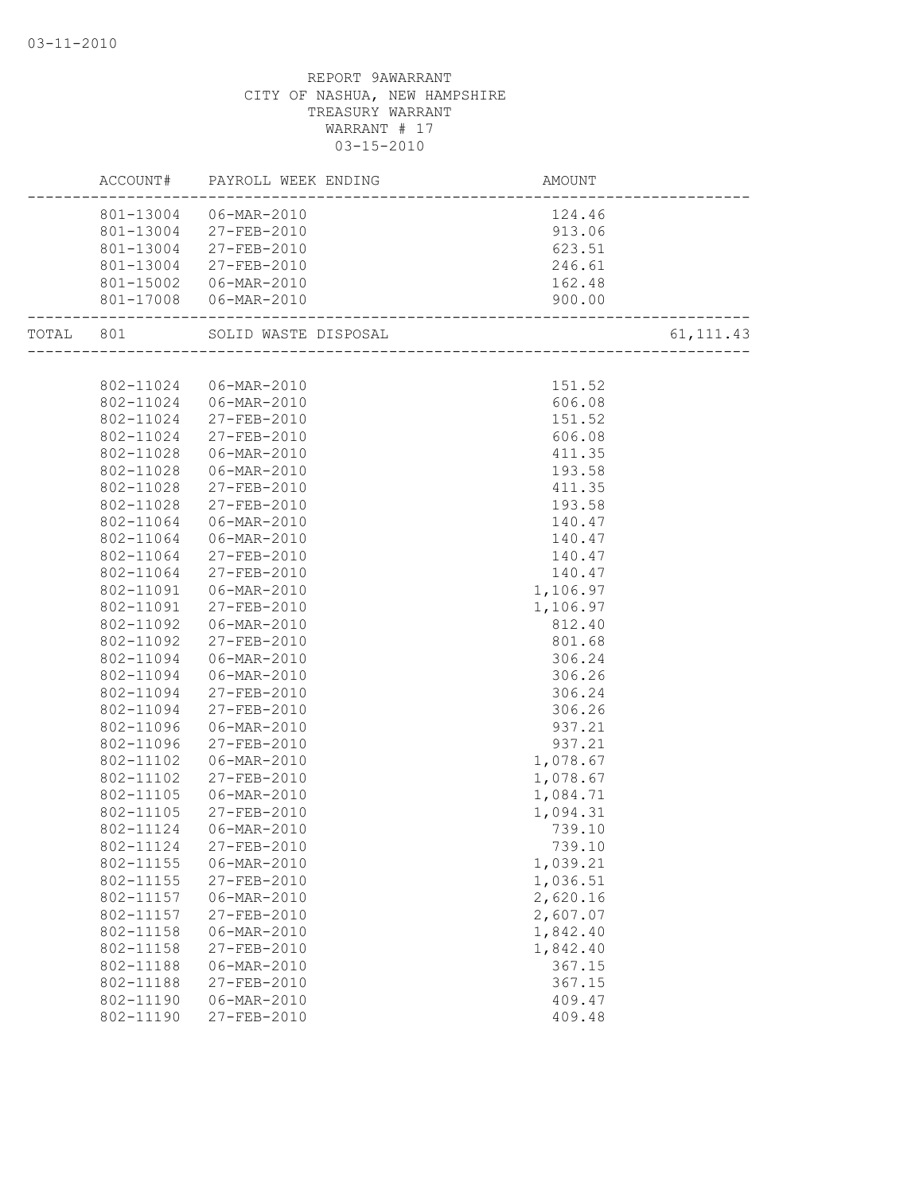REPORT 9AWARRANT
CITY OF NASHUA, NEW HAMPSHIRE
TREASURY WARRANT
WARRANT # 17
03-15-2010

| ACCOUNT# | PAYROLL WEEK ENDING | AMOUNT | |
|---|---|---|---|
| 801-13004 | 06-MAR-2010 | 124.46 | |
| 801-13004 | 27-FEB-2010 | 913.06 | |
| 801-13004 | 27-FEB-2010 | 623.51 | |
| 801-13004 | 27-FEB-2010 | 246.61 | |
| 801-15002 | 06-MAR-2010 | 162.48 | |
| 801-17008 | 06-MAR-2010 | 900.00 | |
| TOTAL 801 | SOLID WASTE DISPOSAL | | 61,111.43 |
| 802-11024 | 06-MAR-2010 | 151.52 | |
| 802-11024 | 06-MAR-2010 | 606.08 | |
| 802-11024 | 27-FEB-2010 | 151.52 | |
| 802-11024 | 27-FEB-2010 | 606.08 | |
| 802-11028 | 06-MAR-2010 | 411.35 | |
| 802-11028 | 06-MAR-2010 | 193.58 | |
| 802-11028 | 27-FEB-2010 | 411.35 | |
| 802-11028 | 27-FEB-2010 | 193.58 | |
| 802-11064 | 06-MAR-2010 | 140.47 | |
| 802-11064 | 06-MAR-2010 | 140.47 | |
| 802-11064 | 27-FEB-2010 | 140.47 | |
| 802-11064 | 27-FEB-2010 | 140.47 | |
| 802-11091 | 06-MAR-2010 | 1,106.97 | |
| 802-11091 | 27-FEB-2010 | 1,106.97 | |
| 802-11092 | 06-MAR-2010 | 812.40 | |
| 802-11092 | 27-FEB-2010 | 801.68 | |
| 802-11094 | 06-MAR-2010 | 306.24 | |
| 802-11094 | 06-MAR-2010 | 306.26 | |
| 802-11094 | 27-FEB-2010 | 306.24 | |
| 802-11094 | 27-FEB-2010 | 306.26 | |
| 802-11096 | 06-MAR-2010 | 937.21 | |
| 802-11096 | 27-FEB-2010 | 937.21 | |
| 802-11102 | 06-MAR-2010 | 1,078.67 | |
| 802-11102 | 27-FEB-2010 | 1,078.67 | |
| 802-11105 | 06-MAR-2010 | 1,084.71 | |
| 802-11105 | 27-FEB-2010 | 1,094.31 | |
| 802-11124 | 06-MAR-2010 | 739.10 | |
| 802-11124 | 27-FEB-2010 | 739.10 | |
| 802-11155 | 06-MAR-2010 | 1,039.21 | |
| 802-11155 | 27-FEB-2010 | 1,036.51 | |
| 802-11157 | 06-MAR-2010 | 2,620.16 | |
| 802-11157 | 27-FEB-2010 | 2,607.07 | |
| 802-11158 | 06-MAR-2010 | 1,842.40 | |
| 802-11158 | 27-FEB-2010 | 1,842.40 | |
| 802-11188 | 06-MAR-2010 | 367.15 | |
| 802-11188 | 27-FEB-2010 | 367.15 | |
| 802-11190 | 06-MAR-2010 | 409.47 | |
| 802-11190 | 27-FEB-2010 | 409.48 | |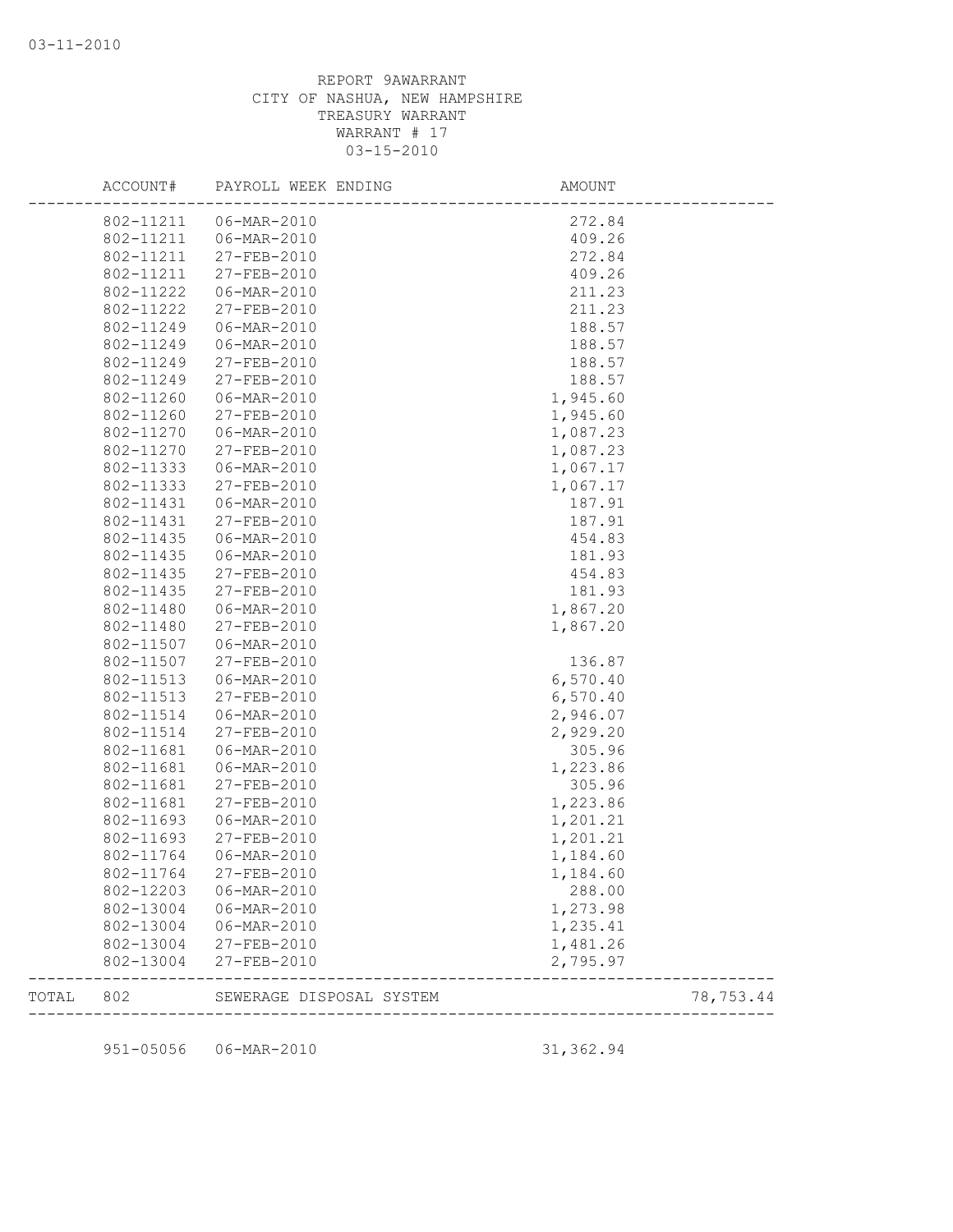REPORT 9AWARRANT
CITY OF NASHUA, NEW HAMPSHIRE
TREASURY WARRANT
WARRANT # 17
03-15-2010

| ACCOUNT# | PAYROLL WEEK ENDING | AMOUNT | |
|---|---|---|---|
| 802-11211 | 06-MAR-2010 | 272.84 | |
| 802-11211 | 06-MAR-2010 | 409.26 | |
| 802-11211 | 27-FEB-2010 | 272.84 | |
| 802-11211 | 27-FEB-2010 | 409.26 | |
| 802-11222 | 06-MAR-2010 | 211.23 | |
| 802-11222 | 27-FEB-2010 | 211.23 | |
| 802-11249 | 06-MAR-2010 | 188.57 | |
| 802-11249 | 06-MAR-2010 | 188.57 | |
| 802-11249 | 27-FEB-2010 | 188.57 | |
| 802-11249 | 27-FEB-2010 | 188.57 | |
| 802-11260 | 06-MAR-2010 | 1,945.60 | |
| 802-11260 | 27-FEB-2010 | 1,945.60 | |
| 802-11270 | 06-MAR-2010 | 1,087.23 | |
| 802-11270 | 27-FEB-2010 | 1,087.23 | |
| 802-11333 | 06-MAR-2010 | 1,067.17 | |
| 802-11333 | 27-FEB-2010 | 1,067.17 | |
| 802-11431 | 06-MAR-2010 | 187.91 | |
| 802-11431 | 27-FEB-2010 | 187.91 | |
| 802-11435 | 06-MAR-2010 | 454.83 | |
| 802-11435 | 06-MAR-2010 | 181.93 | |
| 802-11435 | 27-FEB-2010 | 454.83 | |
| 802-11435 | 27-FEB-2010 | 181.93 | |
| 802-11480 | 06-MAR-2010 | 1,867.20 | |
| 802-11480 | 27-FEB-2010 | 1,867.20 | |
| 802-11507 | 06-MAR-2010 | | |
| 802-11507 | 27-FEB-2010 | 136.87 | |
| 802-11513 | 06-MAR-2010 | 6,570.40 | |
| 802-11513 | 27-FEB-2010 | 6,570.40 | |
| 802-11514 | 06-MAR-2010 | 2,946.07 | |
| 802-11514 | 27-FEB-2010 | 2,929.20 | |
| 802-11681 | 06-MAR-2010 | 305.96 | |
| 802-11681 | 06-MAR-2010 | 1,223.86 | |
| 802-11681 | 27-FEB-2010 | 305.96 | |
| 802-11681 | 27-FEB-2010 | 1,223.86 | |
| 802-11693 | 06-MAR-2010 | 1,201.21 | |
| 802-11693 | 27-FEB-2010 | 1,201.21 | |
| 802-11764 | 06-MAR-2010 | 1,184.60 | |
| 802-11764 | 27-FEB-2010 | 1,184.60 | |
| 802-12203 | 06-MAR-2010 | 288.00 | |
| 802-13004 | 06-MAR-2010 | 1,273.98 | |
| 802-13004 | 06-MAR-2010 | 1,235.41 | |
| 802-13004 | 27-FEB-2010 | 1,481.26 | |
| 802-13004 | 27-FEB-2010 | 2,795.97 | |
| TOTAL 802 | SEWERAGE DISPOSAL SYSTEM | | 78,753.44 |
| 951-05056 | 06-MAR-2010 | 31,362.94 | |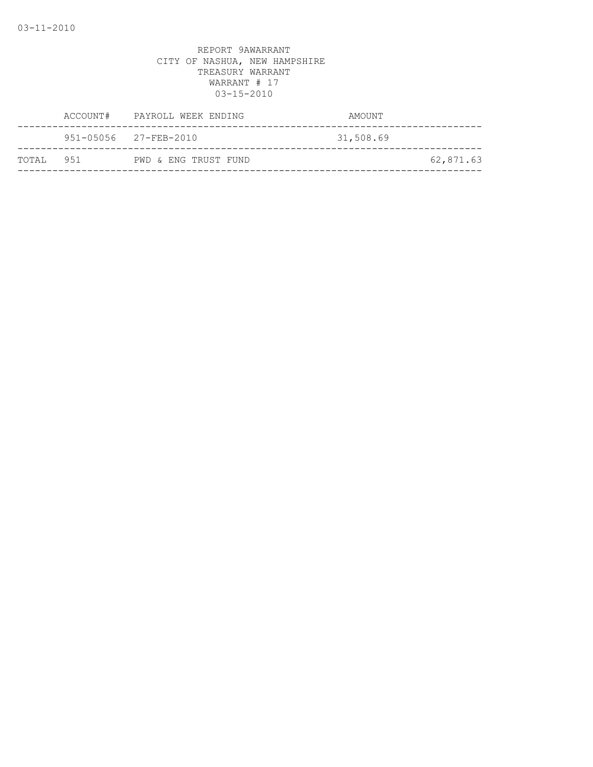REPORT 9AWARRANT
CITY OF NASHUA, NEW HAMPSHIRE
TREASURY WARRANT
WARRANT # 17
03-15-2010

| | ACCOUNT# | PAYROLL WEEK ENDING | AMOUNT | |
|---|---|---|---|---|
| | 951-05056 | 27-FEB-2010 | 31,508.69 | |
| TOTAL | 951 | PWD & ENG TRUST FUND | | 62,871.63 |